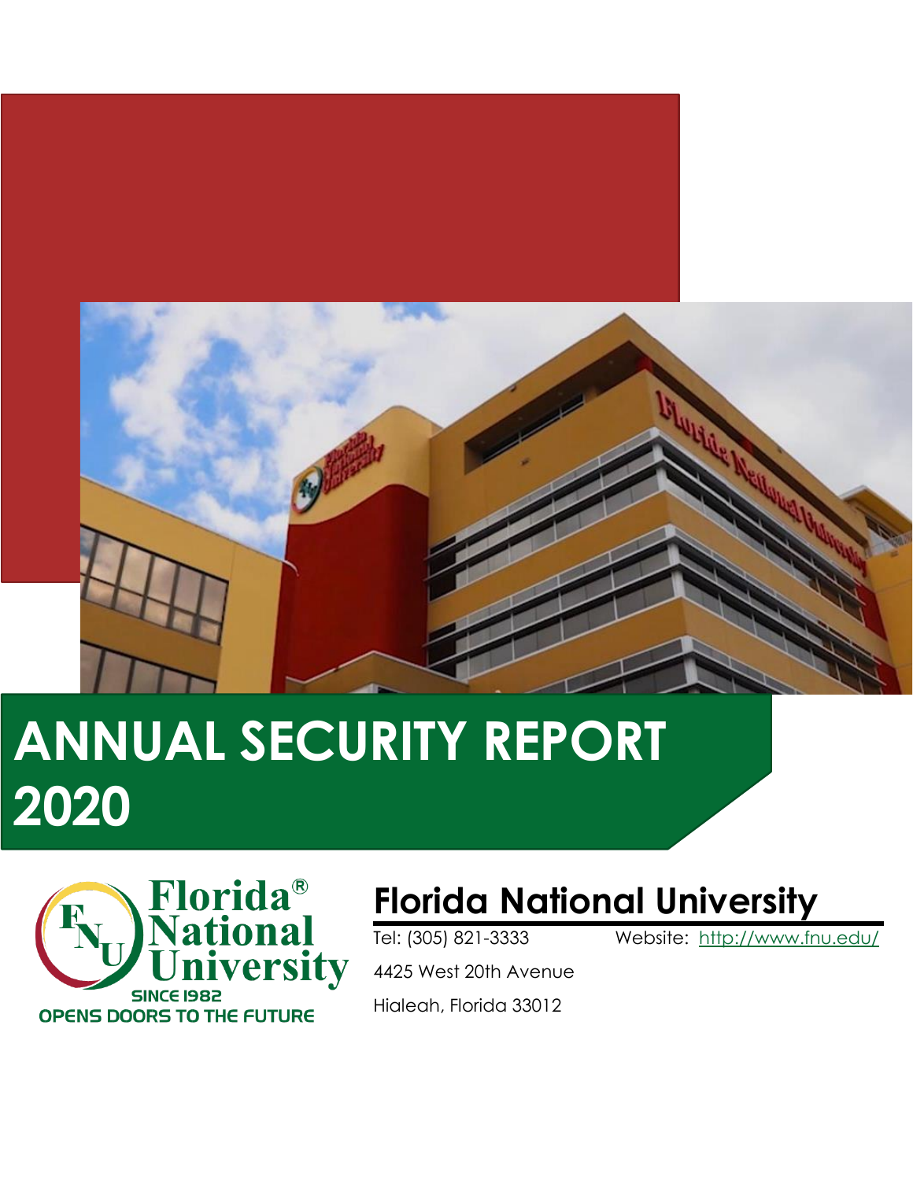# ANNUAL SECURITY REPORT 2020

Florida® National University
SINCE 1982
OPENS DOORS TO THE FUTURE

## Florida National University

Tel: (305) 821-3333 Website: http://www.fnu.edu/

4425 West 20th Avenue

Hialeah, Florida 33012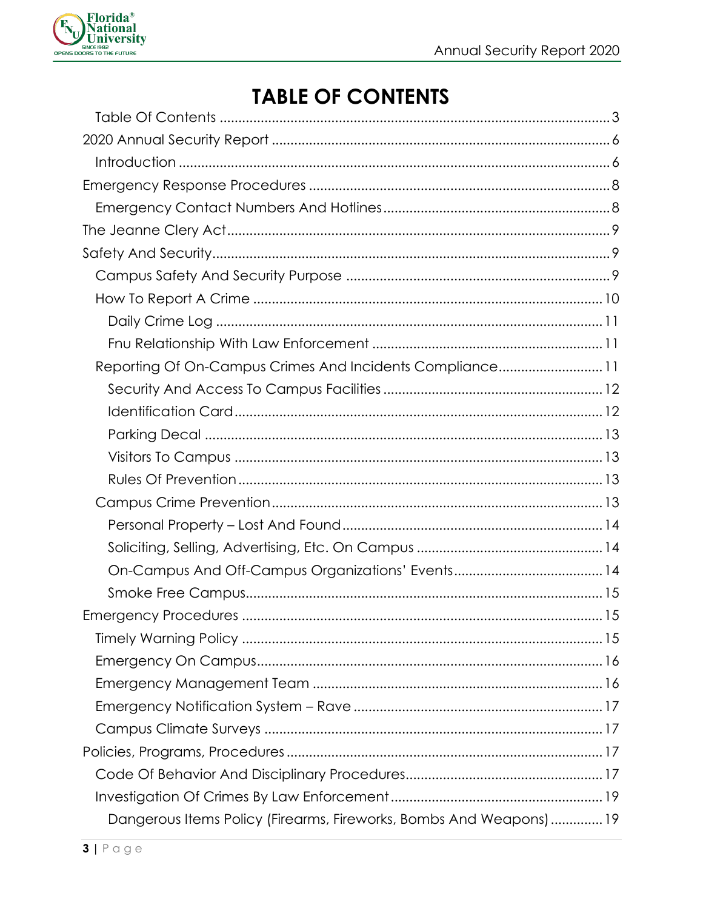# TABLE OF CONTENTS

- Table Of Contents ........ 3
- 2020 Annual Security Report ........ 6
  - Introduction ........ 6
- Emergency Response Procedures ........ 8
  - Emergency Contact Numbers And Hotlines ........ 8
- The Jeanne Clery Act ........ 9
- Safety And Security ........ 9
  - Campus Safety And Security Purpose ........ 9
  - How To Report A Crime ........ 10
    - Daily Crime Log ........ 11
    - Fnu Relationship With Law Enforcement ........ 11
  - Reporting Of On-Campus Crimes And Incidents Compliance ........ 11
    - Security And Access To Campus Facilities ........ 12
    - Identification Card ........ 12
    - Parking Decal ........ 13
    - Visitors To Campus ........ 13
    - Rules Of Prevention ........ 13
  - Campus Crime Prevention ........ 13
    - Personal Property – Lost And Found ........ 14
    - Soliciting, Selling, Advertising, Etc. On Campus ........ 14
    - On-Campus And Off-Campus Organizations' Events ........ 14
    - Smoke Free Campus ........ 15
- Emergency Procedures ........ 15
  - Timely Warning Policy ........ 15
  - Emergency On Campus ........ 16
  - Emergency Management Team ........ 16
  - Emergency Notification System – Rave ........ 17
  - Campus Climate Surveys ........ 17
- Policies, Programs, Procedures ........ 17
  - Code Of Behavior And Disciplinary Procedures ........ 17
  - Investigation Of Crimes By Law Enforcement ........ 19
    - Dangerous Items Policy (Firearms, Fireworks, Bombs And Weapons) ........ 19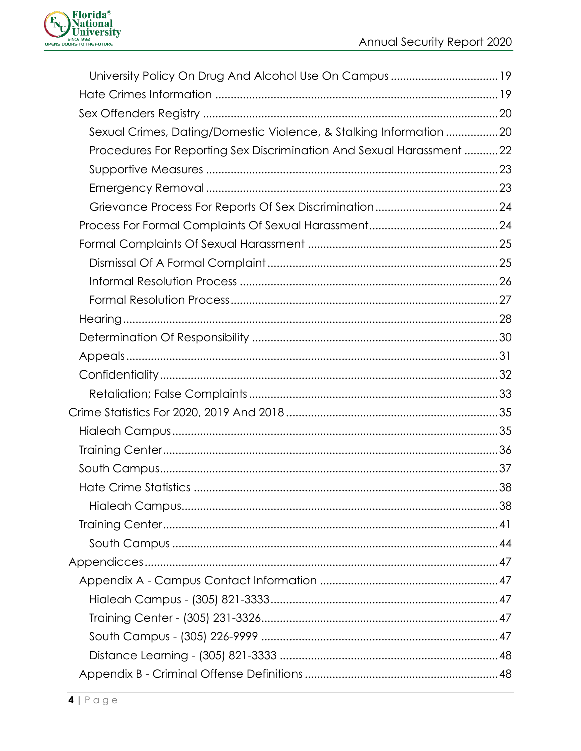- University Policy On Drug And Alcohol Use On Campus ........ 19
- Hate Crimes Information ........ 19
- Sex Offenders Registry ........ 20
  - Sexual Crimes, Dating/Domestic Violence, & Stalking Information ........ 20
  - Procedures For Reporting Sex Discrimination And Sexual Harassment ........ 22
  - Supportive Measures ........ 23
  - Emergency Removal ........ 23
  - Grievance Process For Reports Of Sex Discrimination ........ 24
- Process For Formal Complaints Of Sexual Harassment ........ 24
- Formal Complaints Of Sexual Harassment ........ 25
  - Dismissal Of A Formal Complaint ........ 25
  - Informal Resolution Process ........ 26
  - Formal Resolution Process ........ 27
- Hearing ........ 28
- Determination Of Responsibility ........ 30
- Appeals ........ 31
- Confidentiality ........ 32
  - Retaliation; False Complaints ........ 33

Crime Statistics For 2020, 2019 And 2018 ........ 35
- Hialeah Campus ........ 35
- Training Center ........ 36
- South Campus ........ 37
- Hate Crime Statistics ........ 38
  - Hialeah Campus ........ 38
- Training Center ........ 41
  - South Campus ........ 44

Appendicces ........ 47
- Appendix A - Campus Contact Information ........ 47
  - Hialeah Campus - (305) 821-3333 ........ 47
  - Training Center - (305) 231-3326 ........ 47
  - South Campus - (305) 226-9999 ........ 47
  - Distance Learning - (305) 821-3333 ........ 48
- Appendix B - Criminal Offense Definitions ........ 48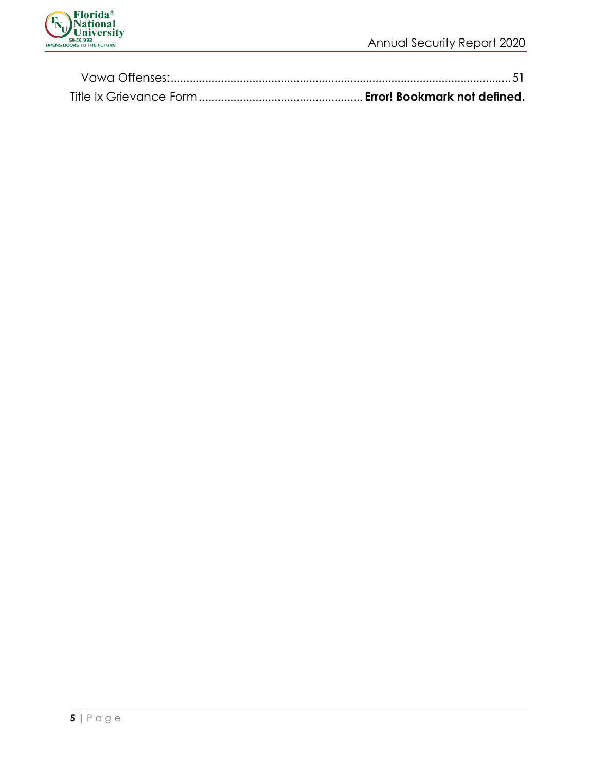Vawa Offenses:..........................................................................................................51

Title Ix Grievance Form .................................................... **Error! Bookmark not defined.**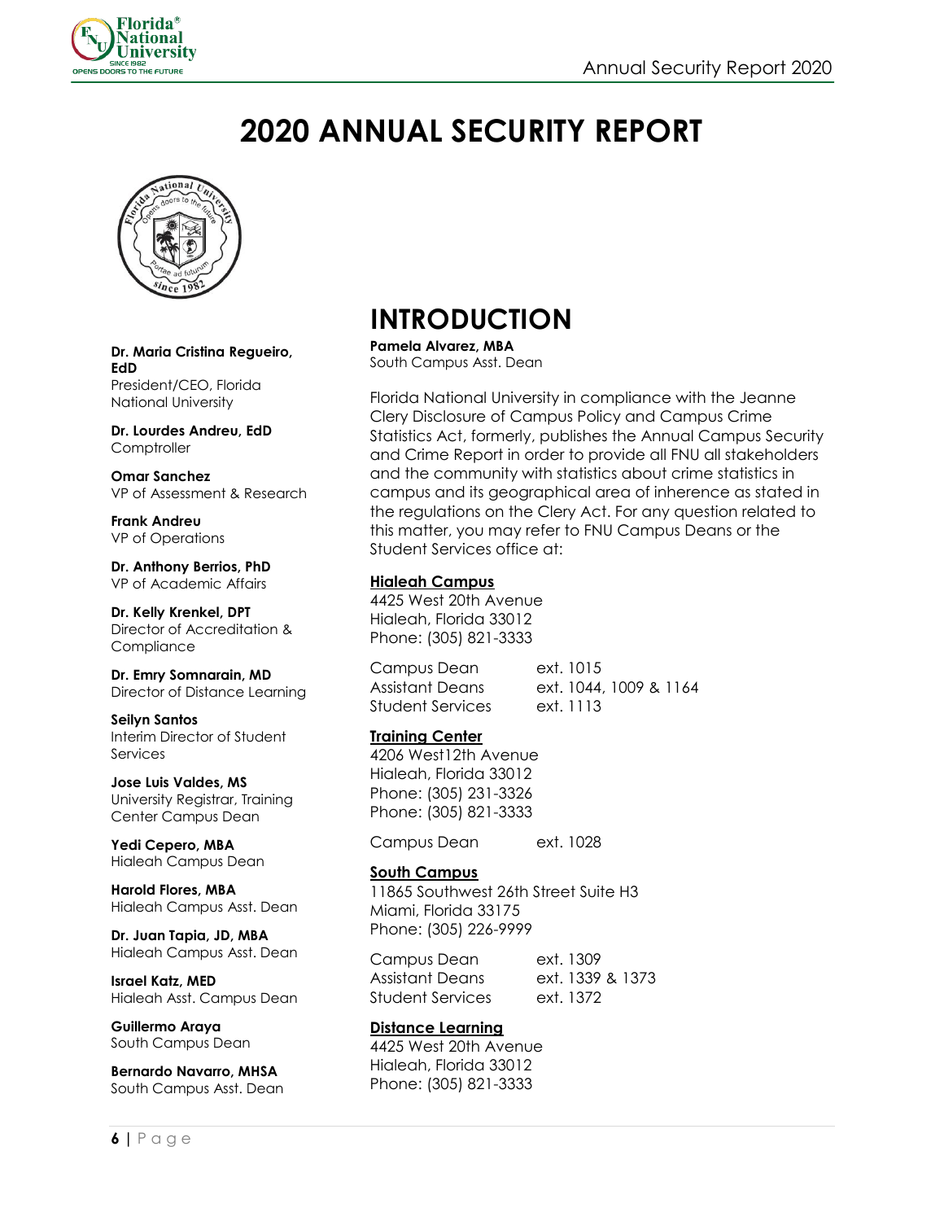# 2020 ANNUAL SECURITY REPORT

**Dr. Maria Cristina Regueiro, EdD**
President/CEO, Florida National University

**Dr. Lourdes Andreu, EdD**
Comptroller

**Omar Sanchez**
VP of Assessment & Research

**Frank Andreu**
VP of Operations

**Dr. Anthony Berrios, PhD**
VP of Academic Affairs

**Dr. Kelly Krenkel, DPT**
Director of Accreditation & Compliance

**Dr. Emry Somnarain, MD**
Director of Distance Learning

**Seilyn Santos**
Interim Director of Student Services

**Jose Luis Valdes, MS**
University Registrar, Training Center Campus Dean

**Yedi Cepero, MBA**
Hialeah Campus Dean

**Harold Flores, MBA**
Hialeah Campus Asst. Dean

**Dr. Juan Tapia, JD, MBA**
Hialeah Campus Asst. Dean

**Israel Katz, MED**
Hialeah Asst. Campus Dean

**Guillermo Araya**
South Campus Dean

**Bernardo Navarro, MHSA**
South Campus Asst. Dean

**Pamela Alvarez, MBA**
South Campus Asst. Dean

# INTRODUCTION

Florida National University in compliance with the Jeanne Clery Disclosure of Campus Policy and Campus Crime Statistics Act, formerly, publishes the Annual Campus Security and Crime Report in order to provide all FNU all stakeholders and the community with statistics about crime statistics in campus and its geographical area of inherence as stated in the regulations on the Clery Act. For any question related to this matter, you may refer to FNU Campus Deans or the Student Services office at:

**Hialeah Campus**
4425 West 20th Avenue
Hialeah, Florida 33012
Phone: (305) 821-3333

| | |
|---|---|
| Campus Dean | ext. 1015 |
| Assistant Deans | ext. 1044, 1009 & 1164 |
| Student Services | ext. 1113 |

**Training Center**
4206 West12th Avenue
Hialeah, Florida 33012
Phone: (305) 231-3326
Phone: (305) 821-3333

| | |
|---|---|
| Campus Dean | ext. 1028 |

**South Campus**
11865 Southwest 26th Street Suite H3
Miami, Florida 33175
Phone: (305) 226-9999

| | |
|---|---|
| Campus Dean | ext. 1309 |
| Assistant Deans | ext. 1339 & 1373 |
| Student Services | ext. 1372 |

**Distance Learning**
4425 West 20th Avenue
Hialeah, Florida 33012
Phone: (305) 821-3333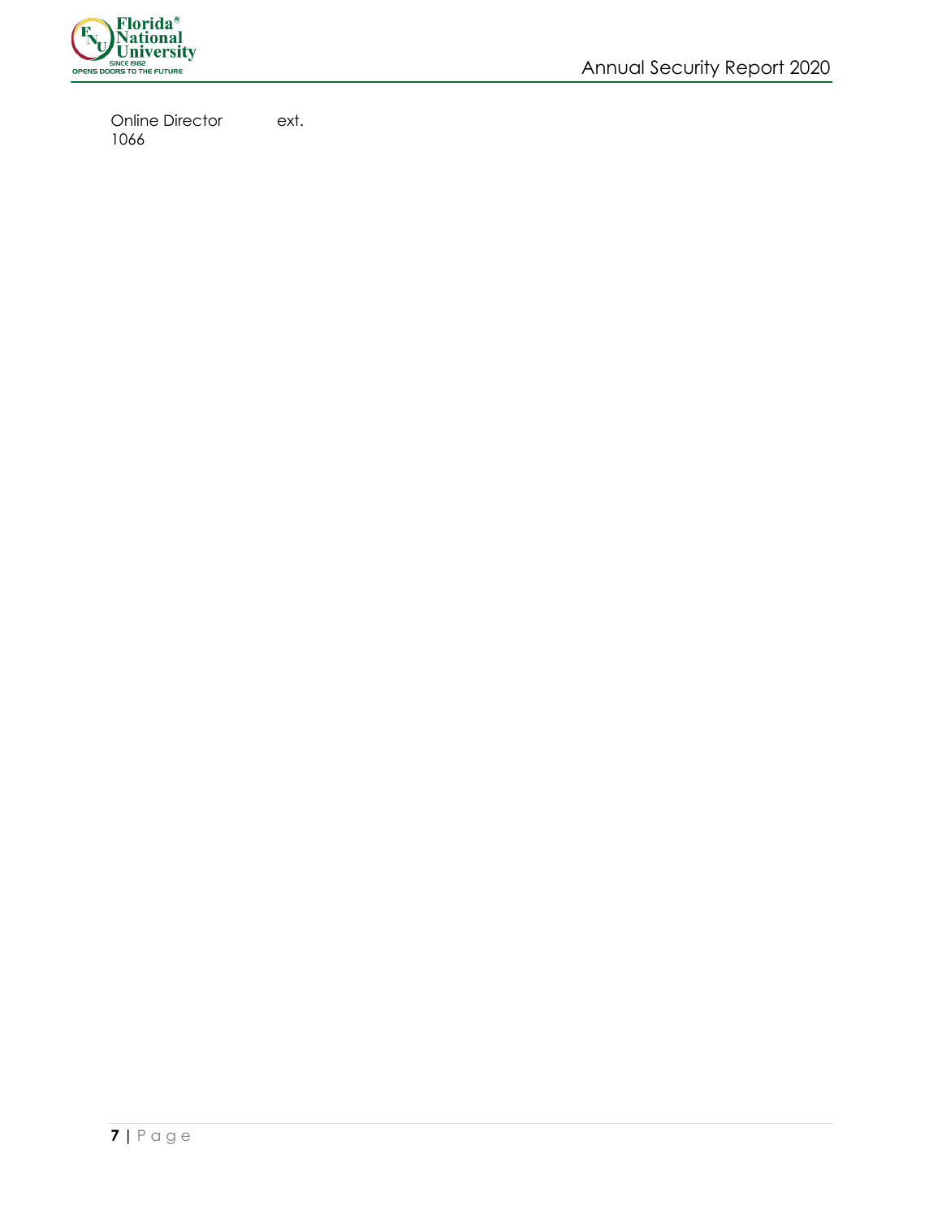Online Director ext. 1066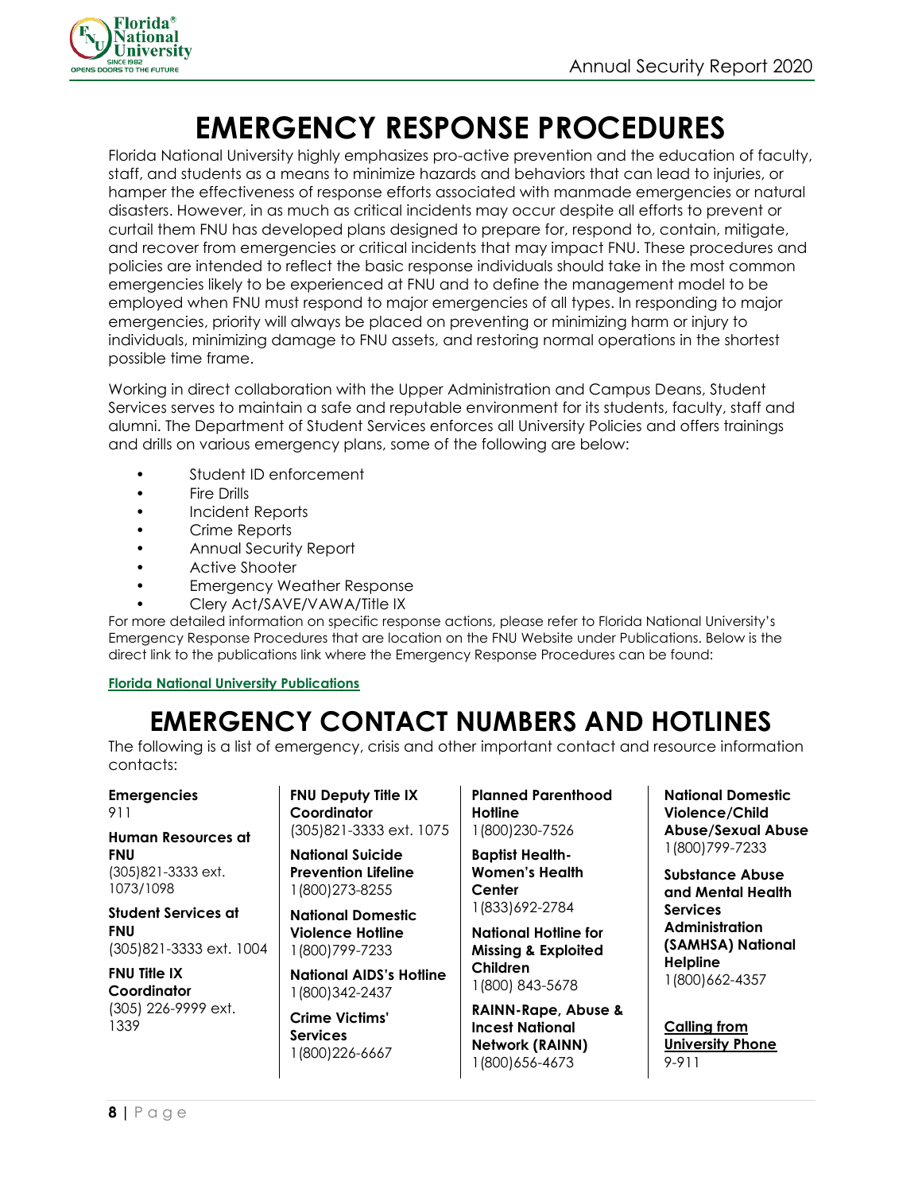# EMERGENCY RESPONSE PROCEDURES

Florida National University highly emphasizes pro-active prevention and the education of faculty, staff, and students as a means to minimize hazards and behaviors that can lead to injuries, or hamper the effectiveness of response efforts associated with manmade emergencies or natural disasters. However, in as much as critical incidents may occur despite all efforts to prevent or curtail them FNU has developed plans designed to prepare for, respond to, contain, mitigate, and recover from emergencies or critical incidents that may impact FNU. These procedures and policies are intended to reflect the basic response individuals should take in the most common emergencies likely to be experienced at FNU and to define the management model to be employed when FNU must respond to major emergencies of all types. In responding to major emergencies, priority will always be placed on preventing or minimizing harm or injury to individuals, minimizing damage to FNU assets, and restoring normal operations in the shortest possible time frame.

Working in direct collaboration with the Upper Administration and Campus Deans, Student Services serves to maintain a safe and reputable environment for its students, faculty, staff and alumni. The Department of Student Services enforces all University Policies and offers trainings and drills on various emergency plans, some of the following are below:

- Student ID enforcement
- Fire Drills
- Incident Reports
- Crime Reports
- Annual Security Report
- Active Shooter
- Emergency Weather Response
- Clery Act/SAVE/VAWA/Title IX

For more detailed information on specific response actions, please refer to Florida National University's Emergency Response Procedures that are location on the FNU Website under Publications. Below is the direct link to the publications link where the Emergency Response Procedures can be found:

**Florida National University Publications**

# EMERGENCY CONTACT NUMBERS AND HOTLINES

The following is a list of emergency, crisis and other important contact and resource information contacts:

**Emergencies**
911

**Human Resources at FNU**
(305)821-3333 ext. 1073/1098

**Student Services at FNU**
(305)821-3333 ext. 1004

**FNU Title IX Coordinator**
(305) 226-9999 ext. 1339

**FNU Deputy Title IX Coordinator**
(305)821-3333 ext. 1075

**National Suicide Prevention Lifeline**
1(800)273-8255

**National Domestic Violence Hotline**
1(800)799-7233

**National AIDS's Hotline**
1(800)342-2437

**Crime Victims' Services**
1(800)226-6667

**Planned Parenthood Hotline**
1(800)230-7526

**Baptist Health-Women's Health Center**
1(833)692-2784

**National Hotline for Missing & Exploited Children**
1(800) 843-5678

**RAINN-Rape, Abuse & Incest National Network (RAINN)**
1(800)656-4673

**National Domestic Violence/Child Abuse/Sexual Abuse**
1(800)799-7233

**Substance Abuse and Mental Health Services Administration (SAMHSA) National Helpline**
1(800)662-4357

**Calling from University Phone**
9-911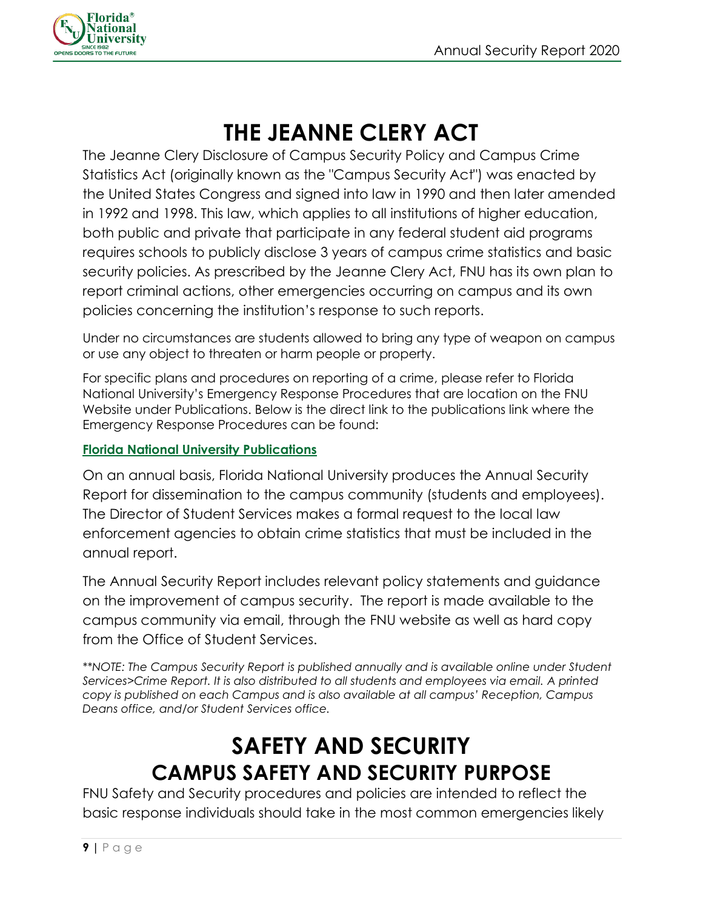# THE JEANNE CLERY ACT

The Jeanne Clery Disclosure of Campus Security Policy and Campus Crime Statistics Act (originally known as the "Campus Security Act") was enacted by the United States Congress and signed into law in 1990 and then later amended in 1992 and 1998. This law, which applies to all institutions of higher education, both public and private that participate in any federal student aid programs requires schools to publicly disclose 3 years of campus crime statistics and basic security policies. As prescribed by the Jeanne Clery Act, FNU has its own plan to report criminal actions, other emergencies occurring on campus and its own policies concerning the institution's response to such reports.

Under no circumstances are students allowed to bring any type of weapon on campus or use any object to threaten or harm people or property.

For specific plans and procedures on reporting of a crime, please refer to Florida National University's Emergency Response Procedures that are location on the FNU Website under Publications. Below is the direct link to the publications link where the Emergency Response Procedures can be found:

**Florida National University Publications**

On an annual basis, Florida National University produces the Annual Security Report for dissemination to the campus community (students and employees). The Director of Student Services makes a formal request to the local law enforcement agencies to obtain crime statistics that must be included in the annual report.

The Annual Security Report includes relevant policy statements and guidance on the improvement of campus security. The report is made available to the campus community via email, through the FNU website as well as hard copy from the Office of Student Services.

*\*\*NOTE: The Campus Security Report is published annually and is available online under Student Services>Crime Report. It is also distributed to all students and employees via email. A printed copy is published on each Campus and is also available at all campus' Reception, Campus Deans office, and/or Student Services office.*

# SAFETY AND SECURITY

## CAMPUS SAFETY AND SECURITY PURPOSE

FNU Safety and Security procedures and policies are intended to reflect the basic response individuals should take in the most common emergencies likely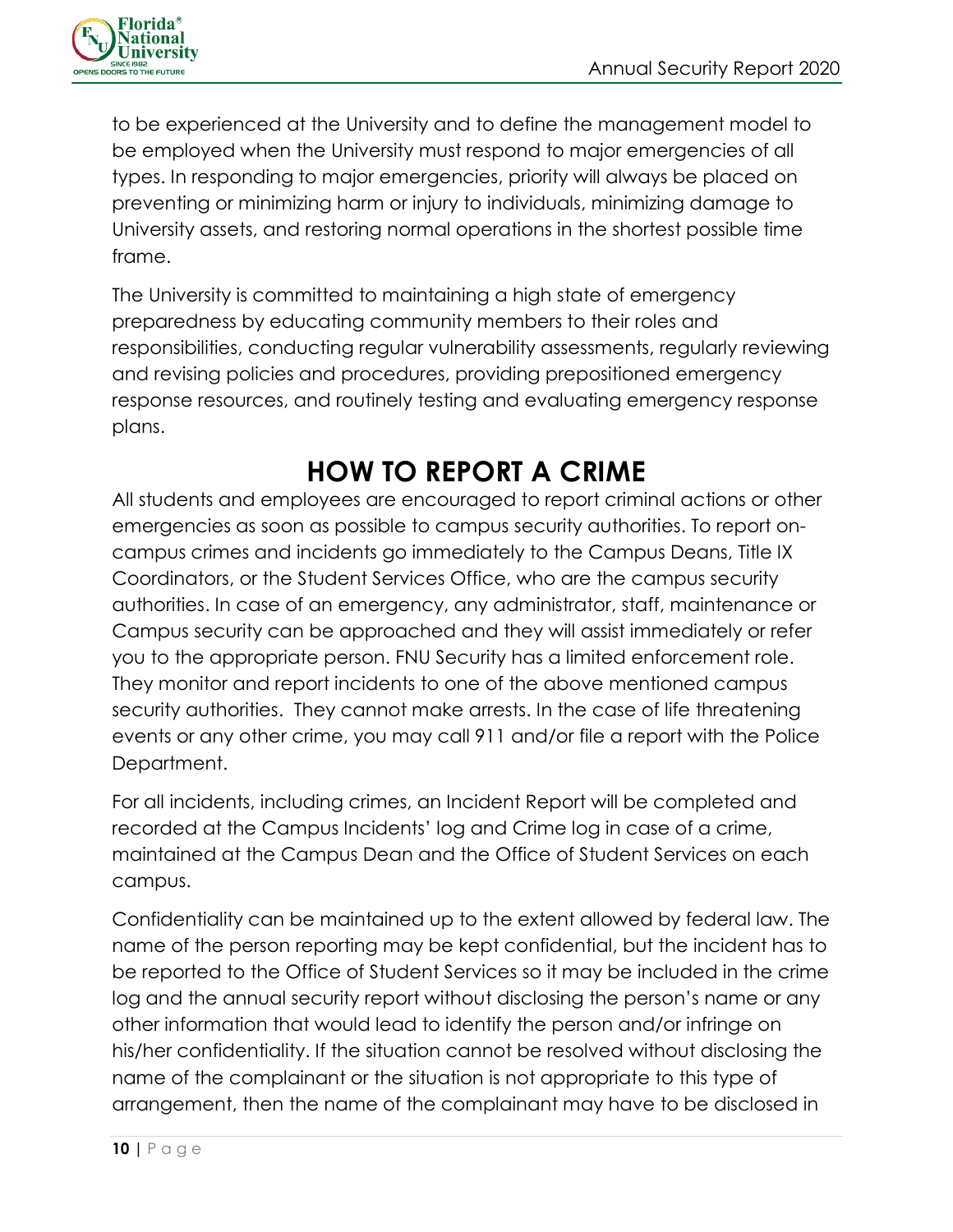to be experienced at the University and to define the management model to be employed when the University must respond to major emergencies of all types. In responding to major emergencies, priority will always be placed on preventing or minimizing harm or injury to individuals, minimizing damage to University assets, and restoring normal operations in the shortest possible time frame.

The University is committed to maintaining a high state of emergency preparedness by educating community members to their roles and responsibilities, conducting regular vulnerability assessments, regularly reviewing and revising policies and procedures, providing prepositioned emergency response resources, and routinely testing and evaluating emergency response plans.

# HOW TO REPORT A CRIME

All students and employees are encouraged to report criminal actions or other emergencies as soon as possible to campus security authorities. To report on-campus crimes and incidents go immediately to the Campus Deans, Title IX Coordinators, or the Student Services Office, who are the campus security authorities. In case of an emergency, any administrator, staff, maintenance or Campus security can be approached and they will assist immediately or refer you to the appropriate person. FNU Security has a limited enforcement role. They monitor and report incidents to one of the above mentioned campus security authorities. They cannot make arrests. In the case of life threatening events or any other crime, you may call 911 and/or file a report with the Police Department.

For all incidents, including crimes, an Incident Report will be completed and recorded at the Campus Incidents' log and Crime log in case of a crime, maintained at the Campus Dean and the Office of Student Services on each campus.

Confidentiality can be maintained up to the extent allowed by federal law. The name of the person reporting may be kept confidential, but the incident has to be reported to the Office of Student Services so it may be included in the crime log and the annual security report without disclosing the person's name or any other information that would lead to identify the person and/or infringe on his/her confidentiality. If the situation cannot be resolved without disclosing the name of the complainant or the situation is not appropriate to this type of arrangement, then the name of the complainant may have to be disclosed in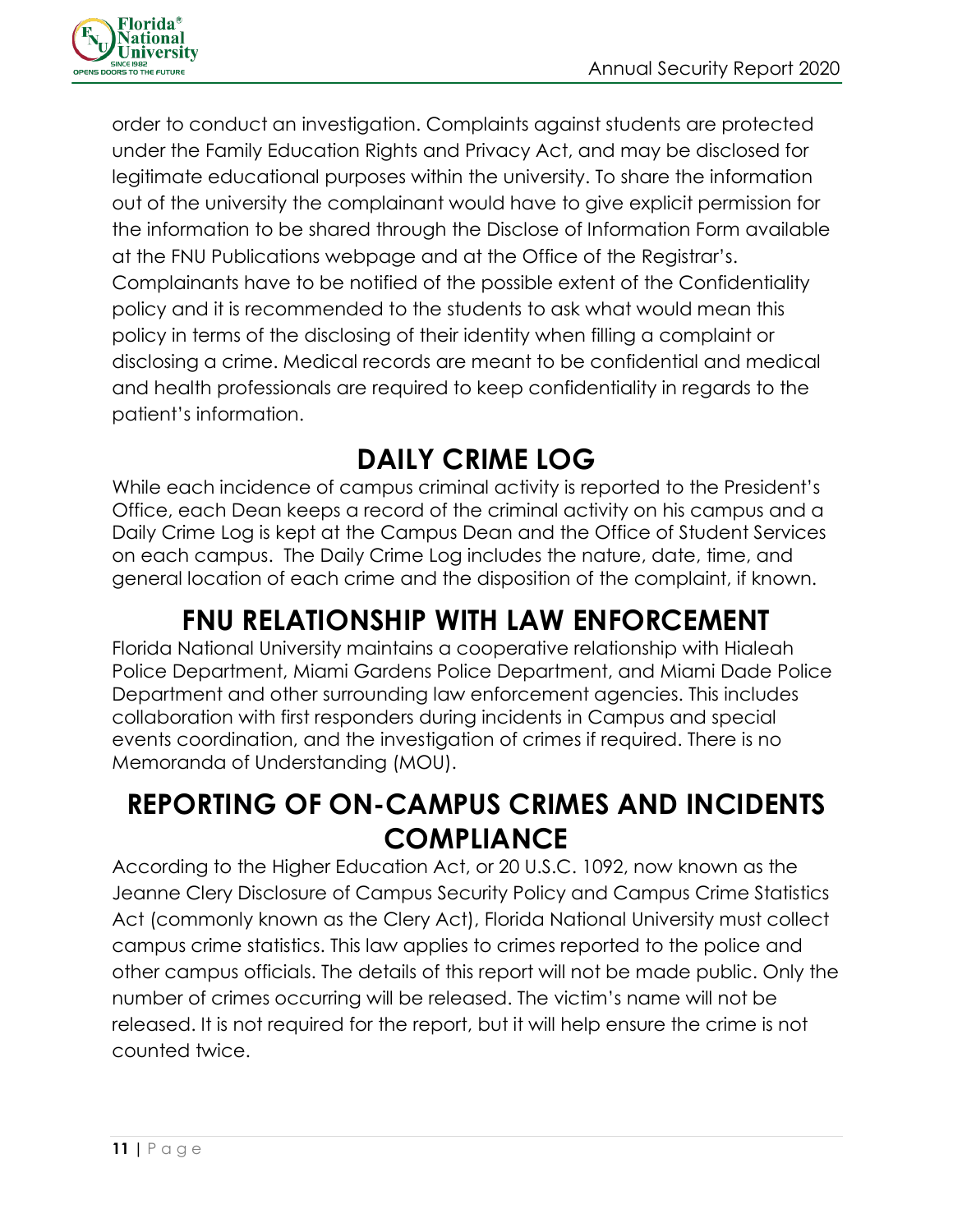order to conduct an investigation. Complaints against students are protected under the Family Education Rights and Privacy Act, and may be disclosed for legitimate educational purposes within the university. To share the information out of the university the complainant would have to give explicit permission for the information to be shared through the Disclose of Information Form available at the FNU Publications webpage and at the Office of the Registrar's. Complainants have to be notified of the possible extent of the Confidentiality policy and it is recommended to the students to ask what would mean this policy in terms of the disclosing of their identity when filling a complaint or disclosing a crime. Medical records are meant to be confidential and medical and health professionals are required to keep confidentiality in regards to the patient's information.

# DAILY CRIME LOG

While each incidence of campus criminal activity is reported to the President's Office, each Dean keeps a record of the criminal activity on his campus and a Daily Crime Log is kept at the Campus Dean and the Office of Student Services on each campus. The Daily Crime Log includes the nature, date, time, and general location of each crime and the disposition of the complaint, if known.

# FNU RELATIONSHIP WITH LAW ENFORCEMENT

Florida National University maintains a cooperative relationship with Hialeah Police Department, Miami Gardens Police Department, and Miami Dade Police Department and other surrounding law enforcement agencies. This includes collaboration with first responders during incidents in Campus and special events coordination, and the investigation of crimes if required. There is no Memoranda of Understanding (MOU).

# REPORTING OF ON-CAMPUS CRIMES AND INCIDENTS COMPLIANCE

According to the Higher Education Act, or 20 U.S.C. 1092, now known as the Jeanne Clery Disclosure of Campus Security Policy and Campus Crime Statistics Act (commonly known as the Clery Act), Florida National University must collect campus crime statistics. This law applies to crimes reported to the police and other campus officials. The details of this report will not be made public. Only the number of crimes occurring will be released. The victim's name will not be released. It is not required for the report, but it will help ensure the crime is not counted twice.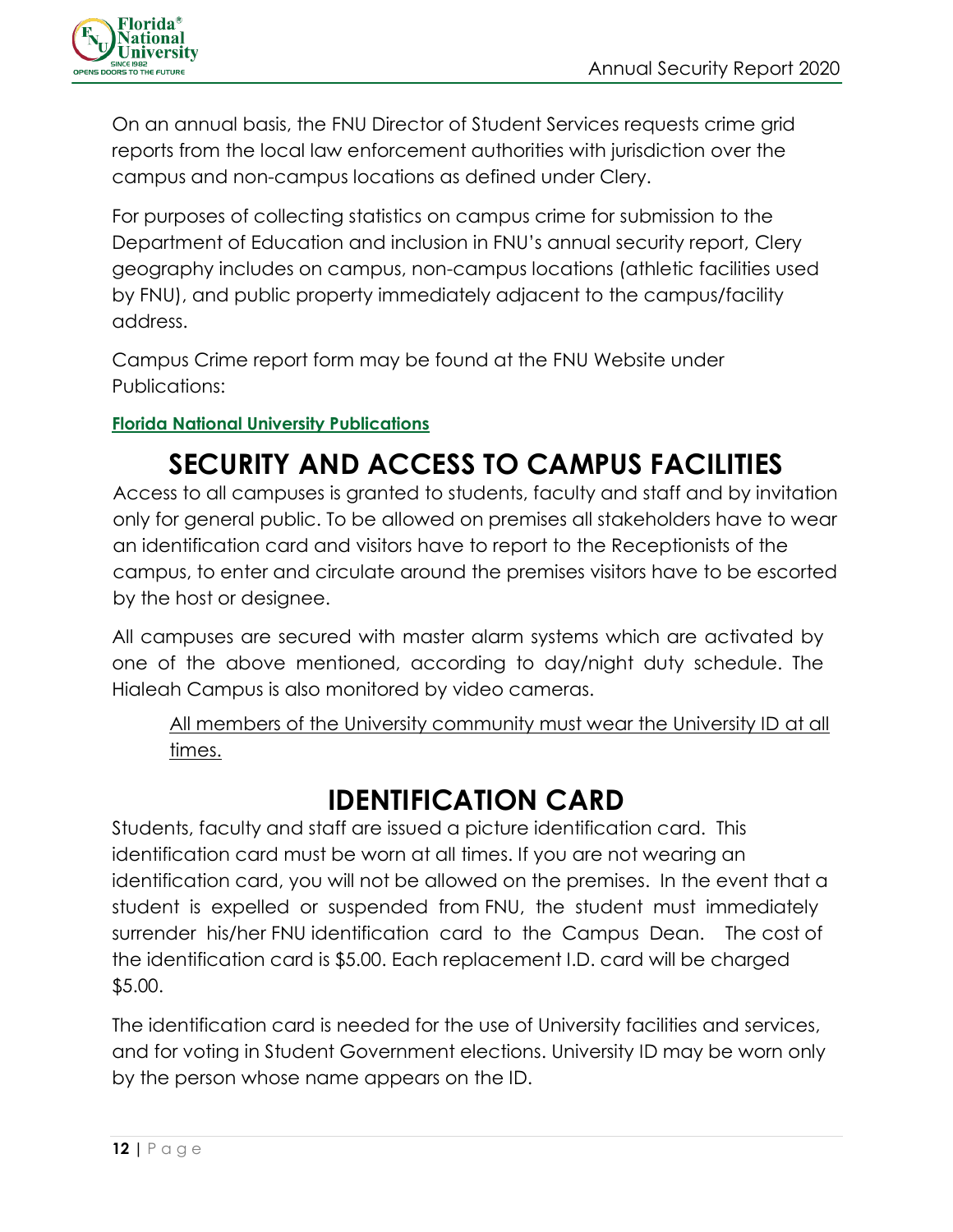On an annual basis, the FNU Director of Student Services requests crime grid reports from the local law enforcement authorities with jurisdiction over the campus and non-campus locations as defined under Clery.

For purposes of collecting statistics on campus crime for submission to the Department of Education and inclusion in FNU's annual security report, Clery geography includes on campus, non-campus locations (athletic facilities used by FNU), and public property immediately adjacent to the campus/facility address.

Campus Crime report form may be found at the FNU Website under Publications:

**Florida National University Publications**

# SECURITY AND ACCESS TO CAMPUS FACILITIES

Access to all campuses is granted to students, faculty and staff and by invitation only for general public. To be allowed on premises all stakeholders have to wear an identification card and visitors have to report to the Receptionists of the campus, to enter and circulate around the premises visitors have to be escorted by the host or designee.

All campuses are secured with master alarm systems which are activated by one of the above mentioned, according to day/night duty schedule. The Hialeah Campus is also monitored by video cameras.

All members of the University community must wear the University ID at all times.

# IDENTIFICATION CARD

Students, faculty and staff are issued a picture identification card. This identification card must be worn at all times. If you are not wearing an identification card, you will not be allowed on the premises. In the event that a student is expelled or suspended from FNU, the student must immediately surrender his/her FNU identification card to the Campus Dean. The cost of the identification card is $5.00. Each replacement I.D. card will be charged $5.00.

The identification card is needed for the use of University facilities and services, and for voting in Student Government elections. University ID may be worn only by the person whose name appears on the ID.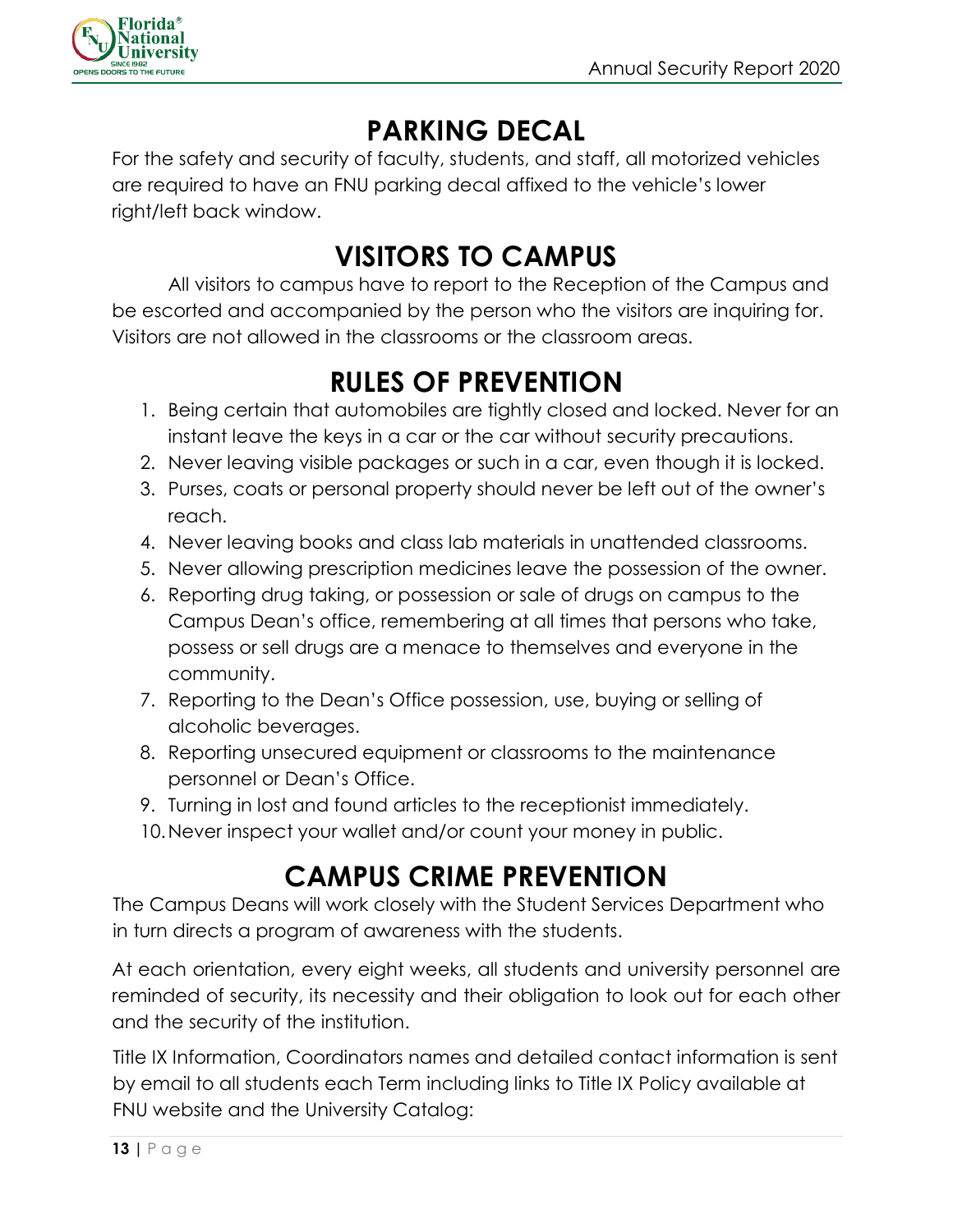# PARKING DECAL

For the safety and security of faculty, students, and staff, all motorized vehicles are required to have an FNU parking decal affixed to the vehicle's lower right/left back window.

# VISITORS TO CAMPUS

All visitors to campus have to report to the Reception of the Campus and be escorted and accompanied by the person who the visitors are inquiring for. Visitors are not allowed in the classrooms or the classroom areas.

# RULES OF PREVENTION

1. Being certain that automobiles are tightly closed and locked. Never for an instant leave the keys in a car or the car without security precautions.
2. Never leaving visible packages or such in a car, even though it is locked.
3. Purses, coats or personal property should never be left out of the owner's reach.
4. Never leaving books and class lab materials in unattended classrooms.
5. Never allowing prescription medicines leave the possession of the owner.
6. Reporting drug taking, or possession or sale of drugs on campus to the Campus Dean's office, remembering at all times that persons who take, possess or sell drugs are a menace to themselves and everyone in the community.
7. Reporting to the Dean's Office possession, use, buying or selling of alcoholic beverages.
8. Reporting unsecured equipment or classrooms to the maintenance personnel or Dean's Office.
9. Turning in lost and found articles to the receptionist immediately.
10. Never inspect your wallet and/or count your money in public.

# CAMPUS CRIME PREVENTION

The Campus Deans will work closely with the Student Services Department who in turn directs a program of awareness with the students.

At each orientation, every eight weeks, all students and university personnel are reminded of security, its necessity and their obligation to look out for each other and the security of the institution.

Title IX Information, Coordinators names and detailed contact information is sent by email to all students each Term including links to Title IX Policy available at FNU website and the University Catalog: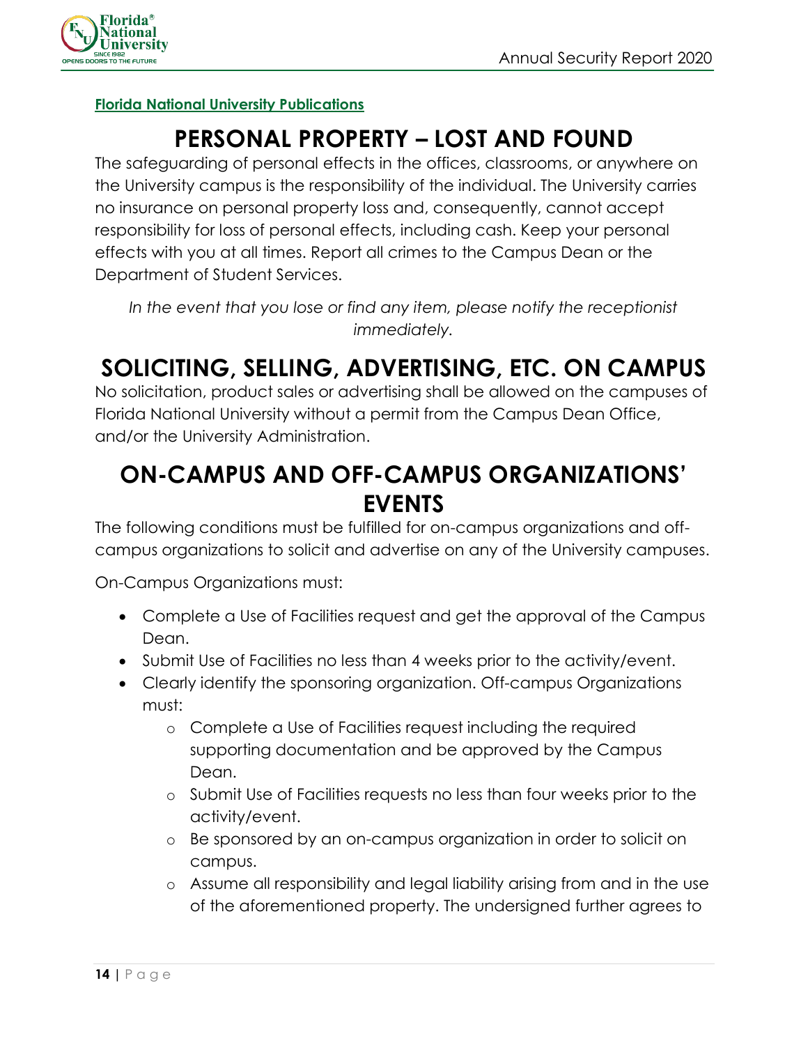**Florida National University Publications**

# PERSONAL PROPERTY – LOST AND FOUND

The safeguarding of personal effects in the offices, classrooms, or anywhere on the University campus is the responsibility of the individual. The University carries no insurance on personal property loss and, consequently, cannot accept responsibility for loss of personal effects, including cash. Keep your personal effects with you at all times. Report all crimes to the Campus Dean or the Department of Student Services.

*In the event that you lose or find any item, please notify the receptionist immediately.*

# SOLICITING, SELLING, ADVERTISING, ETC. ON CAMPUS

No solicitation, product sales or advertising shall be allowed on the campuses of Florida National University without a permit from the Campus Dean Office, and/or the University Administration.

# ON-CAMPUS AND OFF-CAMPUS ORGANIZATIONS' EVENTS

The following conditions must be fulfilled for on-campus organizations and off-campus organizations to solicit and advertise on any of the University campuses.

On-Campus Organizations must:

- Complete a Use of Facilities request and get the approval of the Campus Dean.
- Submit Use of Facilities no less than 4 weeks prior to the activity/event.
- Clearly identify the sponsoring organization. Off-campus Organizations must:
    - Complete a Use of Facilities request including the required supporting documentation and be approved by the Campus Dean.
    - Submit Use of Facilities requests no less than four weeks prior to the activity/event.
    - Be sponsored by an on-campus organization in order to solicit on campus.
    - Assume all responsibility and legal liability arising from and in the use of the aforementioned property. The undersigned further agrees to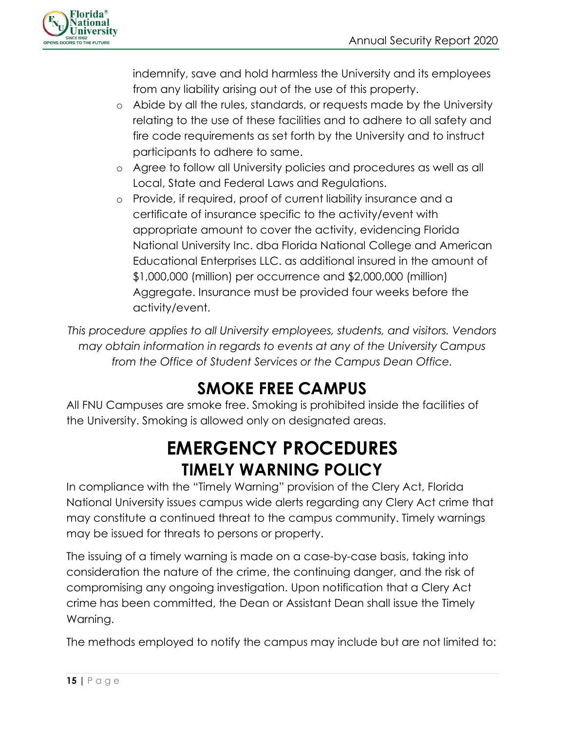indemnify, save and hold harmless the University and its employees from any liability arising out of the use of this property.

- Abide by all the rules, standards, or requests made by the University relating to the use of these facilities and to adhere to all safety and fire code requirements as set forth by the University and to instruct participants to adhere to same.
- Agree to follow all University policies and procedures as well as all Local, State and Federal Laws and Regulations.
- Provide, if required, proof of current liability insurance and a certificate of insurance specific to the activity/event with appropriate amount to cover the activity, evidencing Florida National University Inc. dba Florida National College and American Educational Enterprises LLC. as additional insured in the amount of $1,000,000 (million) per occurrence and $2,000,000 (million) Aggregate. Insurance must be provided four weeks before the activity/event.

*This procedure applies to all University employees, students, and visitors. Vendors may obtain information in regards to events at any of the University Campus from the Office of Student Services or the Campus Dean Office.*

## SMOKE FREE CAMPUS

All FNU Campuses are smoke free. Smoking is prohibited inside the facilities of the University. Smoking is allowed only on designated areas.

# EMERGENCY PROCEDURES

## TIMELY WARNING POLICY

In compliance with the "Timely Warning" provision of the Clery Act, Florida National University issues campus wide alerts regarding any Clery Act crime that may constitute a continued threat to the campus community. Timely warnings may be issued for threats to persons or property.

The issuing of a timely warning is made on a case-by-case basis, taking into consideration the nature of the crime, the continuing danger, and the risk of compromising any ongoing investigation. Upon notification that a Clery Act crime has been committed, the Dean or Assistant Dean shall issue the Timely Warning.

The methods employed to notify the campus may include but are not limited to: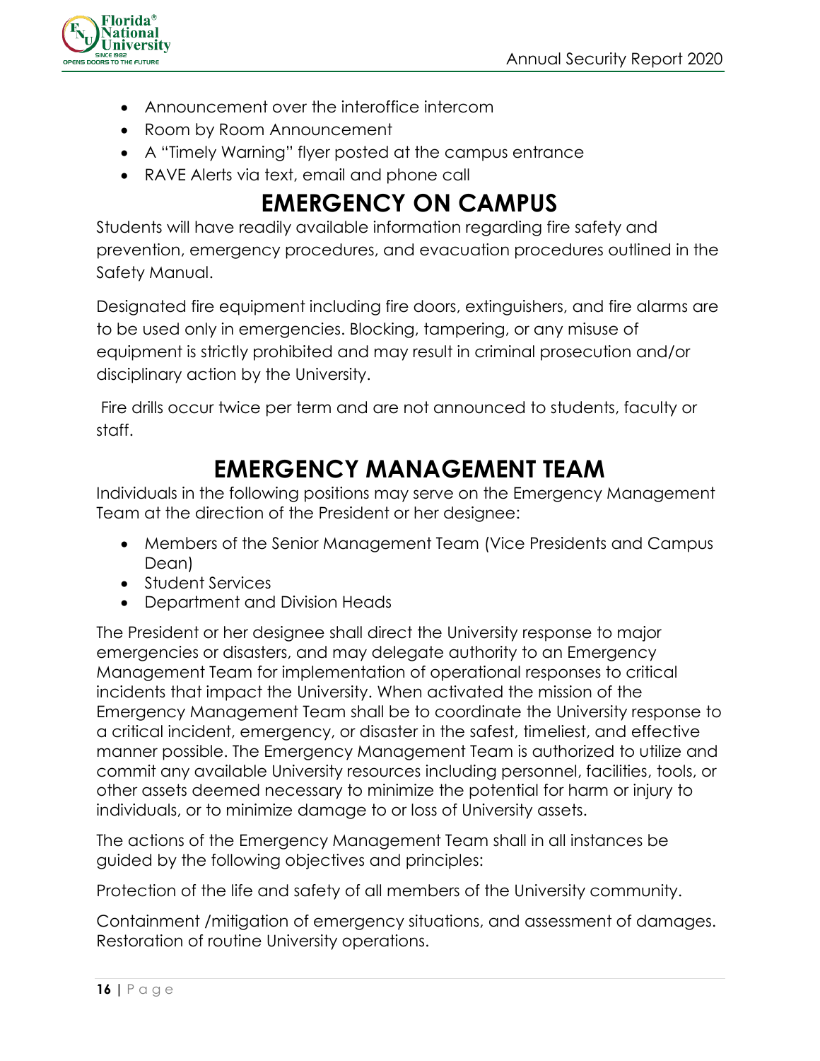- Announcement over the interoffice intercom
- Room by Room Announcement
- A "Timely Warning" flyer posted at the campus entrance
- RAVE Alerts via text, email and phone call

# EMERGENCY ON CAMPUS

Students will have readily available information regarding fire safety and prevention, emergency procedures, and evacuation procedures outlined in the Safety Manual.

Designated fire equipment including fire doors, extinguishers, and fire alarms are to be used only in emergencies. Blocking, tampering, or any misuse of equipment is strictly prohibited and may result in criminal prosecution and/or disciplinary action by the University.

Fire drills occur twice per term and are not announced to students, faculty or staff.

# EMERGENCY MANAGEMENT TEAM

Individuals in the following positions may serve on the Emergency Management Team at the direction of the President or her designee:

- Members of the Senior Management Team (Vice Presidents and Campus Dean)
- Student Services
- Department and Division Heads

The President or her designee shall direct the University response to major emergencies or disasters, and may delegate authority to an Emergency Management Team for implementation of operational responses to critical incidents that impact the University. When activated the mission of the Emergency Management Team shall be to coordinate the University response to a critical incident, emergency, or disaster in the safest, timeliest, and effective manner possible. The Emergency Management Team is authorized to utilize and commit any available University resources including personnel, facilities, tools, or other assets deemed necessary to minimize the potential for harm or injury to individuals, or to minimize damage to or loss of University assets.

The actions of the Emergency Management Team shall in all instances be guided by the following objectives and principles:

Protection of the life and safety of all members of the University community.

Containment /mitigation of emergency situations, and assessment of damages. Restoration of routine University operations.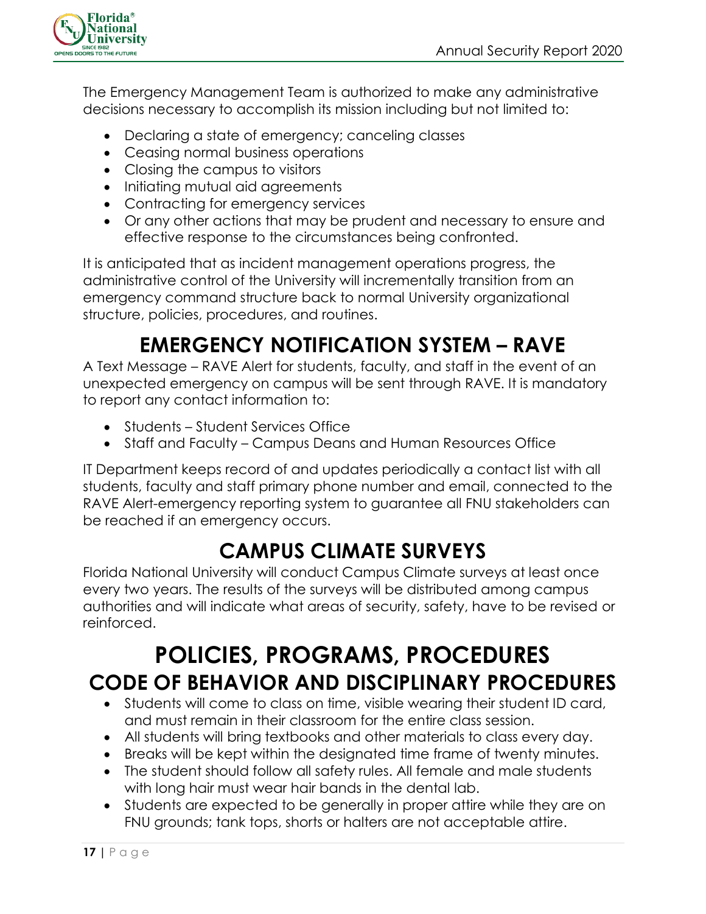The Emergency Management Team is authorized to make any administrative decisions necessary to accomplish its mission including but not limited to:

- Declaring a state of emergency; canceling classes
- Ceasing normal business operations
- Closing the campus to visitors
- Initiating mutual aid agreements
- Contracting for emergency services
- Or any other actions that may be prudent and necessary to ensure and effective response to the circumstances being confronted.

It is anticipated that as incident management operations progress, the administrative control of the University will incrementally transition from an emergency command structure back to normal University organizational structure, policies, procedures, and routines.

# EMERGENCY NOTIFICATION SYSTEM – RAVE

A Text Message – RAVE Alert for students, faculty, and staff in the event of an unexpected emergency on campus will be sent through RAVE. It is mandatory to report any contact information to:

- Students – Student Services Office
- Staff and Faculty – Campus Deans and Human Resources Office

IT Department keeps record of and updates periodically a contact list with all students, faculty and staff primary phone number and email, connected to the RAVE Alert-emergency reporting system to guarantee all FNU stakeholders can be reached if an emergency occurs.

# CAMPUS CLIMATE SURVEYS

Florida National University will conduct Campus Climate surveys at least once every two years. The results of the surveys will be distributed among campus authorities and will indicate what areas of security, safety, have to be revised or reinforced.

# POLICIES, PROGRAMS, PROCEDURES

## CODE OF BEHAVIOR AND DISCIPLINARY PROCEDURES

- Students will come to class on time, visible wearing their student ID card, and must remain in their classroom for the entire class session.
- All students will bring textbooks and other materials to class every day.
- Breaks will be kept within the designated time frame of twenty minutes.
- The student should follow all safety rules. All female and male students with long hair must wear hair bands in the dental lab.
- Students are expected to be generally in proper attire while they are on FNU grounds; tank tops, shorts or halters are not acceptable attire.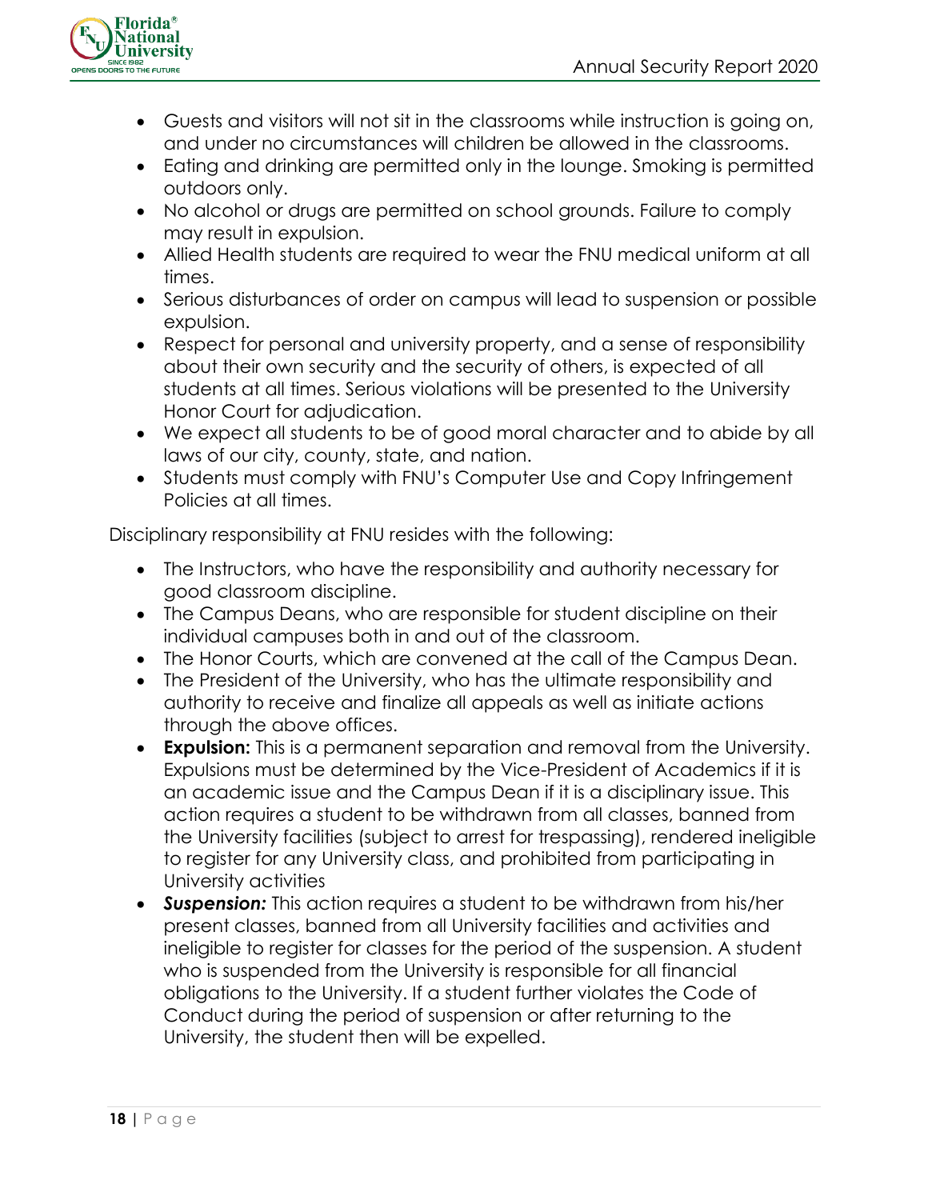- Guests and visitors will not sit in the classrooms while instruction is going on, and under no circumstances will children be allowed in the classrooms.
- Eating and drinking are permitted only in the lounge. Smoking is permitted outdoors only.
- No alcohol or drugs are permitted on school grounds. Failure to comply may result in expulsion.
- Allied Health students are required to wear the FNU medical uniform at all times.
- Serious disturbances of order on campus will lead to suspension or possible expulsion.
- Respect for personal and university property, and a sense of responsibility about their own security and the security of others, is expected of all students at all times. Serious violations will be presented to the University Honor Court for adjudication.
- We expect all students to be of good moral character and to abide by all laws of our city, county, state, and nation.
- Students must comply with FNU's Computer Use and Copy Infringement Policies at all times.

Disciplinary responsibility at FNU resides with the following:

- The Instructors, who have the responsibility and authority necessary for good classroom discipline.
- The Campus Deans, who are responsible for student discipline on their individual campuses both in and out of the classroom.
- The Honor Courts, which are convened at the call of the Campus Dean.
- The President of the University, who has the ultimate responsibility and authority to receive and finalize all appeals as well as initiate actions through the above offices.
- **Expulsion:** This is a permanent separation and removal from the University. Expulsions must be determined by the Vice-President of Academics if it is an academic issue and the Campus Dean if it is a disciplinary issue. This action requires a student to be withdrawn from all classes, banned from the University facilities (subject to arrest for trespassing), rendered ineligible to register for any University class, and prohibited from participating in University activities
- ***Suspension:*** This action requires a student to be withdrawn from his/her present classes, banned from all University facilities and activities and ineligible to register for classes for the period of the suspension. A student who is suspended from the University is responsible for all financial obligations to the University. If a student further violates the Code of Conduct during the period of suspension or after returning to the University, the student then will be expelled.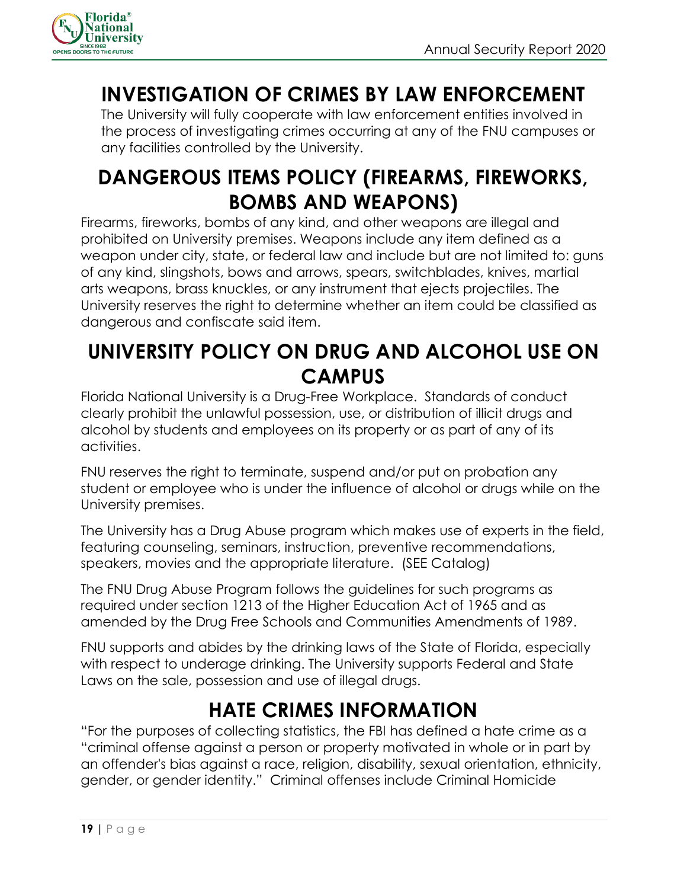# INVESTIGATION OF CRIMES BY LAW ENFORCEMENT

The University will fully cooperate with law enforcement entities involved in the process of investigating crimes occurring at any of the FNU campuses or any facilities controlled by the University.

# DANGEROUS ITEMS POLICY (FIREARMS, FIREWORKS, BOMBS AND WEAPONS)

Firearms, fireworks, bombs of any kind, and other weapons are illegal and prohibited on University premises. Weapons include any item defined as a weapon under city, state, or federal law and include but are not limited to: guns of any kind, slingshots, bows and arrows, spears, switchblades, knives, martial arts weapons, brass knuckles, or any instrument that ejects projectiles. The University reserves the right to determine whether an item could be classified as dangerous and confiscate said item.

# UNIVERSITY POLICY ON DRUG AND ALCOHOL USE ON CAMPUS

Florida National University is a Drug-Free Workplace. Standards of conduct clearly prohibit the unlawful possession, use, or distribution of illicit drugs and alcohol by students and employees on its property or as part of any of its activities.

FNU reserves the right to terminate, suspend and/or put on probation any student or employee who is under the influence of alcohol or drugs while on the University premises.

The University has a Drug Abuse program which makes use of experts in the field, featuring counseling, seminars, instruction, preventive recommendations, speakers, movies and the appropriate literature. (SEE Catalog)

The FNU Drug Abuse Program follows the guidelines for such programs as required under section 1213 of the Higher Education Act of 1965 and as amended by the Drug Free Schools and Communities Amendments of 1989.

FNU supports and abides by the drinking laws of the State of Florida, especially with respect to underage drinking. The University supports Federal and State Laws on the sale, possession and use of illegal drugs.

# HATE CRIMES INFORMATION

"For the purposes of collecting statistics, the FBI has defined a hate crime as a "criminal offense against a person or property motivated in whole or in part by an offender's bias against a race, religion, disability, sexual orientation, ethnicity, gender, or gender identity." Criminal offenses include Criminal Homicide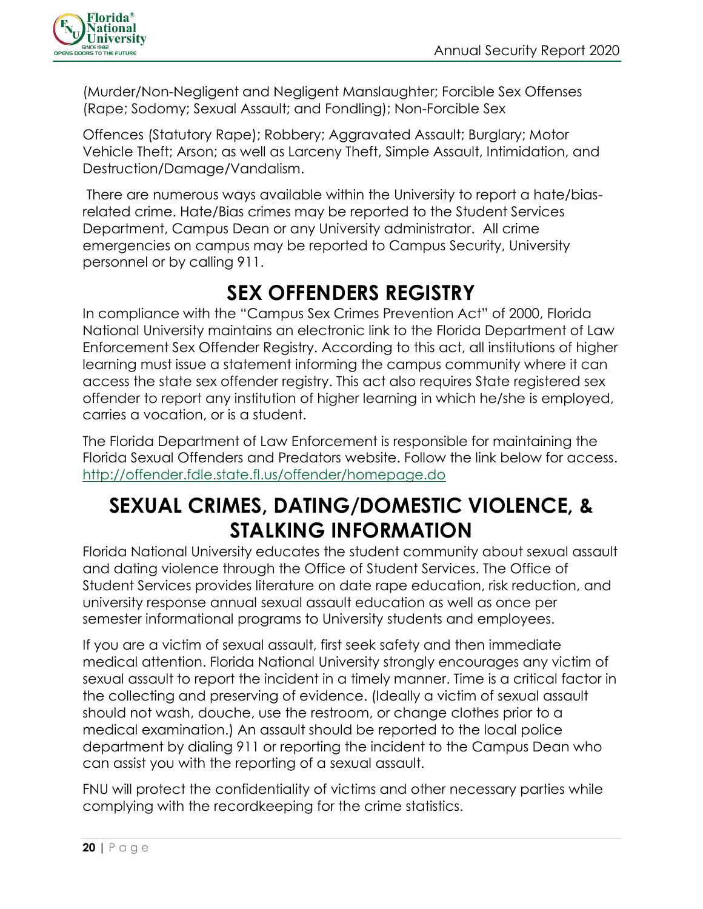(Murder/Non-Negligent and Negligent Manslaughter; Forcible Sex Offenses (Rape; Sodomy; Sexual Assault; and Fondling); Non-Forcible Sex

Offences (Statutory Rape); Robbery; Aggravated Assault; Burglary; Motor Vehicle Theft; Arson; as well as Larceny Theft, Simple Assault, Intimidation, and Destruction/Damage/Vandalism.

There are numerous ways available within the University to report a hate/bias-related crime. Hate/Bias crimes may be reported to the Student Services Department, Campus Dean or any University administrator. All crime emergencies on campus may be reported to Campus Security, University personnel or by calling 911.

# SEX OFFENDERS REGISTRY

In compliance with the "Campus Sex Crimes Prevention Act" of 2000, Florida National University maintains an electronic link to the Florida Department of Law Enforcement Sex Offender Registry. According to this act, all institutions of higher learning must issue a statement informing the campus community where it can access the state sex offender registry. This act also requires State registered sex offender to report any institution of higher learning in which he/she is employed, carries a vocation, or is a student.

The Florida Department of Law Enforcement is responsible for maintaining the Florida Sexual Offenders and Predators website. Follow the link below for access. http://offender.fdle.state.fl.us/offender/homepage.do

# SEXUAL CRIMES, DATING/DOMESTIC VIOLENCE, & STALKING INFORMATION

Florida National University educates the student community about sexual assault and dating violence through the Office of Student Services. The Office of Student Services provides literature on date rape education, risk reduction, and university response annual sexual assault education as well as once per semester informational programs to University students and employees.

If you are a victim of sexual assault, first seek safety and then immediate medical attention. Florida National University strongly encourages any victim of sexual assault to report the incident in a timely manner. Time is a critical factor in the collecting and preserving of evidence. (Ideally a victim of sexual assault should not wash, douche, use the restroom, or change clothes prior to a medical examination.) An assault should be reported to the local police department by dialing 911 or reporting the incident to the Campus Dean who can assist you with the reporting of a sexual assault.

FNU will protect the confidentiality of victims and other necessary parties while complying with the recordkeeping for the crime statistics.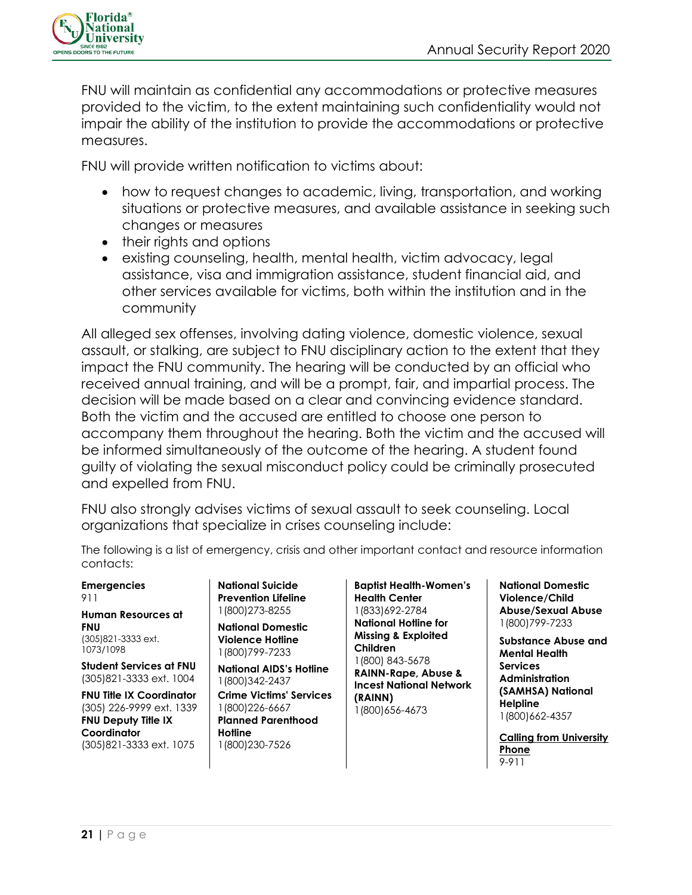FNU will maintain as confidential any accommodations or protective measures provided to the victim, to the extent maintaining such confidentiality would not impair the ability of the institution to provide the accommodations or protective measures.

FNU will provide written notification to victims about:

- how to request changes to academic, living, transportation, and working situations or protective measures, and available assistance in seeking such changes or measures
- their rights and options
- existing counseling, health, mental health, victim advocacy, legal assistance, visa and immigration assistance, student financial aid, and other services available for victims, both within the institution and in the community

All alleged sex offenses, involving dating violence, domestic violence, sexual assault, or stalking, are subject to FNU disciplinary action to the extent that they impact the FNU community. The hearing will be conducted by an official who received annual training, and will be a prompt, fair, and impartial process. The decision will be made based on a clear and convincing evidence standard. Both the victim and the accused are entitled to choose one person to accompany them throughout the hearing. Both the victim and the accused will be informed simultaneously of the outcome of the hearing. A student found guilty of violating the sexual misconduct policy could be criminally prosecuted and expelled from FNU.

FNU also strongly advises victims of sexual assault to seek counseling. Local organizations that specialize in crises counseling include:

The following is a list of emergency, crisis and other important contact and resource information contacts:

**Emergencies**
911

**Human Resources at FNU**
(305)821-3333 ext. 1073/1098

**Student Services at FNU**
(305)821-3333 ext. 1004

**FNU Title IX Coordinator**
(305) 226-9999 ext. 1339

**FNU Deputy Title IX Coordinator**
(305)821-3333 ext. 1075

**National Suicide Prevention Lifeline**
1(800)273-8255

**National Domestic Violence Hotline**
1(800)799-7233

**National AIDS's Hotline**
1(800)342-2437

**Crime Victims' Services**
1(800)226-6667

**Planned Parenthood Hotline**
1(800)230-7526

**Baptist Health-Women's Health Center**
1(833)692-2784

**National Hotline for Missing & Exploited Children**
1(800) 843-5678

**RAINN-Rape, Abuse & Incest National Network (RAINN)**
1(800)656-4673

**National Domestic Violence/Child Abuse/Sexual Abuse**
1(800)799-7233

**Substance Abuse and Mental Health Services Administration (SAMHSA) National Helpline**
1(800)662-4357

**Calling from University Phone**
9-911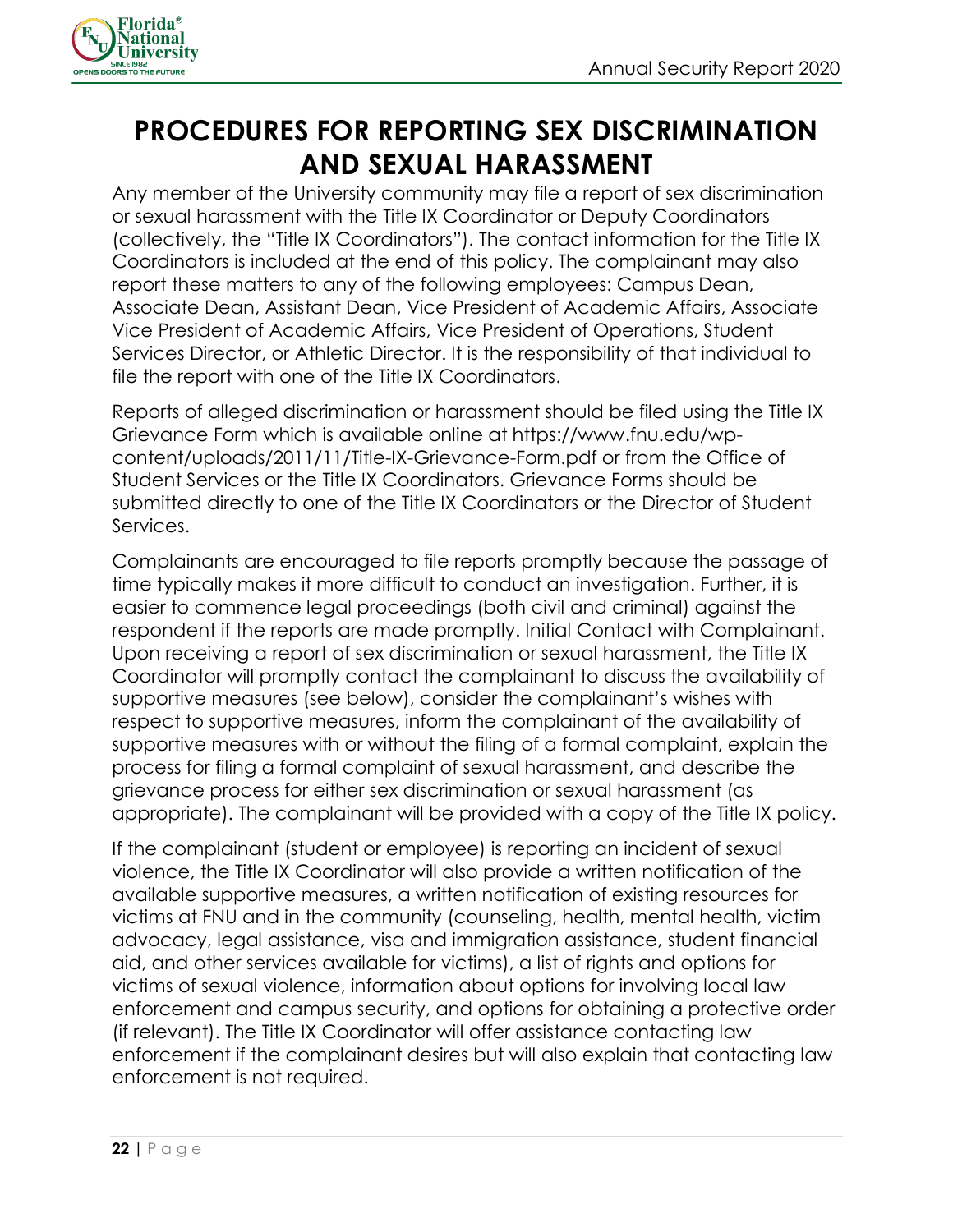# PROCEDURES FOR REPORTING SEX DISCRIMINATION AND SEXUAL HARASSMENT

Any member of the University community may file a report of sex discrimination or sexual harassment with the Title IX Coordinator or Deputy Coordinators (collectively, the "Title IX Coordinators"). The contact information for the Title IX Coordinators is included at the end of this policy. The complainant may also report these matters to any of the following employees: Campus Dean, Associate Dean, Assistant Dean, Vice President of Academic Affairs, Associate Vice President of Academic Affairs, Vice President of Operations, Student Services Director, or Athletic Director. It is the responsibility of that individual to file the report with one of the Title IX Coordinators.

Reports of alleged discrimination or harassment should be filed using the Title IX Grievance Form which is available online at https://www.fnu.edu/wp-content/uploads/2011/11/Title-IX-Grievance-Form.pdf or from the Office of Student Services or the Title IX Coordinators. Grievance Forms should be submitted directly to one of the Title IX Coordinators or the Director of Student Services.

Complainants are encouraged to file reports promptly because the passage of time typically makes it more difficult to conduct an investigation. Further, it is easier to commence legal proceedings (both civil and criminal) against the respondent if the reports are made promptly. Initial Contact with Complainant. Upon receiving a report of sex discrimination or sexual harassment, the Title IX Coordinator will promptly contact the complainant to discuss the availability of supportive measures (see below), consider the complainant's wishes with respect to supportive measures, inform the complainant of the availability of supportive measures with or without the filing of a formal complaint, explain the process for filing a formal complaint of sexual harassment, and describe the grievance process for either sex discrimination or sexual harassment (as appropriate). The complainant will be provided with a copy of the Title IX policy.

If the complainant (student or employee) is reporting an incident of sexual violence, the Title IX Coordinator will also provide a written notification of the available supportive measures, a written notification of existing resources for victims at FNU and in the community (counseling, health, mental health, victim advocacy, legal assistance, visa and immigration assistance, student financial aid, and other services available for victims), a list of rights and options for victims of sexual violence, information about options for involving local law enforcement and campus security, and options for obtaining a protective order (if relevant). The Title IX Coordinator will offer assistance contacting law enforcement if the complainant desires but will also explain that contacting law enforcement is not required.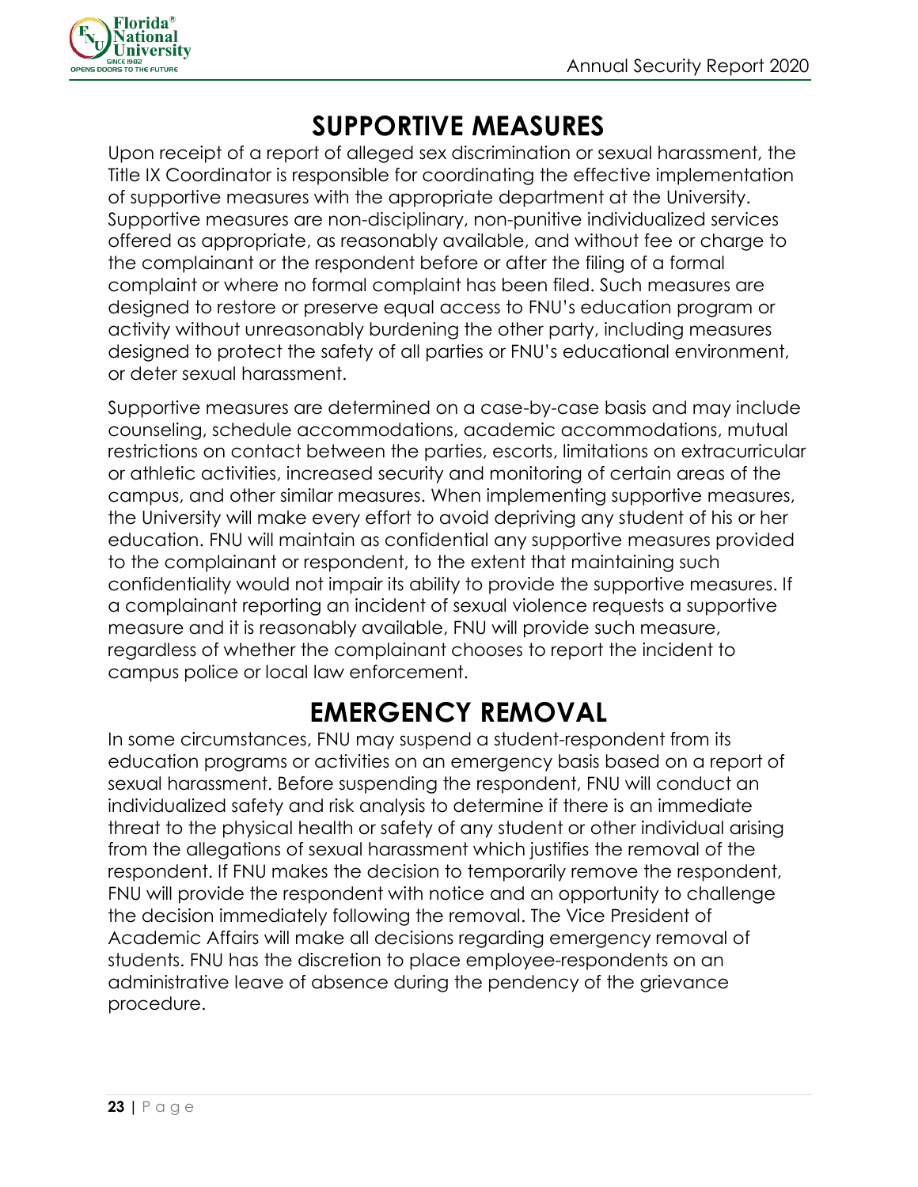# SUPPORTIVE MEASURES

Upon receipt of a report of alleged sex discrimination or sexual harassment, the Title IX Coordinator is responsible for coordinating the effective implementation of supportive measures with the appropriate department at the University. Supportive measures are non-disciplinary, non-punitive individualized services offered as appropriate, as reasonably available, and without fee or charge to the complainant or the respondent before or after the filing of a formal complaint or where no formal complaint has been filed. Such measures are designed to restore or preserve equal access to FNU's education program or activity without unreasonably burdening the other party, including measures designed to protect the safety of all parties or FNU's educational environment, or deter sexual harassment.

Supportive measures are determined on a case-by-case basis and may include counseling, schedule accommodations, academic accommodations, mutual restrictions on contact between the parties, escorts, limitations on extracurricular or athletic activities, increased security and monitoring of certain areas of the campus, and other similar measures. When implementing supportive measures, the University will make every effort to avoid depriving any student of his or her education. FNU will maintain as confidential any supportive measures provided to the complainant or respondent, to the extent that maintaining such confidentiality would not impair its ability to provide the supportive measures. If a complainant reporting an incident of sexual violence requests a supportive measure and it is reasonably available, FNU will provide such measure, regardless of whether the complainant chooses to report the incident to campus police or local law enforcement.

# EMERGENCY REMOVAL

In some circumstances, FNU may suspend a student-respondent from its education programs or activities on an emergency basis based on a report of sexual harassment. Before suspending the respondent, FNU will conduct an individualized safety and risk analysis to determine if there is an immediate threat to the physical health or safety of any student or other individual arising from the allegations of sexual harassment which justifies the removal of the respondent. If FNU makes the decision to temporarily remove the respondent, FNU will provide the respondent with notice and an opportunity to challenge the decision immediately following the removal. The Vice President of Academic Affairs will make all decisions regarding emergency removal of students. FNU has the discretion to place employee-respondents on an administrative leave of absence during the pendency of the grievance procedure.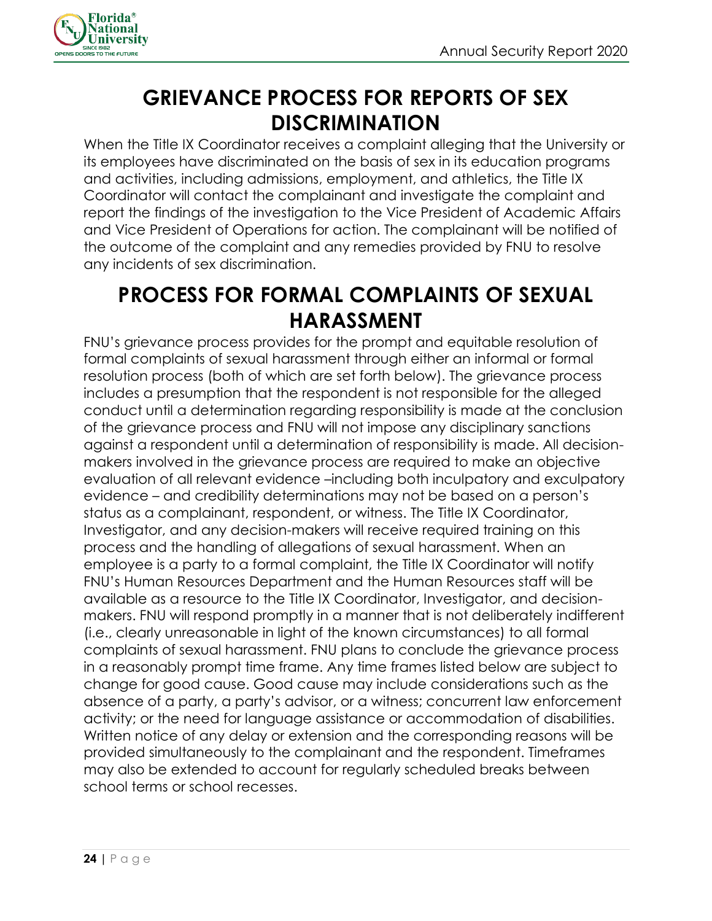# GRIEVANCE PROCESS FOR REPORTS OF SEX DISCRIMINATION

When the Title IX Coordinator receives a complaint alleging that the University or its employees have discriminated on the basis of sex in its education programs and activities, including admissions, employment, and athletics, the Title IX Coordinator will contact the complainant and investigate the complaint and report the findings of the investigation to the Vice President of Academic Affairs and Vice President of Operations for action. The complainant will be notified of the outcome of the complaint and any remedies provided by FNU to resolve any incidents of sex discrimination.

# PROCESS FOR FORMAL COMPLAINTS OF SEXUAL HARASSMENT

FNU's grievance process provides for the prompt and equitable resolution of formal complaints of sexual harassment through either an informal or formal resolution process (both of which are set forth below). The grievance process includes a presumption that the respondent is not responsible for the alleged conduct until a determination regarding responsibility is made at the conclusion of the grievance process and FNU will not impose any disciplinary sanctions against a respondent until a determination of responsibility is made. All decision-makers involved in the grievance process are required to make an objective evaluation of all relevant evidence –including both inculpatory and exculpatory evidence – and credibility determinations may not be based on a person's status as a complainant, respondent, or witness. The Title IX Coordinator, Investigator, and any decision-makers will receive required training on this process and the handling of allegations of sexual harassment. When an employee is a party to a formal complaint, the Title IX Coordinator will notify FNU's Human Resources Department and the Human Resources staff will be available as a resource to the Title IX Coordinator, Investigator, and decision-makers. FNU will respond promptly in a manner that is not deliberately indifferent (i.e., clearly unreasonable in light of the known circumstances) to all formal complaints of sexual harassment. FNU plans to conclude the grievance process in a reasonably prompt time frame. Any time frames listed below are subject to change for good cause. Good cause may include considerations such as the absence of a party, a party's advisor, or a witness; concurrent law enforcement activity; or the need for language assistance or accommodation of disabilities. Written notice of any delay or extension and the corresponding reasons will be provided simultaneously to the complainant and the respondent. Timeframes may also be extended to account for regularly scheduled breaks between school terms or school recesses.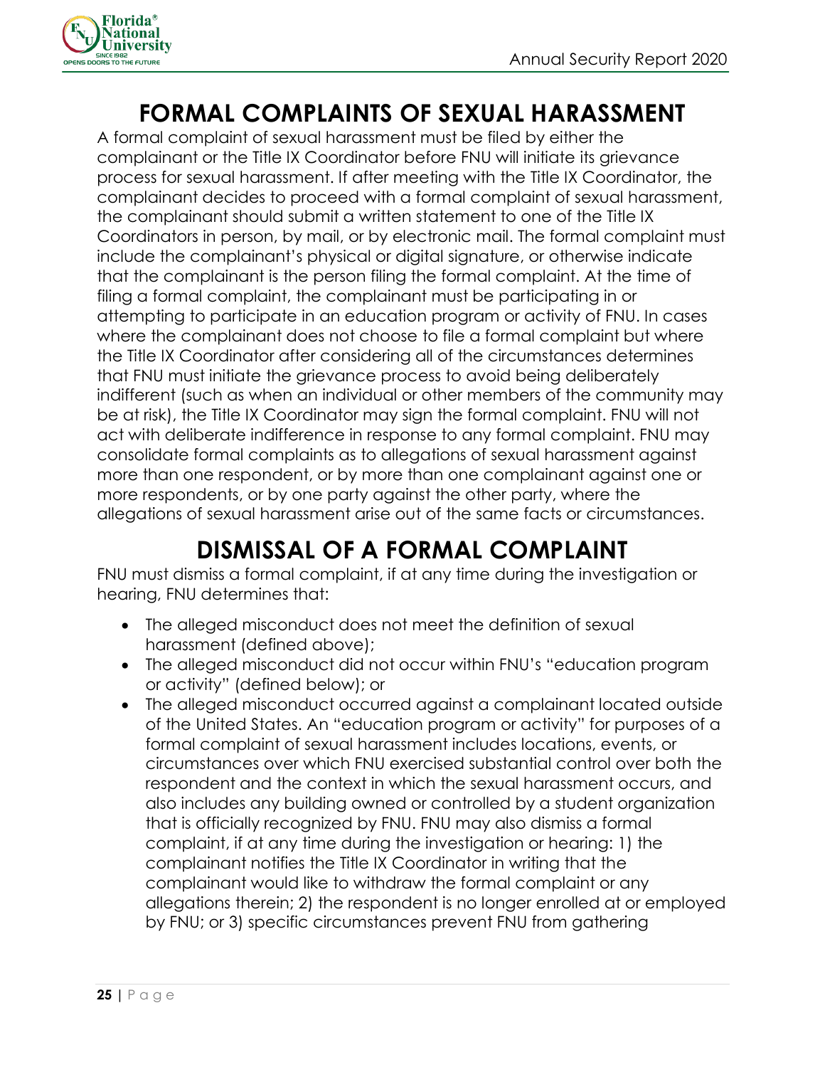# FORMAL COMPLAINTS OF SEXUAL HARASSMENT

A formal complaint of sexual harassment must be filed by either the complainant or the Title IX Coordinator before FNU will initiate its grievance process for sexual harassment. If after meeting with the Title IX Coordinator, the complainant decides to proceed with a formal complaint of sexual harassment, the complainant should submit a written statement to one of the Title IX Coordinators in person, by mail, or by electronic mail. The formal complaint must include the complainant's physical or digital signature, or otherwise indicate that the complainant is the person filing the formal complaint. At the time of filing a formal complaint, the complainant must be participating in or attempting to participate in an education program or activity of FNU. In cases where the complainant does not choose to file a formal complaint but where the Title IX Coordinator after considering all of the circumstances determines that FNU must initiate the grievance process to avoid being deliberately indifferent (such as when an individual or other members of the community may be at risk), the Title IX Coordinator may sign the formal complaint. FNU will not act with deliberate indifference in response to any formal complaint. FNU may consolidate formal complaints as to allegations of sexual harassment against more than one respondent, or by more than one complainant against one or more respondents, or by one party against the other party, where the allegations of sexual harassment arise out of the same facts or circumstances.

# DISMISSAL OF A FORMAL COMPLAINT

FNU must dismiss a formal complaint, if at any time during the investigation or hearing, FNU determines that:

- The alleged misconduct does not meet the definition of sexual harassment (defined above);
- The alleged misconduct did not occur within FNU's "education program or activity" (defined below); or
- The alleged misconduct occurred against a complainant located outside of the United States. An "education program or activity" for purposes of a formal complaint of sexual harassment includes locations, events, or circumstances over which FNU exercised substantial control over both the respondent and the context in which the sexual harassment occurs, and also includes any building owned or controlled by a student organization that is officially recognized by FNU. FNU may also dismiss a formal complaint, if at any time during the investigation or hearing: 1) the complainant notifies the Title IX Coordinator in writing that the complainant would like to withdraw the formal complaint or any allegations therein; 2) the respondent is no longer enrolled at or employed by FNU; or 3) specific circumstances prevent FNU from gathering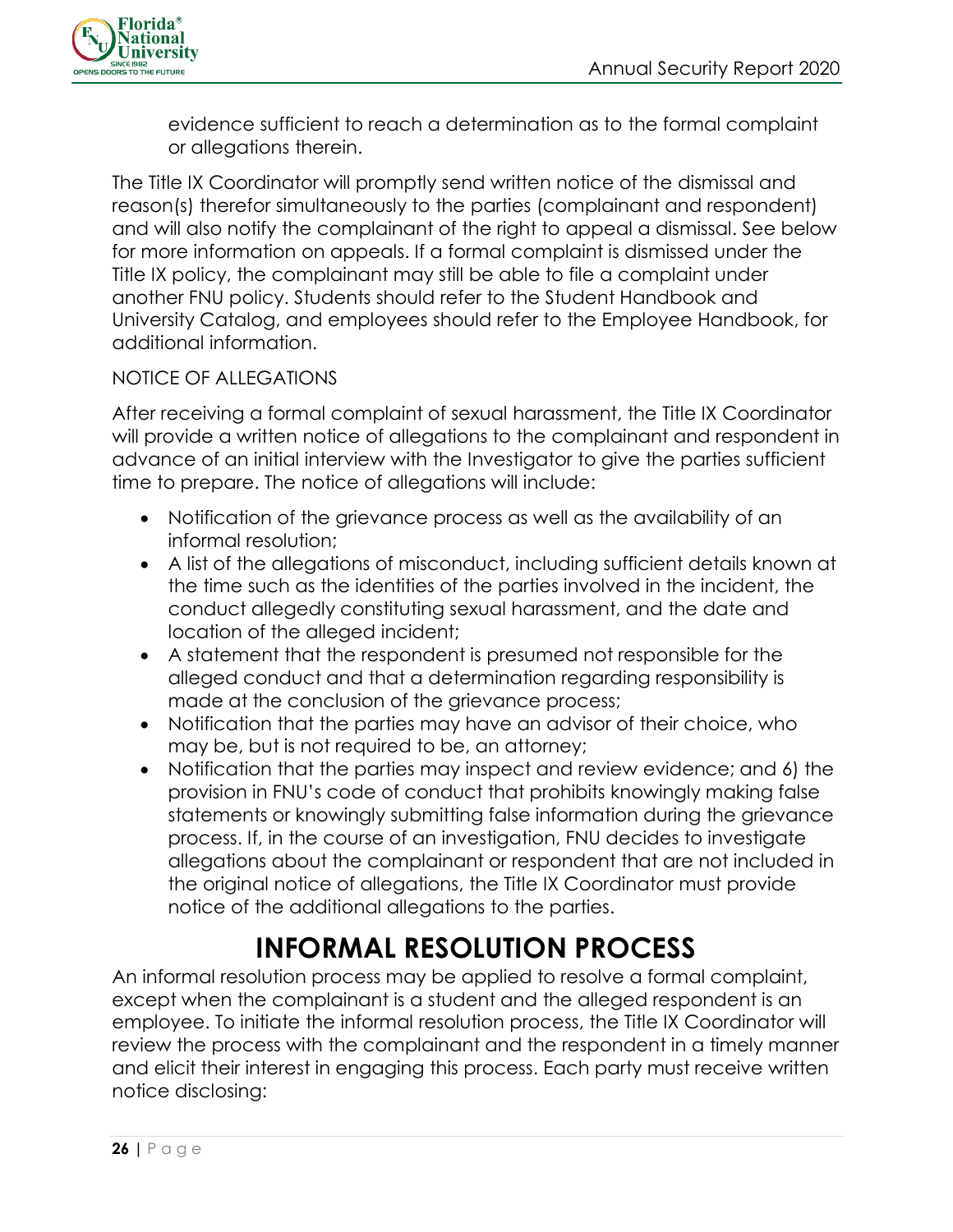evidence sufficient to reach a determination as to the formal complaint or allegations therein.

The Title IX Coordinator will promptly send written notice of the dismissal and reason(s) therefor simultaneously to the parties (complainant and respondent) and will also notify the complainant of the right to appeal a dismissal. See below for more information on appeals. If a formal complaint is dismissed under the Title IX policy, the complainant may still be able to file a complaint under another FNU policy. Students should refer to the Student Handbook and University Catalog, and employees should refer to the Employee Handbook, for additional information.

NOTICE OF ALLEGATIONS

After receiving a formal complaint of sexual harassment, the Title IX Coordinator will provide a written notice of allegations to the complainant and respondent in advance of an initial interview with the Investigator to give the parties sufficient time to prepare. The notice of allegations will include:

- Notification of the grievance process as well as the availability of an informal resolution;
- A list of the allegations of misconduct, including sufficient details known at the time such as the identities of the parties involved in the incident, the conduct allegedly constituting sexual harassment, and the date and location of the alleged incident;
- A statement that the respondent is presumed not responsible for the alleged conduct and that a determination regarding responsibility is made at the conclusion of the grievance process;
- Notification that the parties may have an advisor of their choice, who may be, but is not required to be, an attorney;
- Notification that the parties may inspect and review evidence; and 6) the provision in FNU's code of conduct that prohibits knowingly making false statements or knowingly submitting false information during the grievance process. If, in the course of an investigation, FNU decides to investigate allegations about the complainant or respondent that are not included in the original notice of allegations, the Title IX Coordinator must provide notice of the additional allegations to the parties.

# INFORMAL RESOLUTION PROCESS

An informal resolution process may be applied to resolve a formal complaint, except when the complainant is a student and the alleged respondent is an employee. To initiate the informal resolution process, the Title IX Coordinator will review the process with the complainant and the respondent in a timely manner and elicit their interest in engaging this process. Each party must receive written notice disclosing: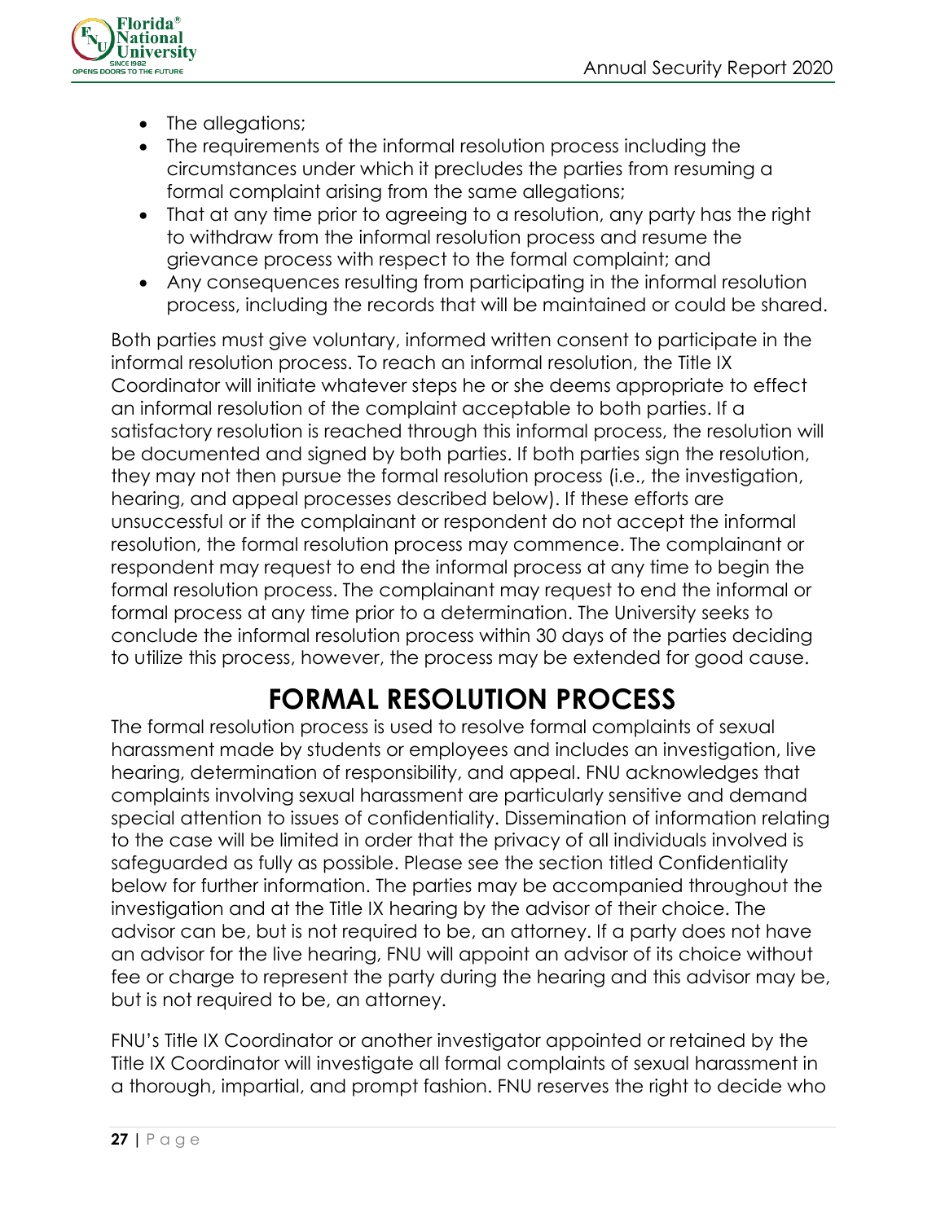- The allegations;
- The requirements of the informal resolution process including the circumstances under which it precludes the parties from resuming a formal complaint arising from the same allegations;
- That at any time prior to agreeing to a resolution, any party has the right to withdraw from the informal resolution process and resume the grievance process with respect to the formal complaint; and
- Any consequences resulting from participating in the informal resolution process, including the records that will be maintained or could be shared.

Both parties must give voluntary, informed written consent to participate in the informal resolution process. To reach an informal resolution, the Title IX Coordinator will initiate whatever steps he or she deems appropriate to effect an informal resolution of the complaint acceptable to both parties. If a satisfactory resolution is reached through this informal process, the resolution will be documented and signed by both parties. If both parties sign the resolution, they may not then pursue the formal resolution process (i.e., the investigation, hearing, and appeal processes described below). If these efforts are unsuccessful or if the complainant or respondent do not accept the informal resolution, the formal resolution process may commence. The complainant or respondent may request to end the informal process at any time to begin the formal resolution process. The complainant may request to end the informal or formal process at any time prior to a determination. The University seeks to conclude the informal resolution process within 30 days of the parties deciding to utilize this process, however, the process may be extended for good cause.

# FORMAL RESOLUTION PROCESS

The formal resolution process is used to resolve formal complaints of sexual harassment made by students or employees and includes an investigation, live hearing, determination of responsibility, and appeal. FNU acknowledges that complaints involving sexual harassment are particularly sensitive and demand special attention to issues of confidentiality. Dissemination of information relating to the case will be limited in order that the privacy of all individuals involved is safeguarded as fully as possible. Please see the section titled Confidentiality below for further information. The parties may be accompanied throughout the investigation and at the Title IX hearing by the advisor of their choice. The advisor can be, but is not required to be, an attorney. If a party does not have an advisor for the live hearing, FNU will appoint an advisor of its choice without fee or charge to represent the party during the hearing and this advisor may be, but is not required to be, an attorney.

FNU's Title IX Coordinator or another investigator appointed or retained by the Title IX Coordinator will investigate all formal complaints of sexual harassment in a thorough, impartial, and prompt fashion. FNU reserves the right to decide who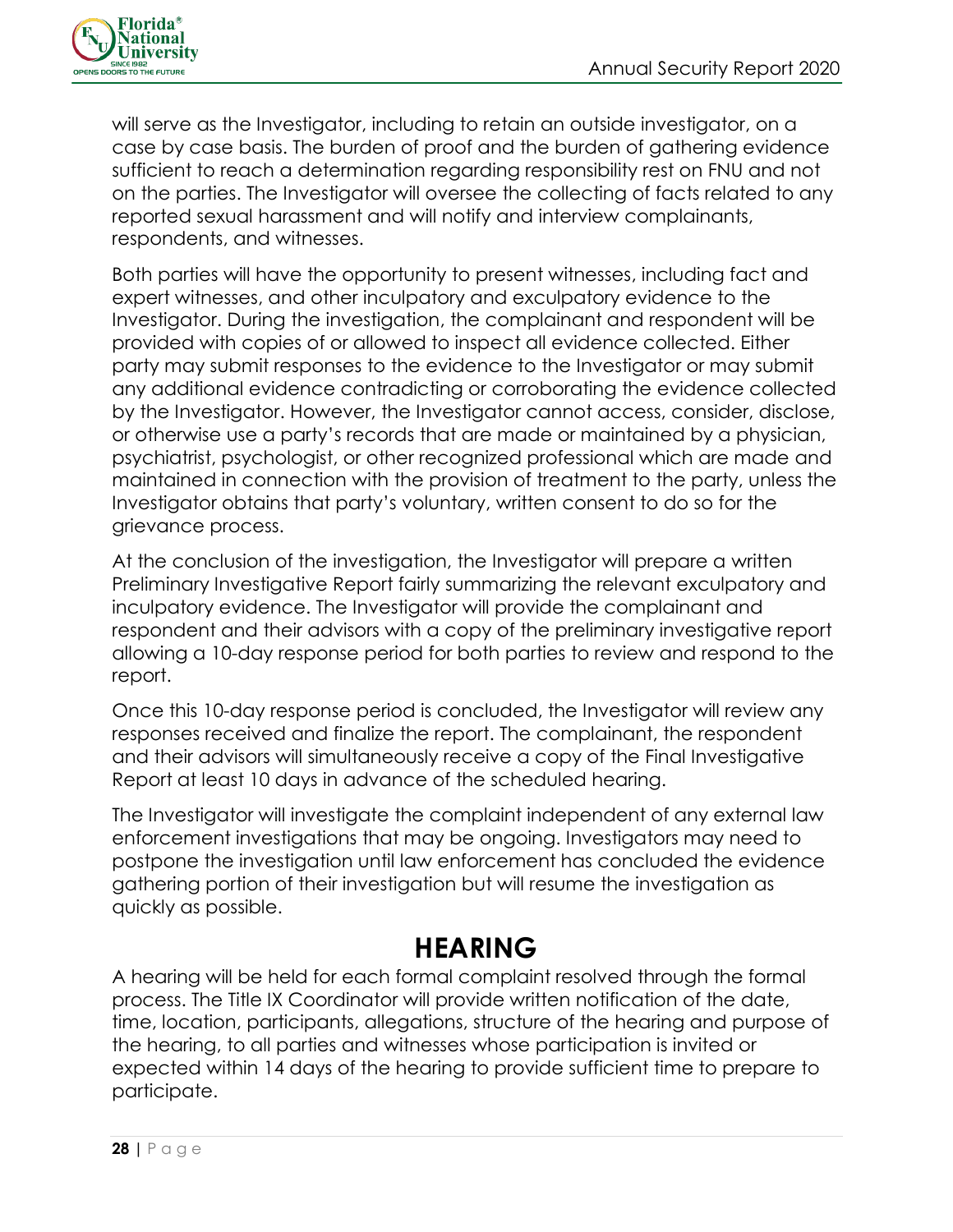will serve as the Investigator, including to retain an outside investigator, on a case by case basis. The burden of proof and the burden of gathering evidence sufficient to reach a determination regarding responsibility rest on FNU and not on the parties. The Investigator will oversee the collecting of facts related to any reported sexual harassment and will notify and interview complainants, respondents, and witnesses.

Both parties will have the opportunity to present witnesses, including fact and expert witnesses, and other inculpatory and exculpatory evidence to the Investigator. During the investigation, the complainant and respondent will be provided with copies of or allowed to inspect all evidence collected. Either party may submit responses to the evidence to the Investigator or may submit any additional evidence contradicting or corroborating the evidence collected by the Investigator. However, the Investigator cannot access, consider, disclose, or otherwise use a party's records that are made or maintained by a physician, psychiatrist, psychologist, or other recognized professional which are made and maintained in connection with the provision of treatment to the party, unless the Investigator obtains that party's voluntary, written consent to do so for the grievance process.

At the conclusion of the investigation, the Investigator will prepare a written Preliminary Investigative Report fairly summarizing the relevant exculpatory and inculpatory evidence. The Investigator will provide the complainant and respondent and their advisors with a copy of the preliminary investigative report allowing a 10-day response period for both parties to review and respond to the report.

Once this 10-day response period is concluded, the Investigator will review any responses received and finalize the report. The complainant, the respondent and their advisors will simultaneously receive a copy of the Final Investigative Report at least 10 days in advance of the scheduled hearing.

The Investigator will investigate the complaint independent of any external law enforcement investigations that may be ongoing. Investigators may need to postpone the investigation until law enforcement has concluded the evidence gathering portion of their investigation but will resume the investigation as quickly as possible.

## HEARING

A hearing will be held for each formal complaint resolved through the formal process. The Title IX Coordinator will provide written notification of the date, time, location, participants, allegations, structure of the hearing and purpose of the hearing, to all parties and witnesses whose participation is invited or expected within 14 days of the hearing to provide sufficient time to prepare to participate.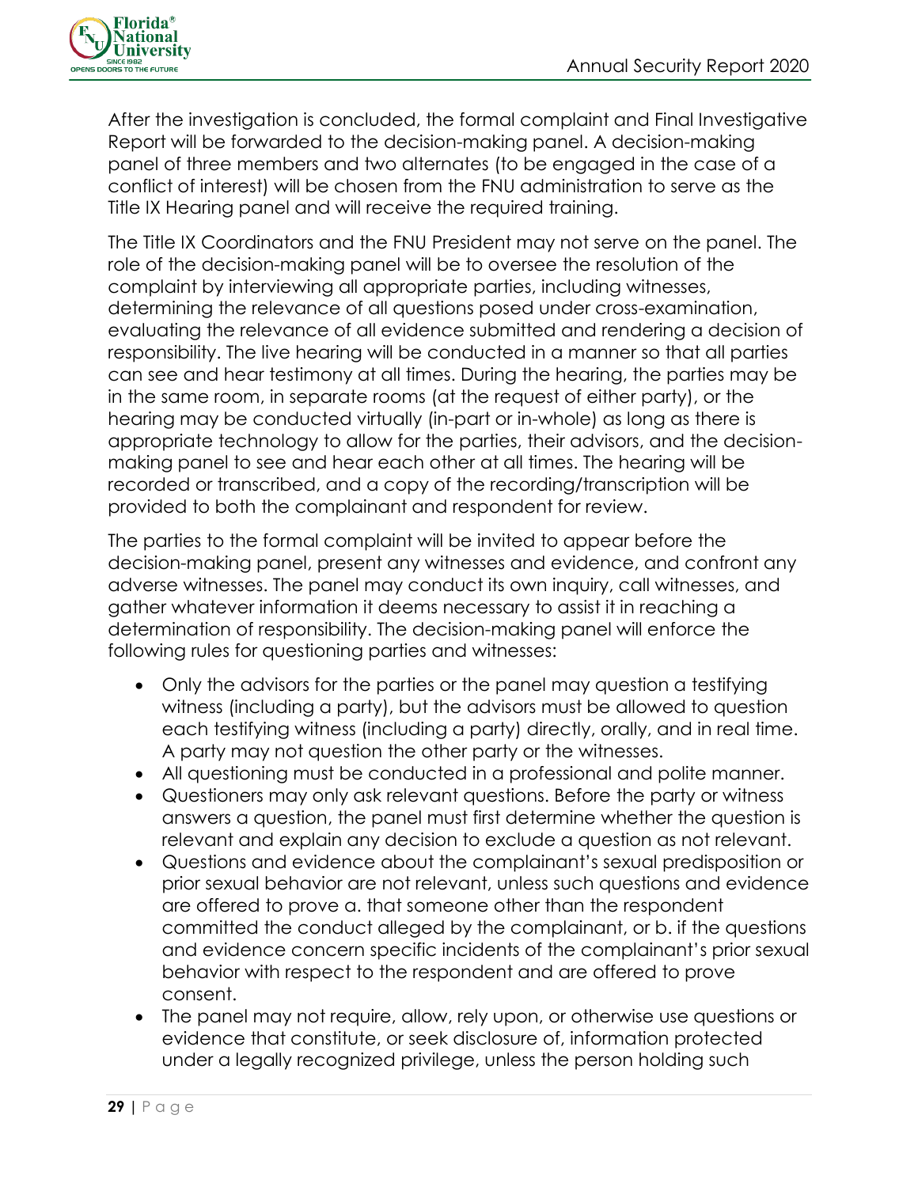After the investigation is concluded, the formal complaint and Final Investigative Report will be forwarded to the decision-making panel. A decision-making panel of three members and two alternates (to be engaged in the case of a conflict of interest) will be chosen from the FNU administration to serve as the Title IX Hearing panel and will receive the required training.

The Title IX Coordinators and the FNU President may not serve on the panel. The role of the decision-making panel will be to oversee the resolution of the complaint by interviewing all appropriate parties, including witnesses, determining the relevance of all questions posed under cross-examination, evaluating the relevance of all evidence submitted and rendering a decision of responsibility. The live hearing will be conducted in a manner so that all parties can see and hear testimony at all times. During the hearing, the parties may be in the same room, in separate rooms (at the request of either party), or the hearing may be conducted virtually (in-part or in-whole) as long as there is appropriate technology to allow for the parties, their advisors, and the decision-making panel to see and hear each other at all times. The hearing will be recorded or transcribed, and a copy of the recording/transcription will be provided to both the complainant and respondent for review.

The parties to the formal complaint will be invited to appear before the decision-making panel, present any witnesses and evidence, and confront any adverse witnesses. The panel may conduct its own inquiry, call witnesses, and gather whatever information it deems necessary to assist it in reaching a determination of responsibility. The decision-making panel will enforce the following rules for questioning parties and witnesses:

- Only the advisors for the parties or the panel may question a testifying witness (including a party), but the advisors must be allowed to question each testifying witness (including a party) directly, orally, and in real time. A party may not question the other party or the witnesses.
- All questioning must be conducted in a professional and polite manner.
- Questioners may only ask relevant questions. Before the party or witness answers a question, the panel must first determine whether the question is relevant and explain any decision to exclude a question as not relevant.
- Questions and evidence about the complainant's sexual predisposition or prior sexual behavior are not relevant, unless such questions and evidence are offered to prove a. that someone other than the respondent committed the conduct alleged by the complainant, or b. if the questions and evidence concern specific incidents of the complainant's prior sexual behavior with respect to the respondent and are offered to prove consent.
- The panel may not require, allow, rely upon, or otherwise use questions or evidence that constitute, or seek disclosure of, information protected under a legally recognized privilege, unless the person holding such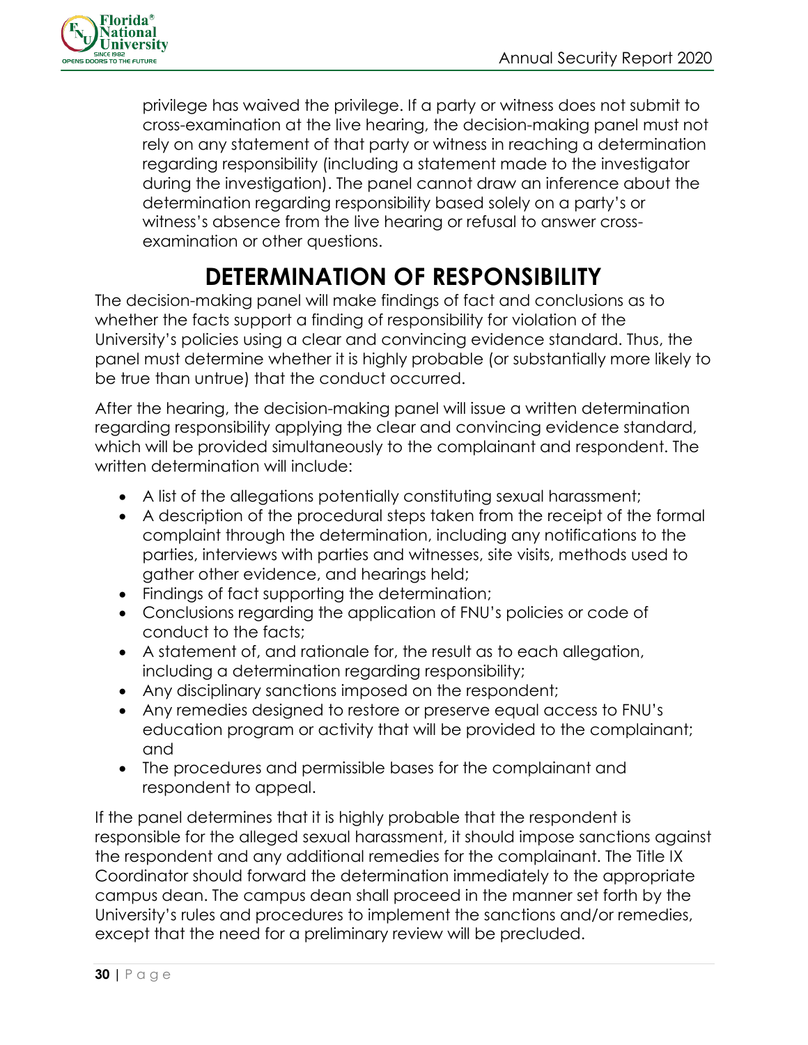privilege has waived the privilege. If a party or witness does not submit to cross-examination at the live hearing, the decision-making panel must not rely on any statement of that party or witness in reaching a determination regarding responsibility (including a statement made to the investigator during the investigation). The panel cannot draw an inference about the determination regarding responsibility based solely on a party's or witness's absence from the live hearing or refusal to answer cross-examination or other questions.

# DETERMINATION OF RESPONSIBILITY

The decision-making panel will make findings of fact and conclusions as to whether the facts support a finding of responsibility for violation of the University's policies using a clear and convincing evidence standard. Thus, the panel must determine whether it is highly probable (or substantially more likely to be true than untrue) that the conduct occurred.

After the hearing, the decision-making panel will issue a written determination regarding responsibility applying the clear and convincing evidence standard, which will be provided simultaneously to the complainant and respondent. The written determination will include:

- A list of the allegations potentially constituting sexual harassment;
- A description of the procedural steps taken from the receipt of the formal complaint through the determination, including any notifications to the parties, interviews with parties and witnesses, site visits, methods used to gather other evidence, and hearings held;
- Findings of fact supporting the determination;
- Conclusions regarding the application of FNU's policies or code of conduct to the facts;
- A statement of, and rationale for, the result as to each allegation, including a determination regarding responsibility;
- Any disciplinary sanctions imposed on the respondent;
- Any remedies designed to restore or preserve equal access to FNU's education program or activity that will be provided to the complainant; and
- The procedures and permissible bases for the complainant and respondent to appeal.

If the panel determines that it is highly probable that the respondent is responsible for the alleged sexual harassment, it should impose sanctions against the respondent and any additional remedies for the complainant. The Title IX Coordinator should forward the determination immediately to the appropriate campus dean. The campus dean shall proceed in the manner set forth by the University's rules and procedures to implement the sanctions and/or remedies, except that the need for a preliminary review will be precluded.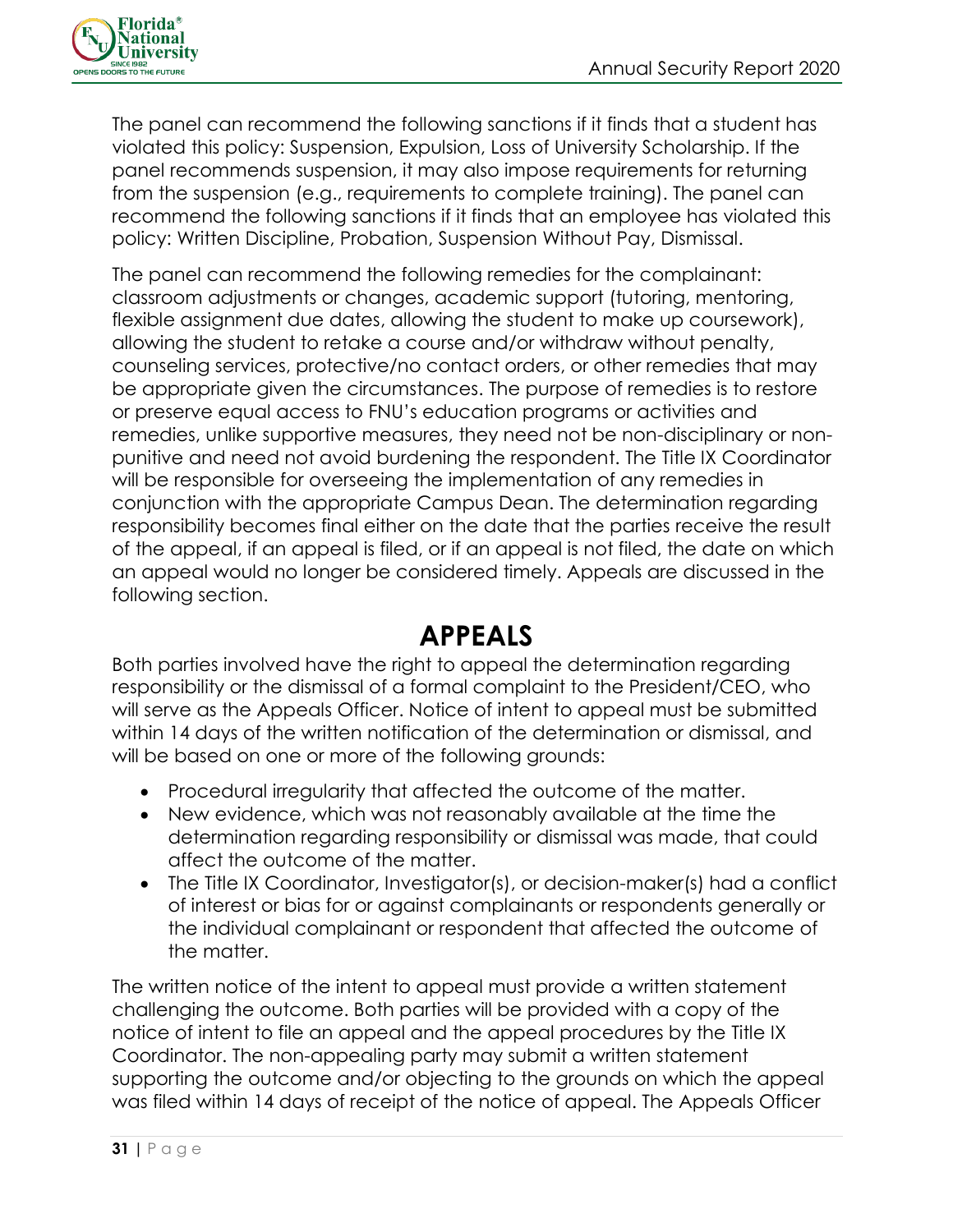The panel can recommend the following sanctions if it finds that a student has violated this policy: Suspension, Expulsion, Loss of University Scholarship. If the panel recommends suspension, it may also impose requirements for returning from the suspension (e.g., requirements to complete training). The panel can recommend the following sanctions if it finds that an employee has violated this policy: Written Discipline, Probation, Suspension Without Pay, Dismissal.

The panel can recommend the following remedies for the complainant: classroom adjustments or changes, academic support (tutoring, mentoring, flexible assignment due dates, allowing the student to make up coursework), allowing the student to retake a course and/or withdraw without penalty, counseling services, protective/no contact orders, or other remedies that may be appropriate given the circumstances. The purpose of remedies is to restore or preserve equal access to FNU's education programs or activities and remedies, unlike supportive measures, they need not be non-disciplinary or non-punitive and need not avoid burdening the respondent. The Title IX Coordinator will be responsible for overseeing the implementation of any remedies in conjunction with the appropriate Campus Dean. The determination regarding responsibility becomes final either on the date that the parties receive the result of the appeal, if an appeal is filed, or if an appeal is not filed, the date on which an appeal would no longer be considered timely. Appeals are discussed in the following section.

# APPEALS

Both parties involved have the right to appeal the determination regarding responsibility or the dismissal of a formal complaint to the President/CEO, who will serve as the Appeals Officer. Notice of intent to appeal must be submitted within 14 days of the written notification of the determination or dismissal, and will be based on one or more of the following grounds:

- Procedural irregularity that affected the outcome of the matter.
- New evidence, which was not reasonably available at the time the determination regarding responsibility or dismissal was made, that could affect the outcome of the matter.
- The Title IX Coordinator, Investigator(s), or decision-maker(s) had a conflict of interest or bias for or against complainants or respondents generally or the individual complainant or respondent that affected the outcome of the matter.

The written notice of the intent to appeal must provide a written statement challenging the outcome. Both parties will be provided with a copy of the notice of intent to file an appeal and the appeal procedures by the Title IX Coordinator. The non-appealing party may submit a written statement supporting the outcome and/or objecting to the grounds on which the appeal was filed within 14 days of receipt of the notice of appeal. The Appeals Officer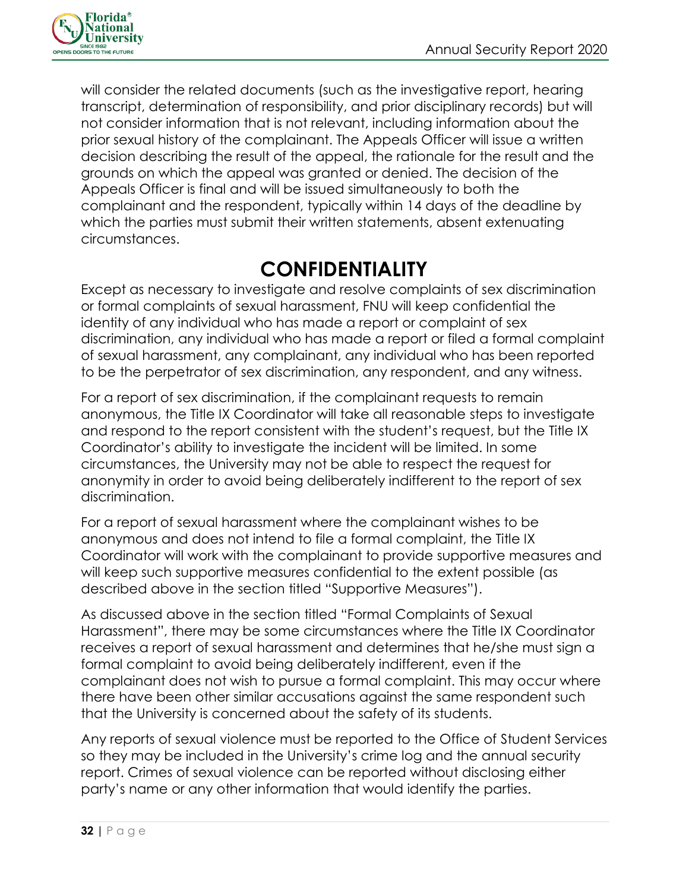will consider the related documents (such as the investigative report, hearing transcript, determination of responsibility, and prior disciplinary records) but will not consider information that is not relevant, including information about the prior sexual history of the complainant. The Appeals Officer will issue a written decision describing the result of the appeal, the rationale for the result and the grounds on which the appeal was granted or denied. The decision of the Appeals Officer is final and will be issued simultaneously to both the complainant and the respondent, typically within 14 days of the deadline by which the parties must submit their written statements, absent extenuating circumstances.

# CONFIDENTIALITY

Except as necessary to investigate and resolve complaints of sex discrimination or formal complaints of sexual harassment, FNU will keep confidential the identity of any individual who has made a report or complaint of sex discrimination, any individual who has made a report or filed a formal complaint of sexual harassment, any complainant, any individual who has been reported to be the perpetrator of sex discrimination, any respondent, and any witness.

For a report of sex discrimination, if the complainant requests to remain anonymous, the Title IX Coordinator will take all reasonable steps to investigate and respond to the report consistent with the student's request, but the Title IX Coordinator's ability to investigate the incident will be limited. In some circumstances, the University may not be able to respect the request for anonymity in order to avoid being deliberately indifferent to the report of sex discrimination.

For a report of sexual harassment where the complainant wishes to be anonymous and does not intend to file a formal complaint, the Title IX Coordinator will work with the complainant to provide supportive measures and will keep such supportive measures confidential to the extent possible (as described above in the section titled "Supportive Measures").

As discussed above in the section titled "Formal Complaints of Sexual Harassment", there may be some circumstances where the Title IX Coordinator receives a report of sexual harassment and determines that he/she must sign a formal complaint to avoid being deliberately indifferent, even if the complainant does not wish to pursue a formal complaint. This may occur where there have been other similar accusations against the same respondent such that the University is concerned about the safety of its students.

Any reports of sexual violence must be reported to the Office of Student Services so they may be included in the University's crime log and the annual security report. Crimes of sexual violence can be reported without disclosing either party's name or any other information that would identify the parties.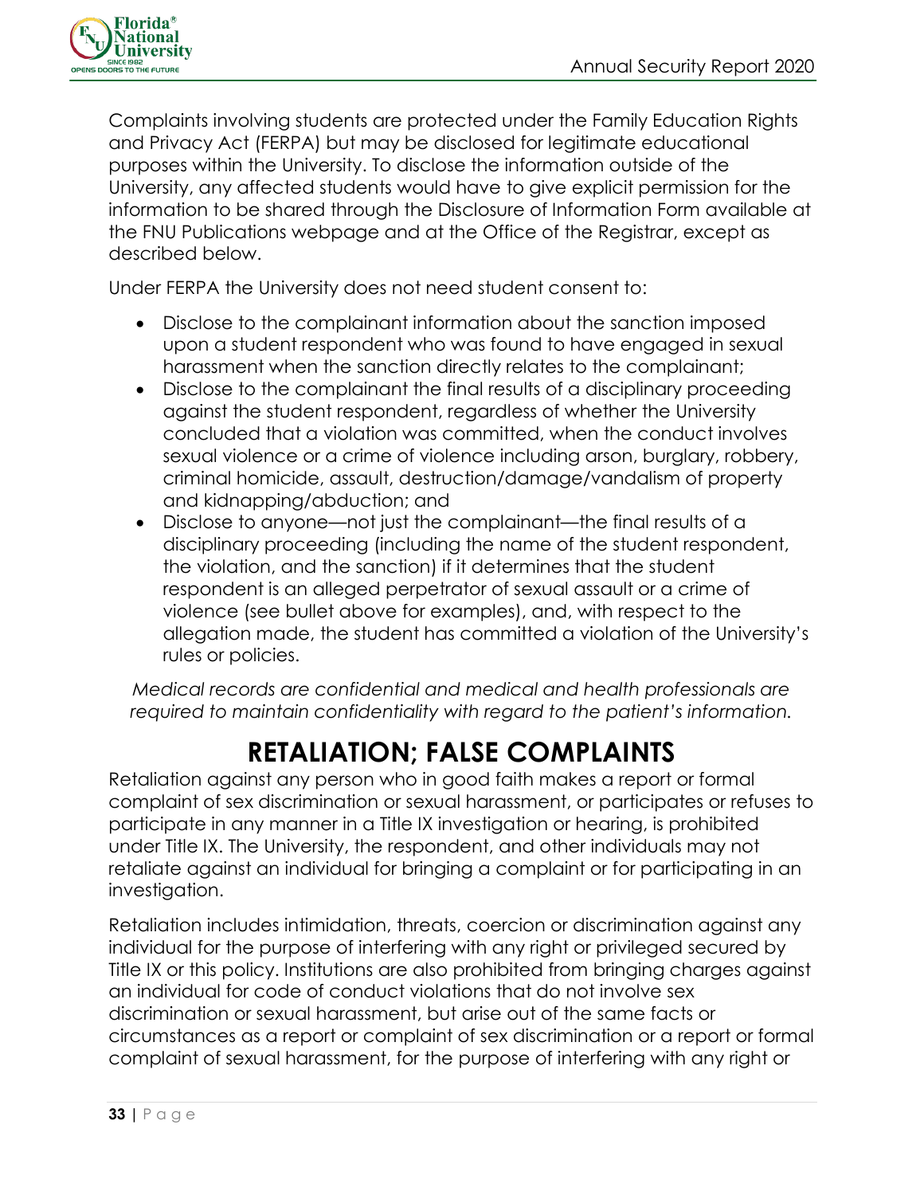Complaints involving students are protected under the Family Education Rights and Privacy Act (FERPA) but may be disclosed for legitimate educational purposes within the University. To disclose the information outside of the University, any affected students would have to give explicit permission for the information to be shared through the Disclosure of Information Form available at the FNU Publications webpage and at the Office of the Registrar, except as described below.

Under FERPA the University does not need student consent to:

- Disclose to the complainant information about the sanction imposed upon a student respondent who was found to have engaged in sexual harassment when the sanction directly relates to the complainant;
- Disclose to the complainant the final results of a disciplinary proceeding against the student respondent, regardless of whether the University concluded that a violation was committed, when the conduct involves sexual violence or a crime of violence including arson, burglary, robbery, criminal homicide, assault, destruction/damage/vandalism of property and kidnapping/abduction; and
- Disclose to anyone—not just the complainant—the final results of a disciplinary proceeding (including the name of the student respondent, the violation, and the sanction) if it determines that the student respondent is an alleged perpetrator of sexual assault or a crime of violence (see bullet above for examples), and, with respect to the allegation made, the student has committed a violation of the University's rules or policies.

*Medical records are confidential and medical and health professionals are required to maintain confidentiality with regard to the patient's information.*

# RETALIATION; FALSE COMPLAINTS

Retaliation against any person who in good faith makes a report or formal complaint of sex discrimination or sexual harassment, or participates or refuses to participate in any manner in a Title IX investigation or hearing, is prohibited under Title IX. The University, the respondent, and other individuals may not retaliate against an individual for bringing a complaint or for participating in an investigation.

Retaliation includes intimidation, threats, coercion or discrimination against any individual for the purpose of interfering with any right or privileged secured by Title IX or this policy. Institutions are also prohibited from bringing charges against an individual for code of conduct violations that do not involve sex discrimination or sexual harassment, but arise out of the same facts or circumstances as a report or complaint of sex discrimination or a report or formal complaint of sexual harassment, for the purpose of interfering with any right or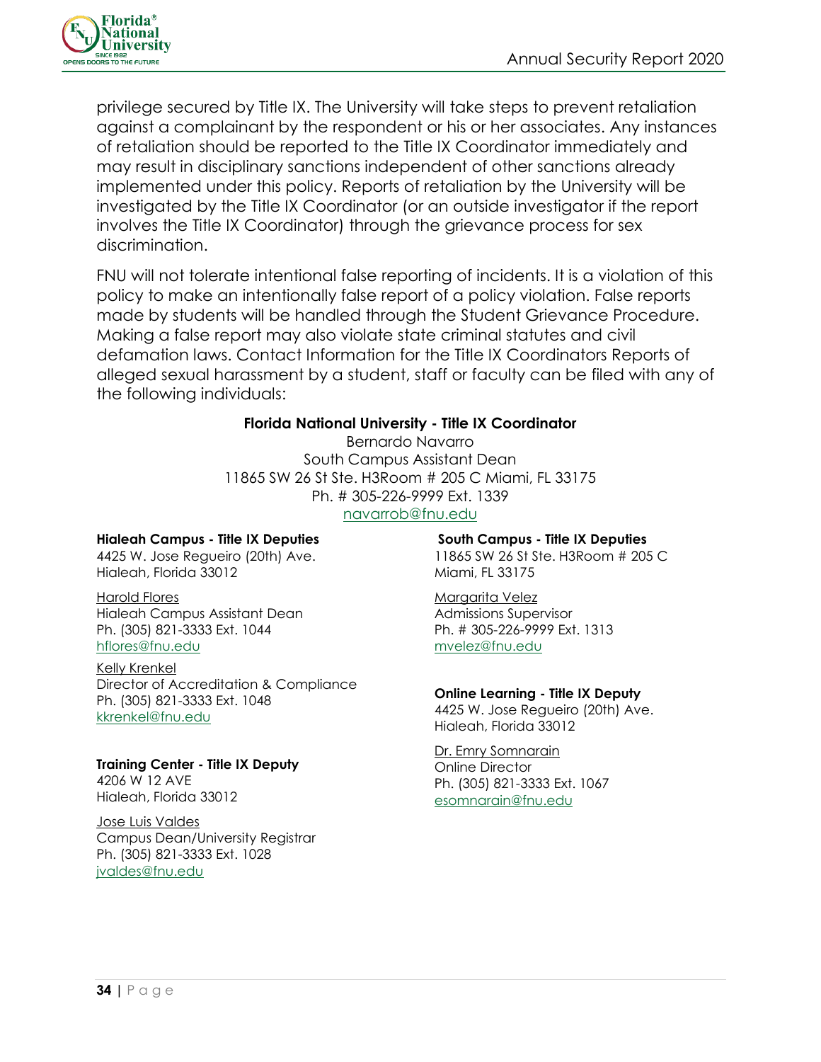privilege secured by Title IX. The University will take steps to prevent retaliation against a complainant by the respondent or his or her associates. Any instances of retaliation should be reported to the Title IX Coordinator immediately and may result in disciplinary sanctions independent of other sanctions already implemented under this policy. Reports of retaliation by the University will be investigated by the Title IX Coordinator (or an outside investigator if the report involves the Title IX Coordinator) through the grievance process for sex discrimination.

FNU will not tolerate intentional false reporting of incidents. It is a violation of this policy to make an intentionally false report of a policy violation. False reports made by students will be handled through the Student Grievance Procedure. Making a false report may also violate state criminal statutes and civil defamation laws. Contact Information for the Title IX Coordinators Reports of alleged sexual harassment by a student, staff or faculty can be filed with any of the following individuals:

**Florida National University - Title IX Coordinator**
Bernardo Navarro
South Campus Assistant Dean
11865 SW 26 St Ste. H3Room # 205 C Miami, FL 33175
Ph. # 305-226-9999 Ext. 1339
navarrob@fnu.edu

**Hialeah Campus - Title IX Deputies**
4425 W. Jose Regueiro (20th) Ave.
Hialeah, Florida 33012

Harold Flores
Hialeah Campus Assistant Dean
Ph. (305) 821-3333 Ext. 1044
hflores@fnu.edu

Kelly Krenkel
Director of Accreditation & Compliance
Ph. (305) 821-3333 Ext. 1048
kkrenkel@fnu.edu

**Training Center - Title IX Deputy**
4206 W 12 AVE
Hialeah, Florida 33012

Jose Luis Valdes
Campus Dean/University Registrar
Ph. (305) 821-3333 Ext. 1028
jvaldes@fnu.edu

**South Campus - Title IX Deputies**
11865 SW 26 St Ste. H3Room # 205 C
Miami, FL 33175

Margarita Velez
Admissions Supervisor
Ph. # 305-226-9999 Ext. 1313
mvelez@fnu.edu

**Online Learning - Title IX Deputy**
4425 W. Jose Regueiro (20th) Ave.
Hialeah, Florida 33012

Dr. Emry Somnarain
Online Director
Ph. (305) 821-3333 Ext. 1067
esomnarain@fnu.edu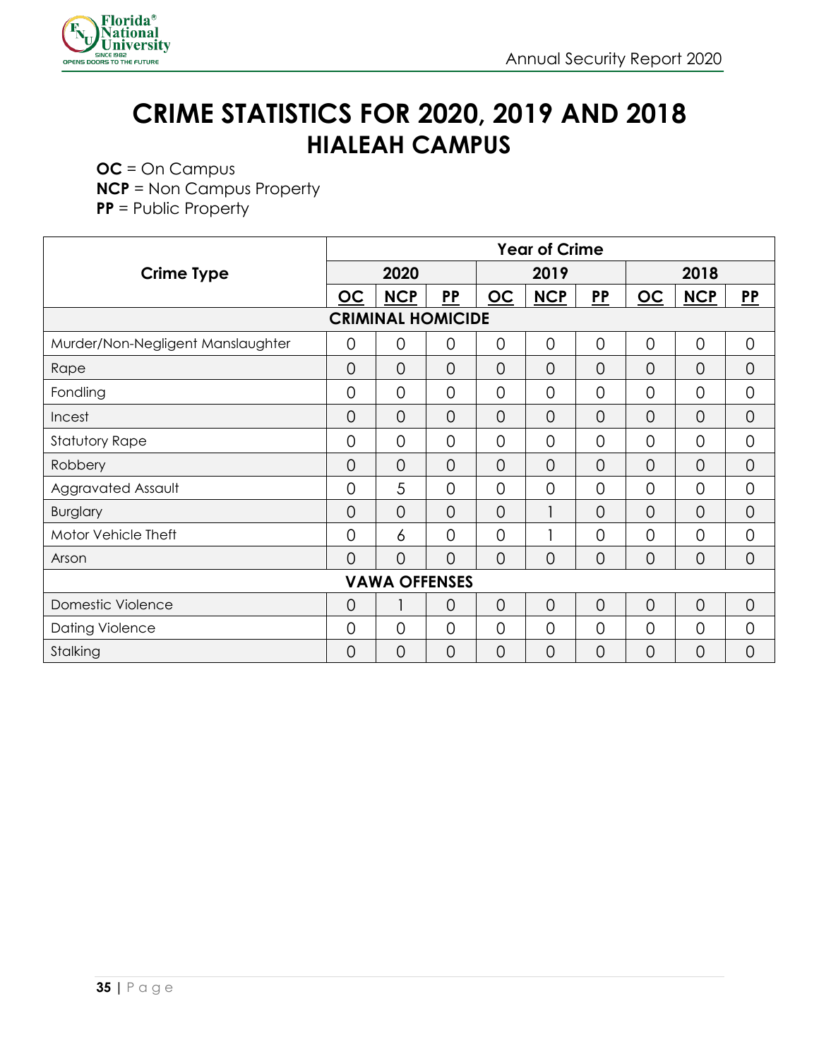# CRIME STATISTICS FOR 2020, 2019 AND 2018
## HIALEAH CAMPUS

**OC** = On Campus
**NCP** = Non Campus Property
**PP** = Public Property

| Crime Type | Year of Crime | | | | | | | | |
|---|---|---|---|---|---|---|---|---|---|
| | 2020 | | | 2019 | | | 2018 | | |
| | OC | NCP | PP | OC | NCP | PP | OC | NCP | PP |
| **CRIMINAL HOMICIDE** | | | | | | | | | |
| Murder/Non-Negligent Manslaughter | 0 | 0 | 0 | 0 | 0 | 0 | 0 | 0 | 0 |
| Rape | 0 | 0 | 0 | 0 | 0 | 0 | 0 | 0 | 0 |
| Fondling | 0 | 0 | 0 | 0 | 0 | 0 | 0 | 0 | 0 |
| Incest | 0 | 0 | 0 | 0 | 0 | 0 | 0 | 0 | 0 |
| Statutory Rape | 0 | 0 | 0 | 0 | 0 | 0 | 0 | 0 | 0 |
| Robbery | 0 | 0 | 0 | 0 | 0 | 0 | 0 | 0 | 0 |
| Aggravated Assault | 0 | 5 | 0 | 0 | 0 | 0 | 0 | 0 | 0 |
| Burglary | 0 | 0 | 0 | 0 | 1 | 0 | 0 | 0 | 0 |
| Motor Vehicle Theft | 0 | 6 | 0 | 0 | 1 | 0 | 0 | 0 | 0 |
| Arson | 0 | 0 | 0 | 0 | 0 | 0 | 0 | 0 | 0 |
| **VAWA OFFENSES** | | | | | | | | | |
| Domestic Violence | 0 | 1 | 0 | 0 | 0 | 0 | 0 | 0 | 0 |
| Dating Violence | 0 | 0 | 0 | 0 | 0 | 0 | 0 | 0 | 0 |
| Stalking | 0 | 0 | 0 | 0 | 0 | 0 | 0 | 0 | 0 |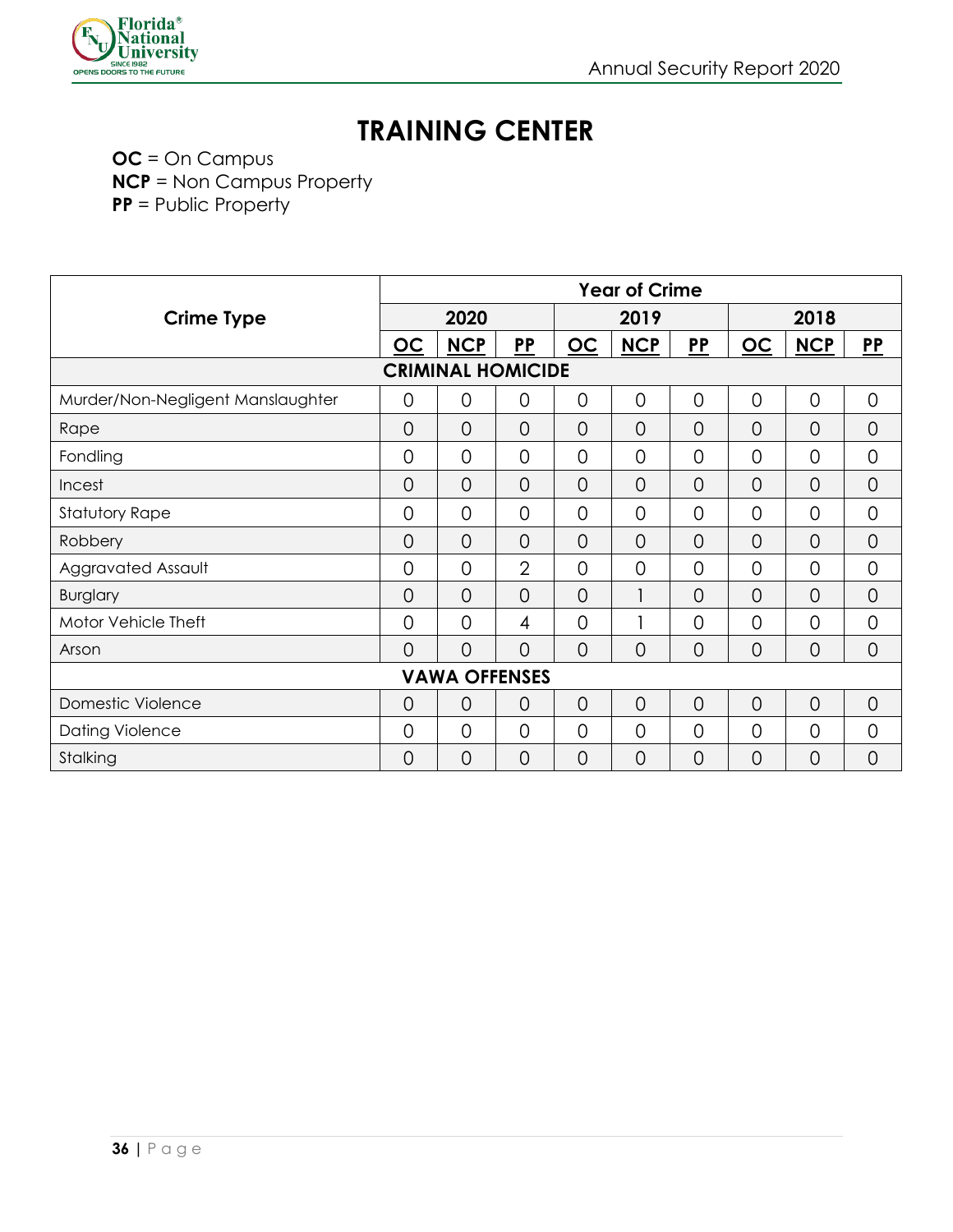# TRAINING CENTER

**OC** = On Campus
**NCP** = Non Campus Property
**PP** = Public Property

| Crime Type | Year of Crime | | | | | | | | |
|---|---|---|---|---|---|---|---|---|---|
| | 2020 | | | 2019 | | | 2018 | | |
| | OC | NCP | PP | OC | NCP | PP | OC | NCP | PP |
| **CRIMINAL HOMICIDE** | | | | | | | | | |
| Murder/Non-Negligent Manslaughter | 0 | 0 | 0 | 0 | 0 | 0 | 0 | 0 | 0 |
| Rape | 0 | 0 | 0 | 0 | 0 | 0 | 0 | 0 | 0 |
| Fondling | 0 | 0 | 0 | 0 | 0 | 0 | 0 | 0 | 0 |
| Incest | 0 | 0 | 0 | 0 | 0 | 0 | 0 | 0 | 0 |
| Statutory Rape | 0 | 0 | 0 | 0 | 0 | 0 | 0 | 0 | 0 |
| Robbery | 0 | 0 | 0 | 0 | 0 | 0 | 0 | 0 | 0 |
| Aggravated Assault | 0 | 0 | 2 | 0 | 0 | 0 | 0 | 0 | 0 |
| Burglary | 0 | 0 | 0 | 0 | 1 | 0 | 0 | 0 | 0 |
| Motor Vehicle Theft | 0 | 0 | 4 | 0 | 1 | 0 | 0 | 0 | 0 |
| Arson | 0 | 0 | 0 | 0 | 0 | 0 | 0 | 0 | 0 |
| **VAWA OFFENSES** | | | | | | | | | |
| Domestic Violence | 0 | 0 | 0 | 0 | 0 | 0 | 0 | 0 | 0 |
| Dating Violence | 0 | 0 | 0 | 0 | 0 | 0 | 0 | 0 | 0 |
| Stalking | 0 | 0 | 0 | 0 | 0 | 0 | 0 | 0 | 0 |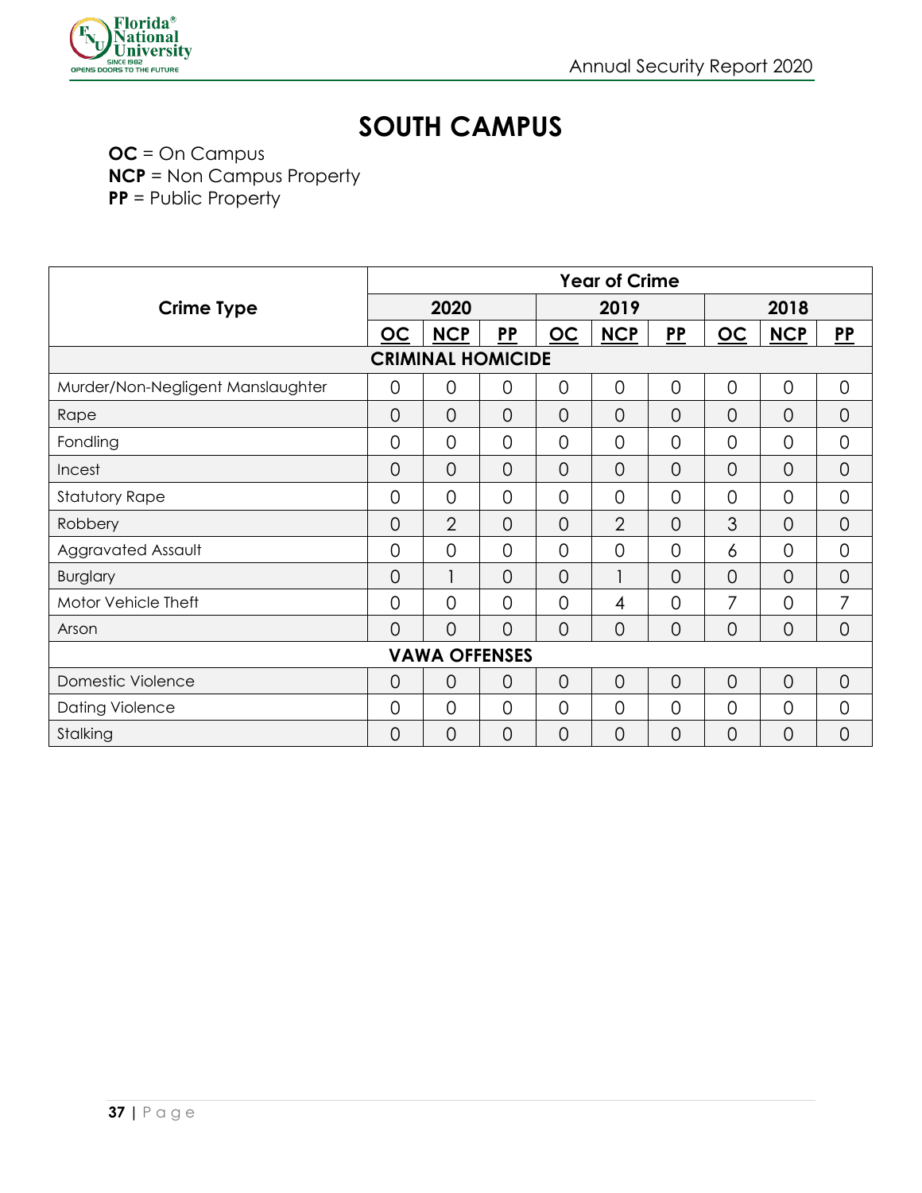# SOUTH CAMPUS

**OC** = On Campus
**NCP** = Non Campus Property
**PP** = Public Property

| Crime Type | Year of Crime | | | | | | | | |
|---|---|---|---|---|---|---|---|---|---|
| | 2020 | | | 2019 | | | 2018 | | |
| | OC | NCP | PP | OC | NCP | PP | OC | NCP | PP |
| **CRIMINAL HOMICIDE** | | | | | | | | | |
| Murder/Non-Negligent Manslaughter | 0 | 0 | 0 | 0 | 0 | 0 | 0 | 0 | 0 |
| Rape | 0 | 0 | 0 | 0 | 0 | 0 | 0 | 0 | 0 |
| Fondling | 0 | 0 | 0 | 0 | 0 | 0 | 0 | 0 | 0 |
| Incest | 0 | 0 | 0 | 0 | 0 | 0 | 0 | 0 | 0 |
| Statutory Rape | 0 | 0 | 0 | 0 | 0 | 0 | 0 | 0 | 0 |
| Robbery | 0 | 2 | 0 | 0 | 2 | 0 | 3 | 0 | 0 |
| Aggravated Assault | 0 | 0 | 0 | 0 | 0 | 0 | 6 | 0 | 0 |
| Burglary | 0 | 1 | 0 | 0 | 1 | 0 | 0 | 0 | 0 |
| Motor Vehicle Theft | 0 | 0 | 0 | 0 | 4 | 0 | 7 | 0 | 7 |
| Arson | 0 | 0 | 0 | 0 | 0 | 0 | 0 | 0 | 0 |
| **VAWA OFFENSES** | | | | | | | | | |
| Domestic Violence | 0 | 0 | 0 | 0 | 0 | 0 | 0 | 0 | 0 |
| Dating Violence | 0 | 0 | 0 | 0 | 0 | 0 | 0 | 0 | 0 |
| Stalking | 0 | 0 | 0 | 0 | 0 | 0 | 0 | 0 | 0 |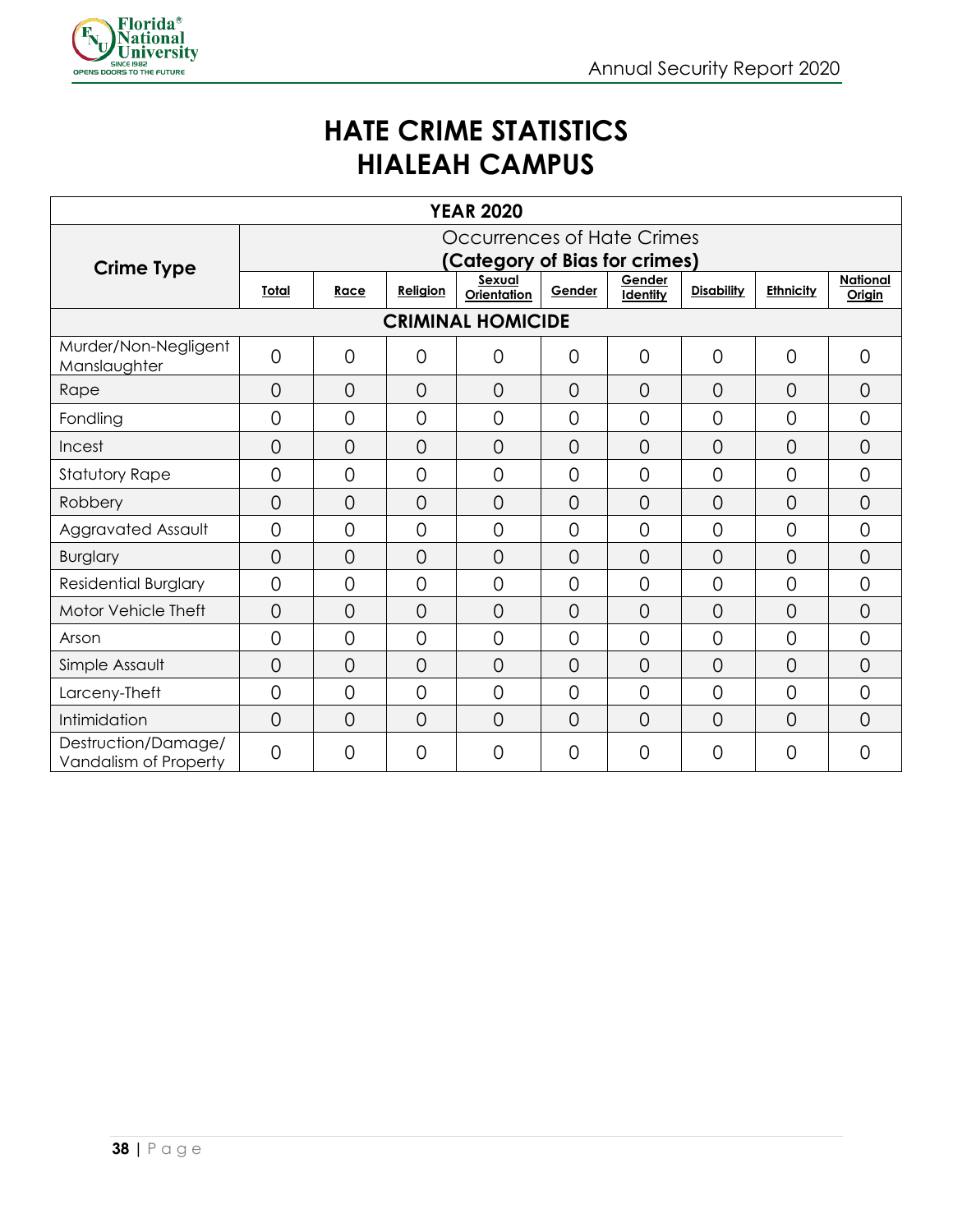# HATE CRIME STATISTICS
# HIALEAH CAMPUS

| YEAR 2020 | | | | | | | | | |
|---|---|---|---|---|---|---|---|---|---|
| Crime Type | Occurrences of Hate Crimes **(Category of Bias for crimes)** | | | | | | | | |
| | Total | Race | Religion | Sexual Orientation | Gender | Gender Identity | Disability | Ethnicity | National Origin |
| **CRIMINAL HOMICIDE** | | | | | | | | | |
| Murder/Non-Negligent Manslaughter | 0 | 0 | 0 | 0 | 0 | 0 | 0 | 0 | 0 |
| Rape | 0 | 0 | 0 | 0 | 0 | 0 | 0 | 0 | 0 |
| Fondling | 0 | 0 | 0 | 0 | 0 | 0 | 0 | 0 | 0 |
| Incest | 0 | 0 | 0 | 0 | 0 | 0 | 0 | 0 | 0 |
| Statutory Rape | 0 | 0 | 0 | 0 | 0 | 0 | 0 | 0 | 0 |
| Robbery | 0 | 0 | 0 | 0 | 0 | 0 | 0 | 0 | 0 |
| Aggravated Assault | 0 | 0 | 0 | 0 | 0 | 0 | 0 | 0 | 0 |
| Burglary | 0 | 0 | 0 | 0 | 0 | 0 | 0 | 0 | 0 |
| Residential Burglary | 0 | 0 | 0 | 0 | 0 | 0 | 0 | 0 | 0 |
| Motor Vehicle Theft | 0 | 0 | 0 | 0 | 0 | 0 | 0 | 0 | 0 |
| Arson | 0 | 0 | 0 | 0 | 0 | 0 | 0 | 0 | 0 |
| Simple Assault | 0 | 0 | 0 | 0 | 0 | 0 | 0 | 0 | 0 |
| Larceny-Theft | 0 | 0 | 0 | 0 | 0 | 0 | 0 | 0 | 0 |
| Intimidation | 0 | 0 | 0 | 0 | 0 | 0 | 0 | 0 | 0 |
| Destruction/Damage/ Vandalism of Property | 0 | 0 | 0 | 0 | 0 | 0 | 0 | 0 | 0 |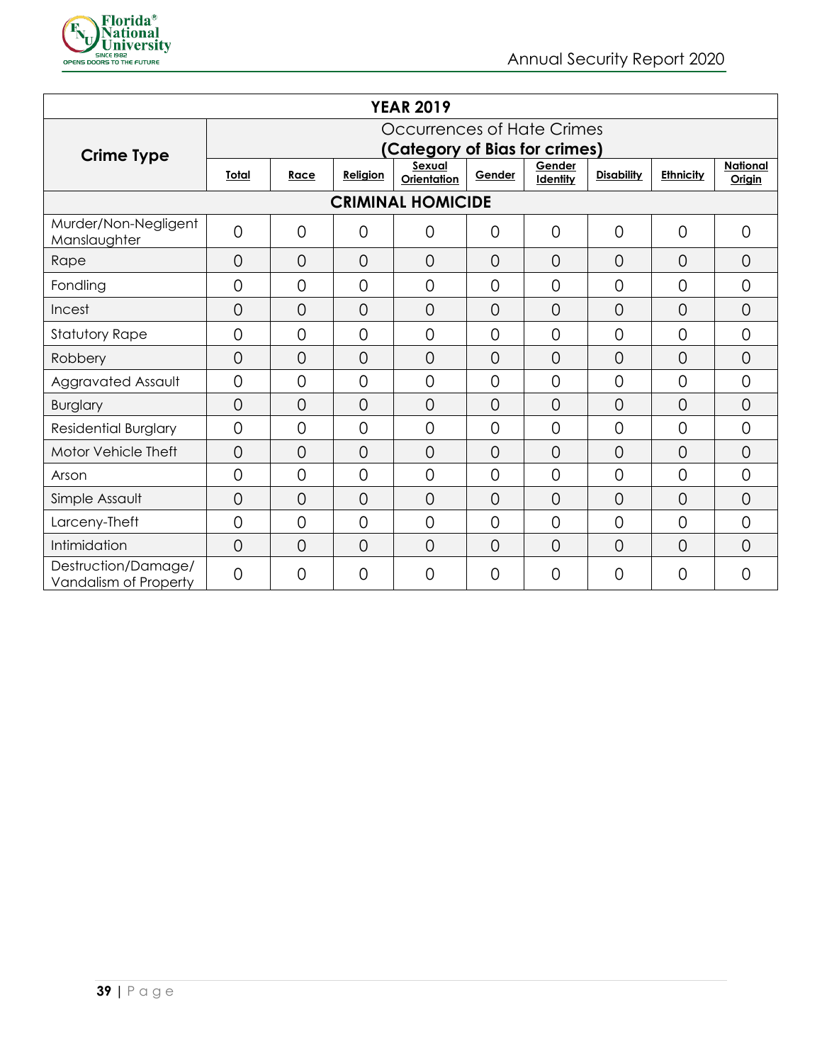| YEAR 2019 | | | | | | | | | |
|---|---|---|---|---|---|---|---|---|---|
| **Crime Type** | Occurrences of Hate Crimes **(Category of Bias for crimes)** | | | | | | | | |
| | **Total** | **Race** | **Religion** | **Sexual Orientation** | **Gender** | **Gender Identity** | **Disability** | **Ethnicity** | **National Origin** |
| **CRIMINAL HOMICIDE** | | | | | | | | | |
| Murder/Non-Negligent Manslaughter | 0 | 0 | 0 | 0 | 0 | 0 | 0 | 0 | 0 |
| Rape | 0 | 0 | 0 | 0 | 0 | 0 | 0 | 0 | 0 |
| Fondling | 0 | 0 | 0 | 0 | 0 | 0 | 0 | 0 | 0 |
| Incest | 0 | 0 | 0 | 0 | 0 | 0 | 0 | 0 | 0 |
| Statutory Rape | 0 | 0 | 0 | 0 | 0 | 0 | 0 | 0 | 0 |
| Robbery | 0 | 0 | 0 | 0 | 0 | 0 | 0 | 0 | 0 |
| Aggravated Assault | 0 | 0 | 0 | 0 | 0 | 0 | 0 | 0 | 0 |
| Burglary | 0 | 0 | 0 | 0 | 0 | 0 | 0 | 0 | 0 |
| Residential Burglary | 0 | 0 | 0 | 0 | 0 | 0 | 0 | 0 | 0 |
| Motor Vehicle Theft | 0 | 0 | 0 | 0 | 0 | 0 | 0 | 0 | 0 |
| Arson | 0 | 0 | 0 | 0 | 0 | 0 | 0 | 0 | 0 |
| Simple Assault | 0 | 0 | 0 | 0 | 0 | 0 | 0 | 0 | 0 |
| Larceny-Theft | 0 | 0 | 0 | 0 | 0 | 0 | 0 | 0 | 0 |
| Intimidation | 0 | 0 | 0 | 0 | 0 | 0 | 0 | 0 | 0 |
| Destruction/Damage/ Vandalism of Property | 0 | 0 | 0 | 0 | 0 | 0 | 0 | 0 | 0 |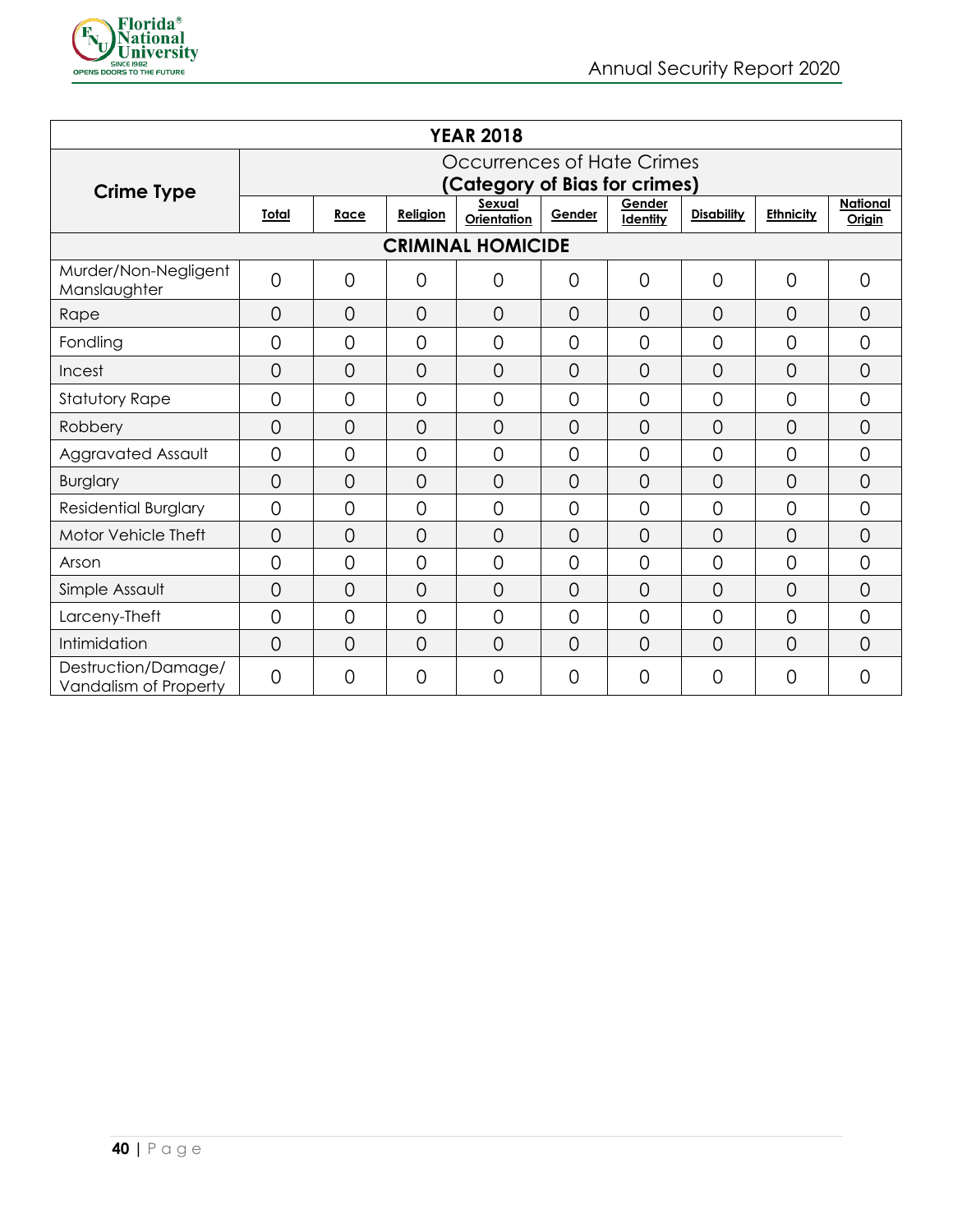| YEAR 2018 | | | | | | | | | |
|---|---|---|---|---|---|---|---|---|---|
| Crime Type | Occurrences of Hate Crimes **(Category of Bias for crimes)** | | | | | | | | |
| | **Total** | **Race** | **Religion** | **Sexual Orientation** | **Gender** | **Gender Identity** | **Disability** | **Ethnicity** | **National Origin** |
| **CRIMINAL HOMICIDE** | | | | | | | | | |
| Murder/Non-Negligent Manslaughter | 0 | 0 | 0 | 0 | 0 | 0 | 0 | 0 | 0 |
| Rape | 0 | 0 | 0 | 0 | 0 | 0 | 0 | 0 | 0 |
| Fondling | 0 | 0 | 0 | 0 | 0 | 0 | 0 | 0 | 0 |
| Incest | 0 | 0 | 0 | 0 | 0 | 0 | 0 | 0 | 0 |
| Statutory Rape | 0 | 0 | 0 | 0 | 0 | 0 | 0 | 0 | 0 |
| Robbery | 0 | 0 | 0 | 0 | 0 | 0 | 0 | 0 | 0 |
| Aggravated Assault | 0 | 0 | 0 | 0 | 0 | 0 | 0 | 0 | 0 |
| Burglary | 0 | 0 | 0 | 0 | 0 | 0 | 0 | 0 | 0 |
| Residential Burglary | 0 | 0 | 0 | 0 | 0 | 0 | 0 | 0 | 0 |
| Motor Vehicle Theft | 0 | 0 | 0 | 0 | 0 | 0 | 0 | 0 | 0 |
| Arson | 0 | 0 | 0 | 0 | 0 | 0 | 0 | 0 | 0 |
| Simple Assault | 0 | 0 | 0 | 0 | 0 | 0 | 0 | 0 | 0 |
| Larceny-Theft | 0 | 0 | 0 | 0 | 0 | 0 | 0 | 0 | 0 |
| Intimidation | 0 | 0 | 0 | 0 | 0 | 0 | 0 | 0 | 0 |
| Destruction/Damage/ Vandalism of Property | 0 | 0 | 0 | 0 | 0 | 0 | 0 | 0 | 0 |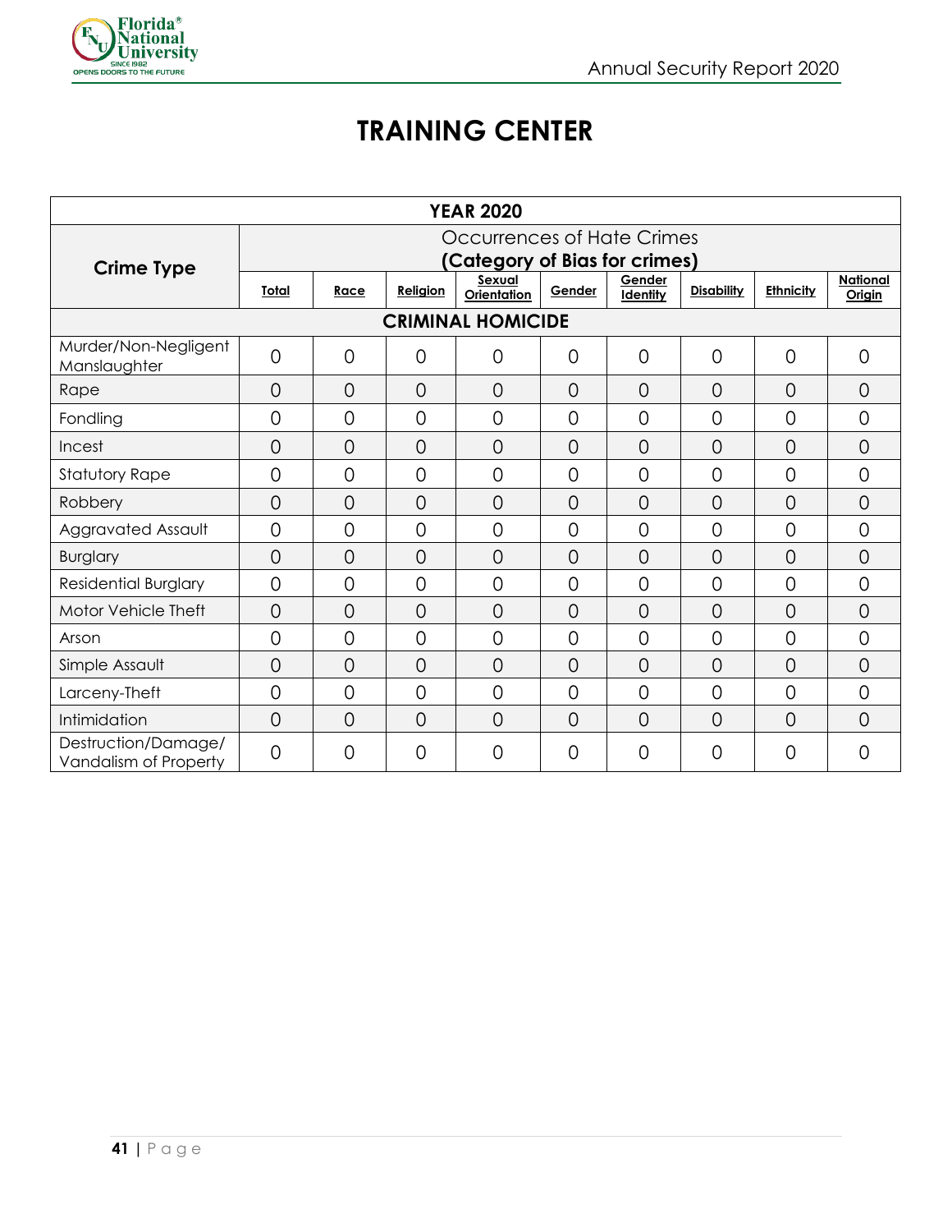# TRAINING CENTER

| YEAR 2020 | | | | | | | | | |
|---|---|---|---|---|---|---|---|---|---|
| Crime Type | Occurrences of Hate Crimes (Category of Bias for crimes) | | | | | | | | |
| | Total | Race | Religion | Sexual Orientation | Gender | Gender Identity | Disability | Ethnicity | National Origin |
| **CRIMINAL HOMICIDE** | | | | | | | | | |
| Murder/Non-Negligent Manslaughter | 0 | 0 | 0 | 0 | 0 | 0 | 0 | 0 | 0 |
| Rape | 0 | 0 | 0 | 0 | 0 | 0 | 0 | 0 | 0 |
| Fondling | 0 | 0 | 0 | 0 | 0 | 0 | 0 | 0 | 0 |
| Incest | 0 | 0 | 0 | 0 | 0 | 0 | 0 | 0 | 0 |
| Statutory Rape | 0 | 0 | 0 | 0 | 0 | 0 | 0 | 0 | 0 |
| Robbery | 0 | 0 | 0 | 0 | 0 | 0 | 0 | 0 | 0 |
| Aggravated Assault | 0 | 0 | 0 | 0 | 0 | 0 | 0 | 0 | 0 |
| Burglary | 0 | 0 | 0 | 0 | 0 | 0 | 0 | 0 | 0 |
| Residential Burglary | 0 | 0 | 0 | 0 | 0 | 0 | 0 | 0 | 0 |
| Motor Vehicle Theft | 0 | 0 | 0 | 0 | 0 | 0 | 0 | 0 | 0 |
| Arson | 0 | 0 | 0 | 0 | 0 | 0 | 0 | 0 | 0 |
| Simple Assault | 0 | 0 | 0 | 0 | 0 | 0 | 0 | 0 | 0 |
| Larceny-Theft | 0 | 0 | 0 | 0 | 0 | 0 | 0 | 0 | 0 |
| Intimidation | 0 | 0 | 0 | 0 | 0 | 0 | 0 | 0 | 0 |
| Destruction/Damage/ Vandalism of Property | 0 | 0 | 0 | 0 | 0 | 0 | 0 | 0 | 0 |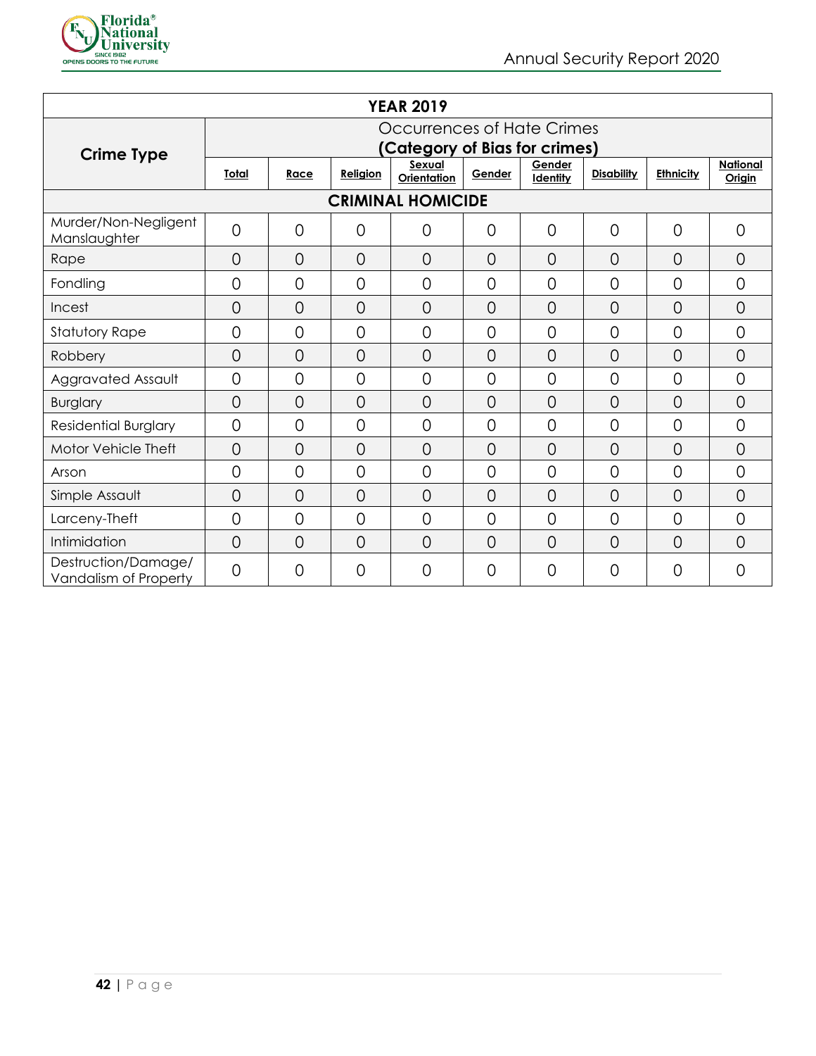| YEAR 2019 | | | | | | | | | |
|---|---|---|---|---|---|---|---|---|---|
| **Crime Type** | Occurrences of Hate Crimes **(Category of Bias for crimes)** | | | | | | | | |
| | **Total** | **Race** | **Religion** | **Sexual Orientation** | **Gender** | **Gender Identity** | **Disability** | **Ethnicity** | **National Origin** |
| **CRIMINAL HOMICIDE** | | | | | | | | | |
| Murder/Non-Negligent Manslaughter | 0 | 0 | 0 | 0 | 0 | 0 | 0 | 0 | 0 |
| Rape | 0 | 0 | 0 | 0 | 0 | 0 | 0 | 0 | 0 |
| Fondling | 0 | 0 | 0 | 0 | 0 | 0 | 0 | 0 | 0 |
| Incest | 0 | 0 | 0 | 0 | 0 | 0 | 0 | 0 | 0 |
| Statutory Rape | 0 | 0 | 0 | 0 | 0 | 0 | 0 | 0 | 0 |
| Robbery | 0 | 0 | 0 | 0 | 0 | 0 | 0 | 0 | 0 |
| Aggravated Assault | 0 | 0 | 0 | 0 | 0 | 0 | 0 | 0 | 0 |
| Burglary | 0 | 0 | 0 | 0 | 0 | 0 | 0 | 0 | 0 |
| Residential Burglary | 0 | 0 | 0 | 0 | 0 | 0 | 0 | 0 | 0 |
| Motor Vehicle Theft | 0 | 0 | 0 | 0 | 0 | 0 | 0 | 0 | 0 |
| Arson | 0 | 0 | 0 | 0 | 0 | 0 | 0 | 0 | 0 |
| Simple Assault | 0 | 0 | 0 | 0 | 0 | 0 | 0 | 0 | 0 |
| Larceny-Theft | 0 | 0 | 0 | 0 | 0 | 0 | 0 | 0 | 0 |
| Intimidation | 0 | 0 | 0 | 0 | 0 | 0 | 0 | 0 | 0 |
| Destruction/Damage/ Vandalism of Property | 0 | 0 | 0 | 0 | 0 | 0 | 0 | 0 | 0 |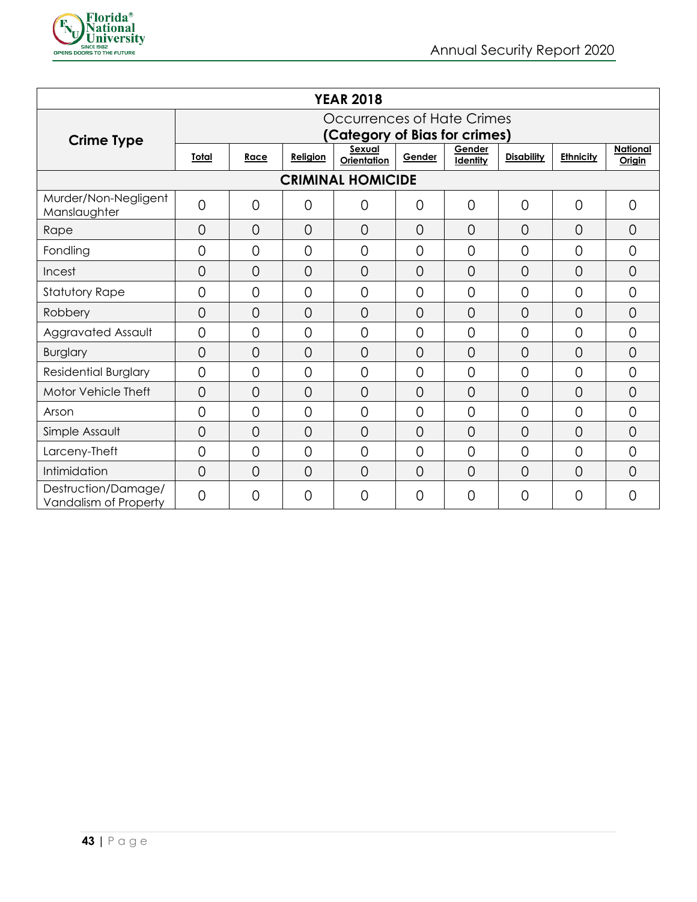| YEAR 2018 | | | | | | | | | |
|---|---|---|---|---|---|---|---|---|---|
| **Crime Type** | Occurrences of Hate Crimes **(Category of Bias for crimes)** | | | | | | | | |
| | **Total** | **Race** | **Religion** | **Sexual Orientation** | **Gender** | **Gender Identity** | **Disability** | **Ethnicity** | **National Origin** |
| **CRIMINAL HOMICIDE** | | | | | | | | | |
| Murder/Non-Negligent Manslaughter | 0 | 0 | 0 | 0 | 0 | 0 | 0 | 0 | 0 |
| Rape | 0 | 0 | 0 | 0 | 0 | 0 | 0 | 0 | 0 |
| Fondling | 0 | 0 | 0 | 0 | 0 | 0 | 0 | 0 | 0 |
| Incest | 0 | 0 | 0 | 0 | 0 | 0 | 0 | 0 | 0 |
| Statutory Rape | 0 | 0 | 0 | 0 | 0 | 0 | 0 | 0 | 0 |
| Robbery | 0 | 0 | 0 | 0 | 0 | 0 | 0 | 0 | 0 |
| Aggravated Assault | 0 | 0 | 0 | 0 | 0 | 0 | 0 | 0 | 0 |
| Burglary | 0 | 0 | 0 | 0 | 0 | 0 | 0 | 0 | 0 |
| Residential Burglary | 0 | 0 | 0 | 0 | 0 | 0 | 0 | 0 | 0 |
| Motor Vehicle Theft | 0 | 0 | 0 | 0 | 0 | 0 | 0 | 0 | 0 |
| Arson | 0 | 0 | 0 | 0 | 0 | 0 | 0 | 0 | 0 |
| Simple Assault | 0 | 0 | 0 | 0 | 0 | 0 | 0 | 0 | 0 |
| Larceny-Theft | 0 | 0 | 0 | 0 | 0 | 0 | 0 | 0 | 0 |
| Intimidation | 0 | 0 | 0 | 0 | 0 | 0 | 0 | 0 | 0 |
| Destruction/Damage/ Vandalism of Property | 0 | 0 | 0 | 0 | 0 | 0 | 0 | 0 | 0 |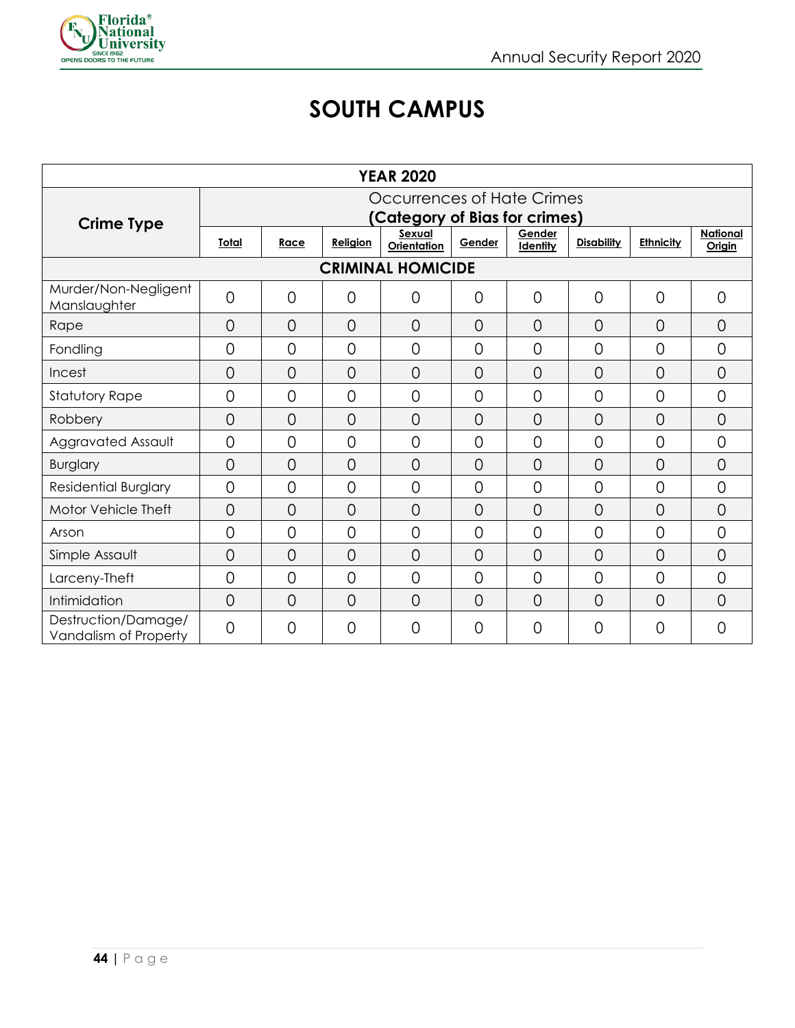# SOUTH CAMPUS

| YEAR 2020 | | | | | | | | | |
|---|---|---|---|---|---|---|---|---|---|
| Crime Type | Occurrences of Hate Crimes **(Category of Bias for crimes)** | | | | | | | | |
| | **Total** | **Race** | **Religion** | **Sexual Orientation** | **Gender** | **Gender Identity** | **Disability** | **Ethnicity** | **National Origin** |
| **CRIMINAL HOMICIDE** | | | | | | | | | |
| Murder/Non-Negligent Manslaughter | 0 | 0 | 0 | 0 | 0 | 0 | 0 | 0 | 0 |
| Rape | 0 | 0 | 0 | 0 | 0 | 0 | 0 | 0 | 0 |
| Fondling | 0 | 0 | 0 | 0 | 0 | 0 | 0 | 0 | 0 |
| Incest | 0 | 0 | 0 | 0 | 0 | 0 | 0 | 0 | 0 |
| Statutory Rape | 0 | 0 | 0 | 0 | 0 | 0 | 0 | 0 | 0 |
| Robbery | 0 | 0 | 0 | 0 | 0 | 0 | 0 | 0 | 0 |
| Aggravated Assault | 0 | 0 | 0 | 0 | 0 | 0 | 0 | 0 | 0 |
| Burglary | 0 | 0 | 0 | 0 | 0 | 0 | 0 | 0 | 0 |
| Residential Burglary | 0 | 0 | 0 | 0 | 0 | 0 | 0 | 0 | 0 |
| Motor Vehicle Theft | 0 | 0 | 0 | 0 | 0 | 0 | 0 | 0 | 0 |
| Arson | 0 | 0 | 0 | 0 | 0 | 0 | 0 | 0 | 0 |
| Simple Assault | 0 | 0 | 0 | 0 | 0 | 0 | 0 | 0 | 0 |
| Larceny-Theft | 0 | 0 | 0 | 0 | 0 | 0 | 0 | 0 | 0 |
| Intimidation | 0 | 0 | 0 | 0 | 0 | 0 | 0 | 0 | 0 |
| Destruction/Damage/ Vandalism of Property | 0 | 0 | 0 | 0 | 0 | 0 | 0 | 0 | 0 |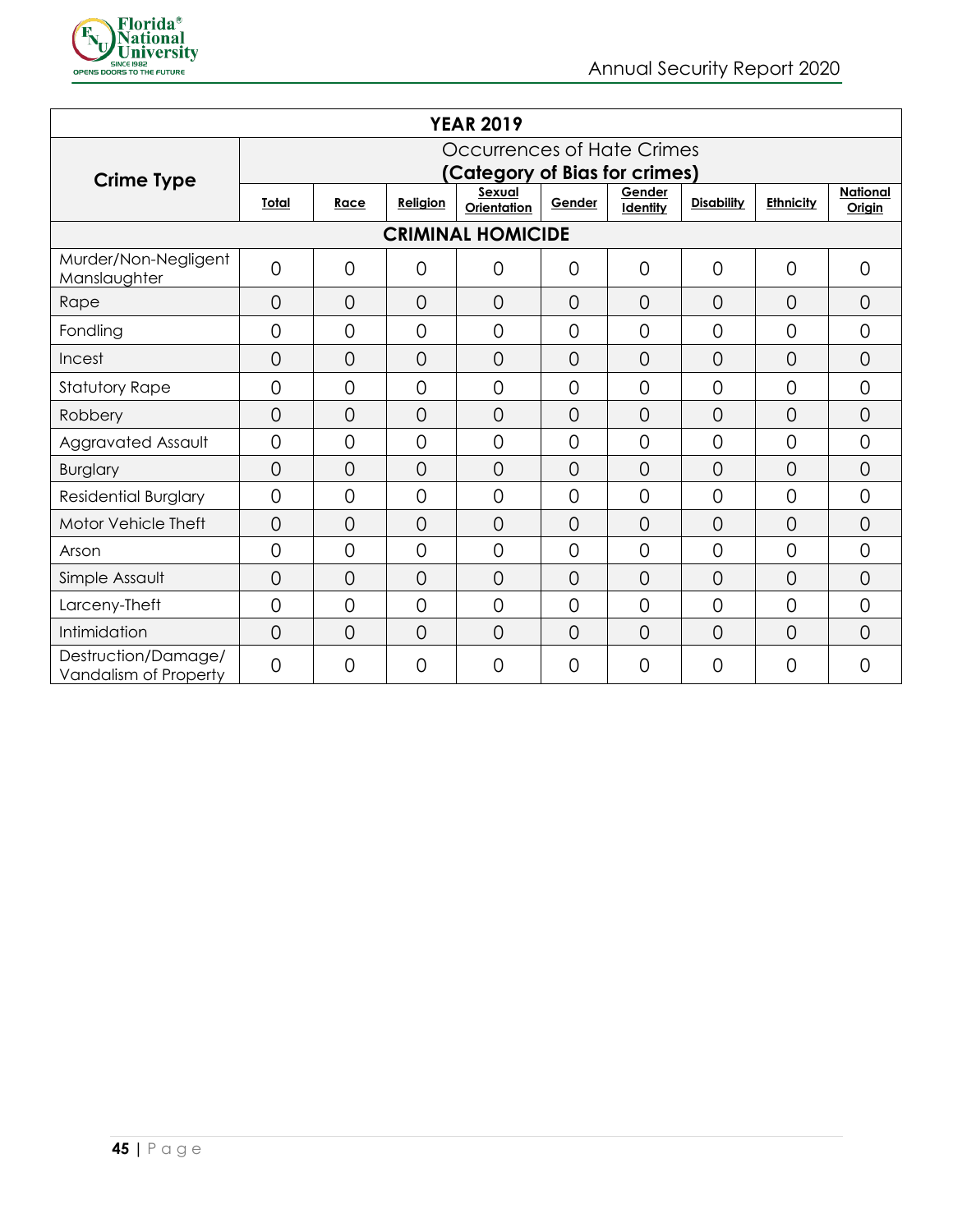| YEAR 2019 | | | | | | | | | |
|---|---|---|---|---|---|---|---|---|---|
| **Crime Type** | Occurrences of Hate Crimes **(Category of Bias for crimes)** | | | | | | | | |
| | **Total** | **Race** | **Religion** | **Sexual Orientation** | **Gender** | **Gender Identity** | **Disability** | **Ethnicity** | **National Origin** |
| **CRIMINAL HOMICIDE** | | | | | | | | | |
| Murder/Non-Negligent Manslaughter | 0 | 0 | 0 | 0 | 0 | 0 | 0 | 0 | 0 |
| Rape | 0 | 0 | 0 | 0 | 0 | 0 | 0 | 0 | 0 |
| Fondling | 0 | 0 | 0 | 0 | 0 | 0 | 0 | 0 | 0 |
| Incest | 0 | 0 | 0 | 0 | 0 | 0 | 0 | 0 | 0 |
| Statutory Rape | 0 | 0 | 0 | 0 | 0 | 0 | 0 | 0 | 0 |
| Robbery | 0 | 0 | 0 | 0 | 0 | 0 | 0 | 0 | 0 |
| Aggravated Assault | 0 | 0 | 0 | 0 | 0 | 0 | 0 | 0 | 0 |
| Burglary | 0 | 0 | 0 | 0 | 0 | 0 | 0 | 0 | 0 |
| Residential Burglary | 0 | 0 | 0 | 0 | 0 | 0 | 0 | 0 | 0 |
| Motor Vehicle Theft | 0 | 0 | 0 | 0 | 0 | 0 | 0 | 0 | 0 |
| Arson | 0 | 0 | 0 | 0 | 0 | 0 | 0 | 0 | 0 |
| Simple Assault | 0 | 0 | 0 | 0 | 0 | 0 | 0 | 0 | 0 |
| Larceny-Theft | 0 | 0 | 0 | 0 | 0 | 0 | 0 | 0 | 0 |
| Intimidation | 0 | 0 | 0 | 0 | 0 | 0 | 0 | 0 | 0 |
| Destruction/Damage/ Vandalism of Property | 0 | 0 | 0 | 0 | 0 | 0 | 0 | 0 | 0 |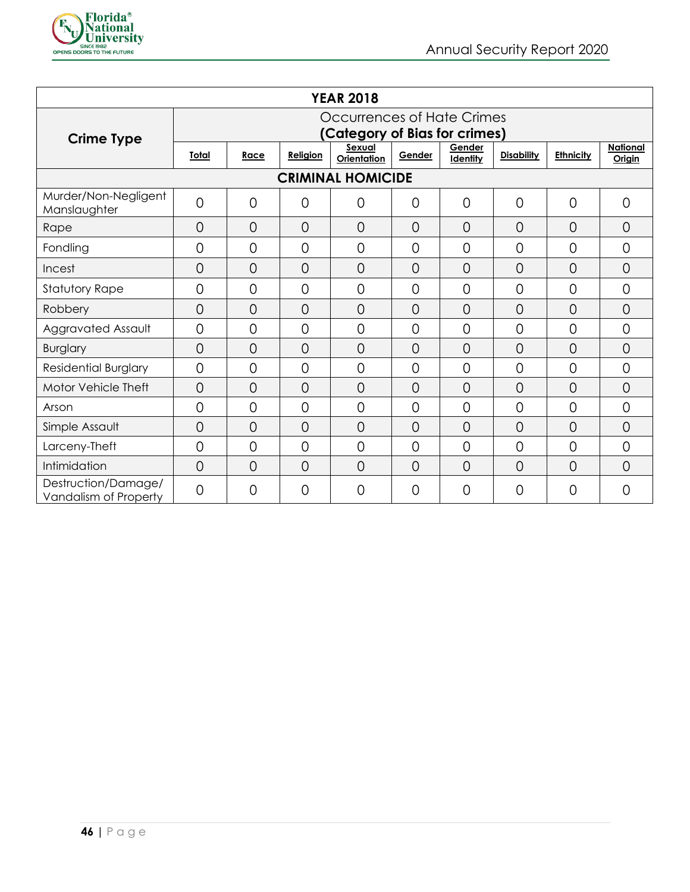| YEAR 2018 | | | | | | | | | |
|---|---|---|---|---|---|---|---|---|---|
| **Crime Type** | Occurrences of Hate Crimes **(Category of Bias for crimes)** | | | | | | | | |
| | **Total** | **Race** | **Religion** | **Sexual Orientation** | **Gender** | **Gender Identity** | **Disability** | **Ethnicity** | **National Origin** |
| **CRIMINAL HOMICIDE** | | | | | | | | | |
| Murder/Non-Negligent Manslaughter | 0 | 0 | 0 | 0 | 0 | 0 | 0 | 0 | 0 |
| Rape | 0 | 0 | 0 | 0 | 0 | 0 | 0 | 0 | 0 |
| Fondling | 0 | 0 | 0 | 0 | 0 | 0 | 0 | 0 | 0 |
| Incest | 0 | 0 | 0 | 0 | 0 | 0 | 0 | 0 | 0 |
| Statutory Rape | 0 | 0 | 0 | 0 | 0 | 0 | 0 | 0 | 0 |
| Robbery | 0 | 0 | 0 | 0 | 0 | 0 | 0 | 0 | 0 |
| Aggravated Assault | 0 | 0 | 0 | 0 | 0 | 0 | 0 | 0 | 0 |
| Burglary | 0 | 0 | 0 | 0 | 0 | 0 | 0 | 0 | 0 |
| Residential Burglary | 0 | 0 | 0 | 0 | 0 | 0 | 0 | 0 | 0 |
| Motor Vehicle Theft | 0 | 0 | 0 | 0 | 0 | 0 | 0 | 0 | 0 |
| Arson | 0 | 0 | 0 | 0 | 0 | 0 | 0 | 0 | 0 |
| Simple Assault | 0 | 0 | 0 | 0 | 0 | 0 | 0 | 0 | 0 |
| Larceny-Theft | 0 | 0 | 0 | 0 | 0 | 0 | 0 | 0 | 0 |
| Intimidation | 0 | 0 | 0 | 0 | 0 | 0 | 0 | 0 | 0 |
| Destruction/Damage/ Vandalism of Property | 0 | 0 | 0 | 0 | 0 | 0 | 0 | 0 | 0 |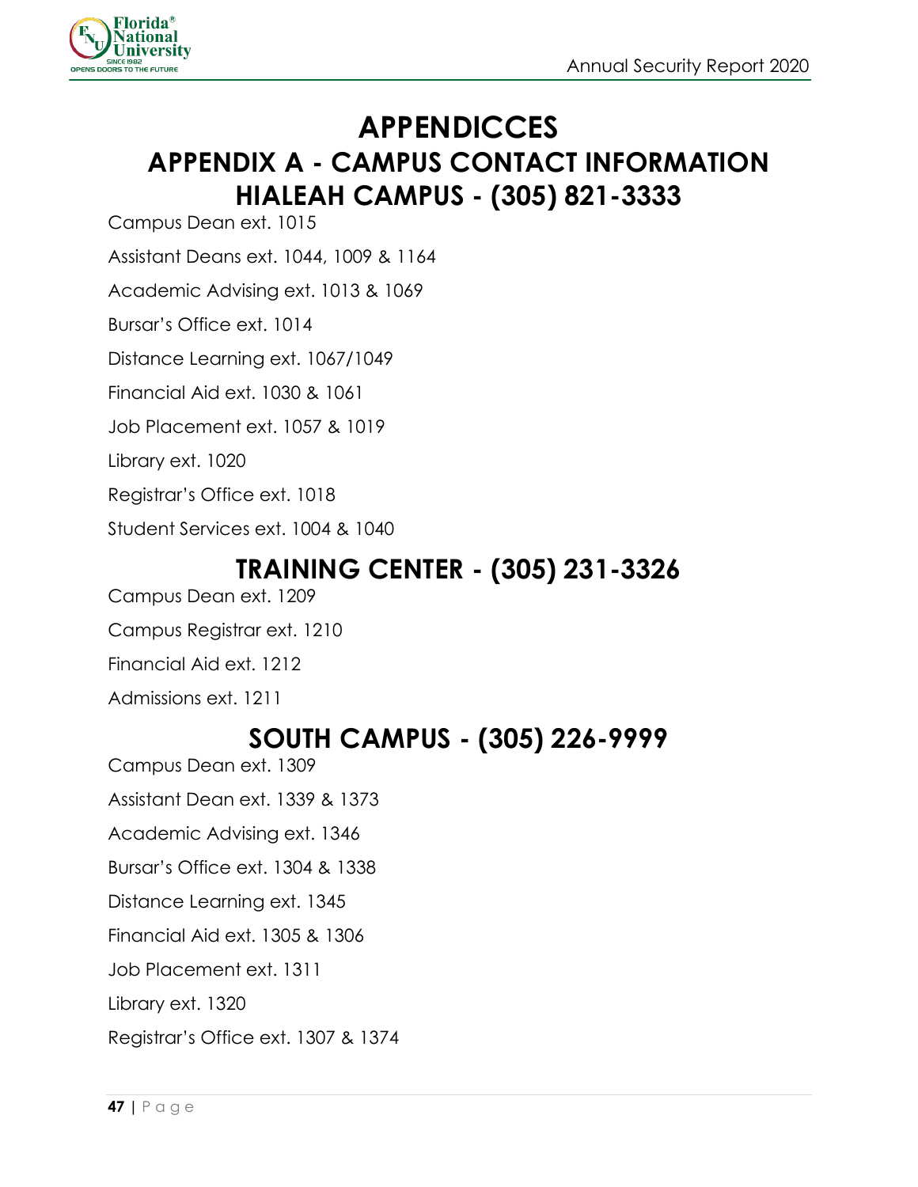# APPENDICCES

## APPENDIX A - CAMPUS CONTACT INFORMATION

### HIALEAH CAMPUS - (305) 821-3333

Campus Dean ext. 1015

Assistant Deans ext. 1044, 1009 & 1164

Academic Advising ext. 1013 & 1069

Bursar's Office ext. 1014

Distance Learning ext. 1067/1049

Financial Aid ext. 1030 & 1061

Job Placement ext. 1057 & 1019

Library ext. 1020

Registrar's Office ext. 1018

Student Services ext. 1004 & 1040

### TRAINING CENTER - (305) 231-3326

Campus Dean ext. 1209

Campus Registrar ext. 1210

Financial Aid ext. 1212

Admissions ext. 1211

### SOUTH CAMPUS - (305) 226-9999

Campus Dean ext. 1309

Assistant Dean ext. 1339 & 1373

Academic Advising ext. 1346

Bursar's Office ext. 1304 & 1338

Distance Learning ext. 1345

Financial Aid ext. 1305 & 1306

Job Placement ext. 1311

Library ext. 1320

Registrar's Office ext. 1307 & 1374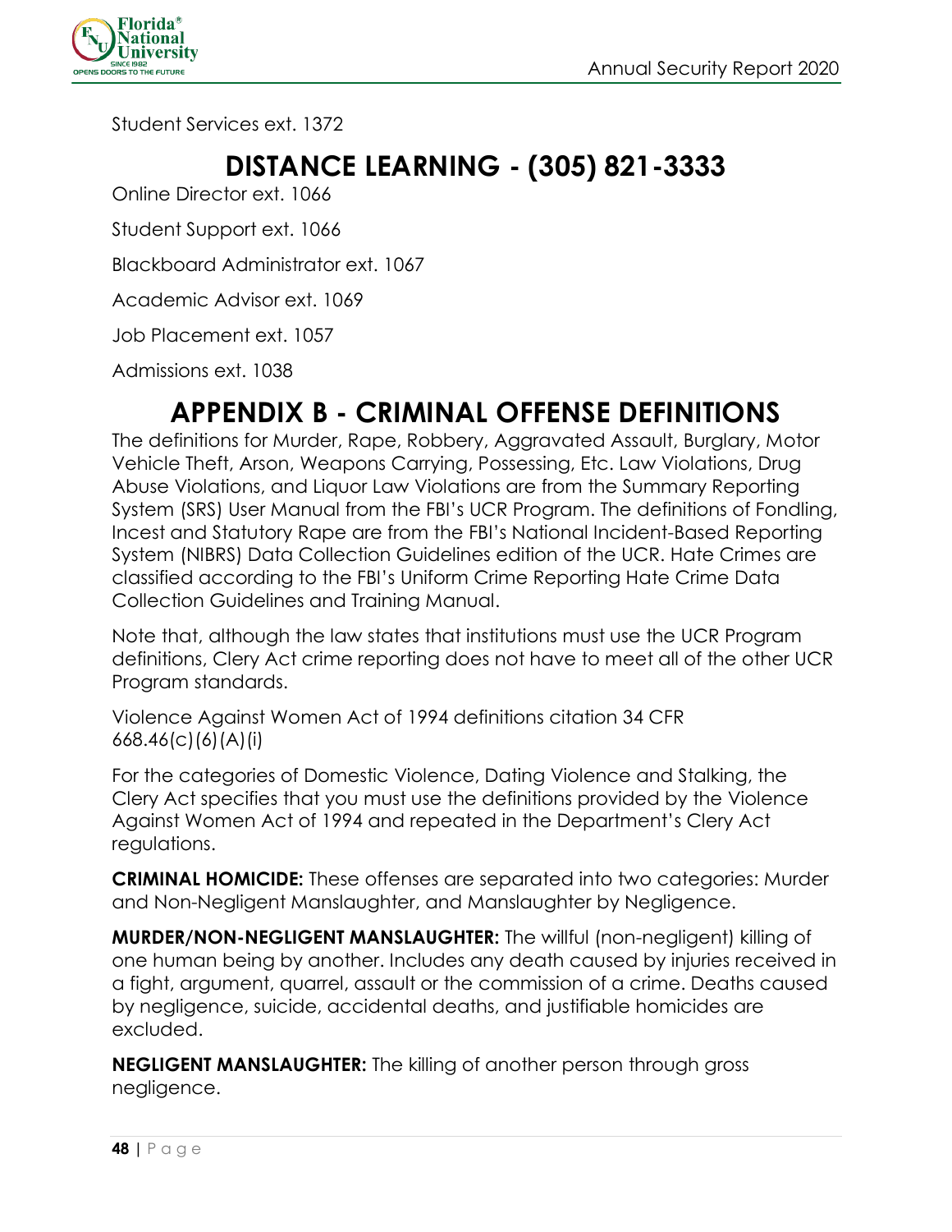Student Services ext. 1372

# DISTANCE LEARNING - (305) 821-3333

Online Director ext. 1066

Student Support ext. 1066

Blackboard Administrator ext. 1067

Academic Advisor ext. 1069

Job Placement ext. 1057

Admissions ext. 1038

# APPENDIX B - CRIMINAL OFFENSE DEFINITIONS

The definitions for Murder, Rape, Robbery, Aggravated Assault, Burglary, Motor Vehicle Theft, Arson, Weapons Carrying, Possessing, Etc. Law Violations, Drug Abuse Violations, and Liquor Law Violations are from the Summary Reporting System (SRS) User Manual from the FBI's UCR Program. The definitions of Fondling, Incest and Statutory Rape are from the FBI's National Incident-Based Reporting System (NIBRS) Data Collection Guidelines edition of the UCR. Hate Crimes are classified according to the FBI's Uniform Crime Reporting Hate Crime Data Collection Guidelines and Training Manual.

Note that, although the law states that institutions must use the UCR Program definitions, Clery Act crime reporting does not have to meet all of the other UCR Program standards.

Violence Against Women Act of 1994 definitions citation 34 CFR 668.46(c)(6)(A)(i)

For the categories of Domestic Violence, Dating Violence and Stalking, the Clery Act specifies that you must use the definitions provided by the Violence Against Women Act of 1994 and repeated in the Department's Clery Act regulations.

**CRIMINAL HOMICIDE:** These offenses are separated into two categories: Murder and Non-Negligent Manslaughter, and Manslaughter by Negligence.

**MURDER/NON-NEGLIGENT MANSLAUGHTER:** The willful (non-negligent) killing of one human being by another. Includes any death caused by injuries received in a fight, argument, quarrel, assault or the commission of a crime. Deaths caused by negligence, suicide, accidental deaths, and justifiable homicides are excluded.

**NEGLIGENT MANSLAUGHTER:** The killing of another person through gross negligence.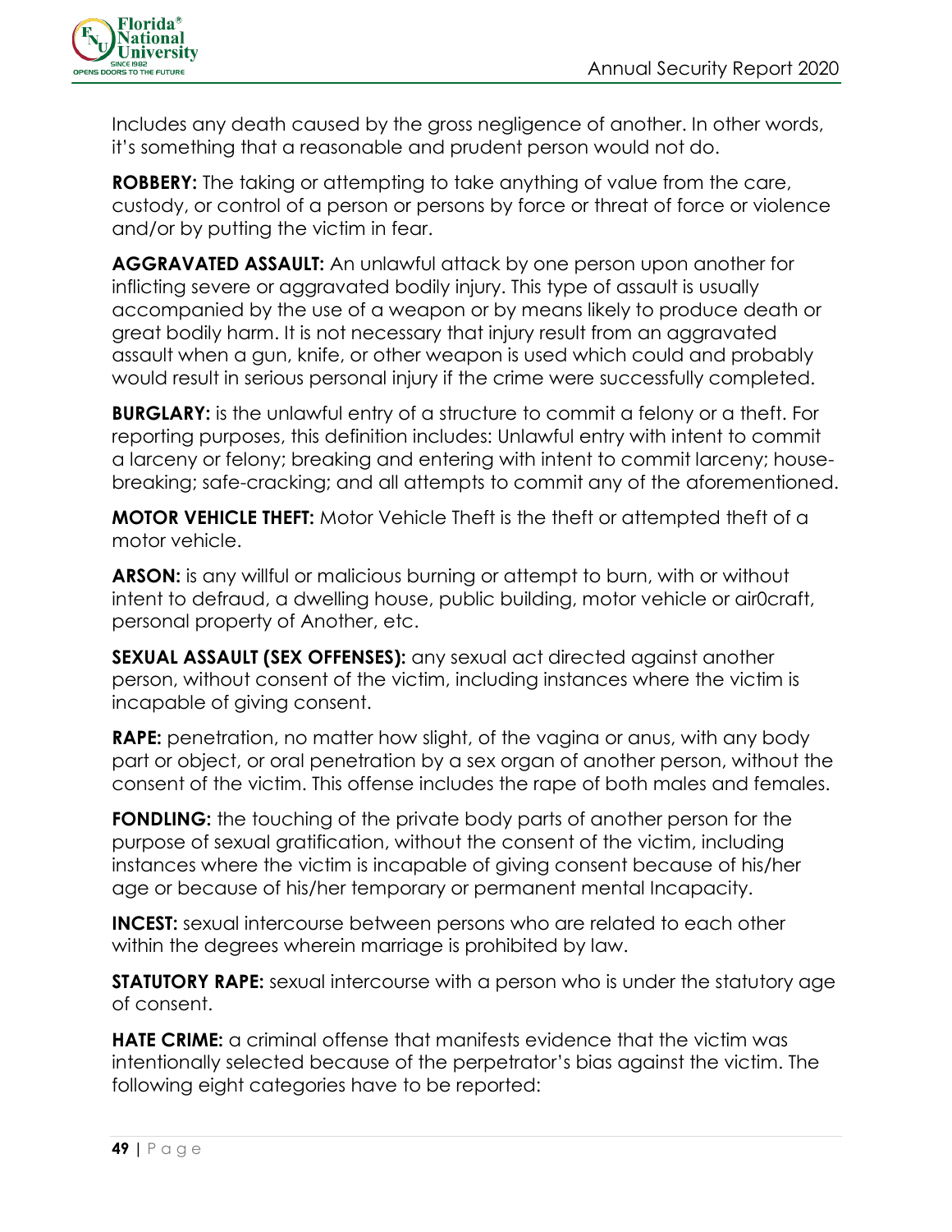Includes any death caused by the gross negligence of another. In other words, it's something that a reasonable and prudent person would not do.

**ROBBERY:** The taking or attempting to take anything of value from the care, custody, or control of a person or persons by force or threat of force or violence and/or by putting the victim in fear.

**AGGRAVATED ASSAULT:** An unlawful attack by one person upon another for inflicting severe or aggravated bodily injury. This type of assault is usually accompanied by the use of a weapon or by means likely to produce death or great bodily harm. It is not necessary that injury result from an aggravated assault when a gun, knife, or other weapon is used which could and probably would result in serious personal injury if the crime were successfully completed.

**BURGLARY:** is the unlawful entry of a structure to commit a felony or a theft. For reporting purposes, this definition includes: Unlawful entry with intent to commit a larceny or felony; breaking and entering with intent to commit larceny; house-breaking; safe-cracking; and all attempts to commit any of the aforementioned.

**MOTOR VEHICLE THEFT:** Motor Vehicle Theft is the theft or attempted theft of a motor vehicle.

**ARSON:** is any willful or malicious burning or attempt to burn, with or without intent to defraud, a dwelling house, public building, motor vehicle or air0craft, personal property of Another, etc.

**SEXUAL ASSAULT (SEX OFFENSES):** any sexual act directed against another person, without consent of the victim, including instances where the victim is incapable of giving consent.

**RAPE:** penetration, no matter how slight, of the vagina or anus, with any body part or object, or oral penetration by a sex organ of another person, without the consent of the victim. This offense includes the rape of both males and females.

**FONDLING:** the touching of the private body parts of another person for the purpose of sexual gratification, without the consent of the victim, including instances where the victim is incapable of giving consent because of his/her age or because of his/her temporary or permanent mental Incapacity.

**INCEST:** sexual intercourse between persons who are related to each other within the degrees wherein marriage is prohibited by law.

**STATUTORY RAPE:** sexual intercourse with a person who is under the statutory age of consent.

**HATE CRIME:** a criminal offense that manifests evidence that the victim was intentionally selected because of the perpetrator's bias against the victim. The following eight categories have to be reported: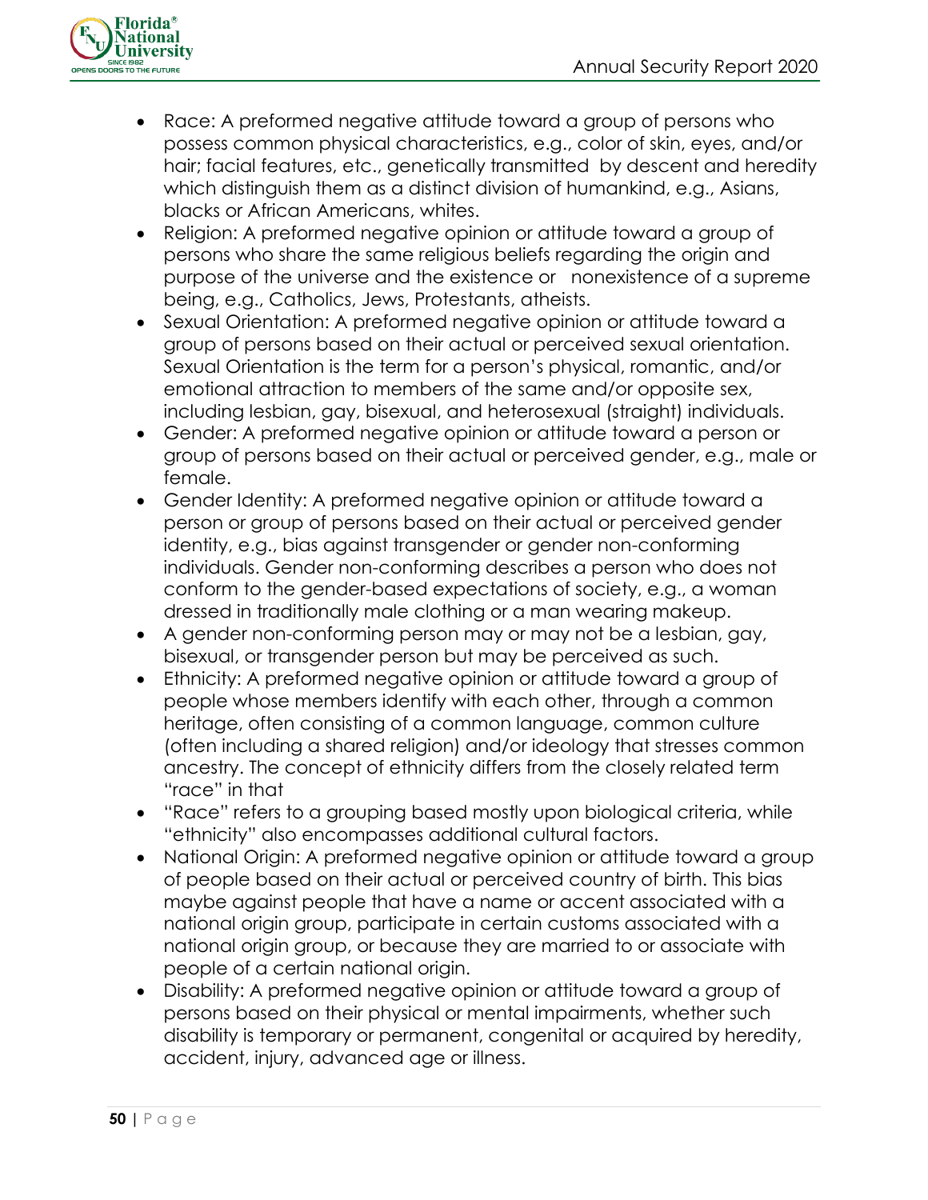- Race: A preformed negative attitude toward a group of persons who possess common physical characteristics, e.g., color of skin, eyes, and/or hair; facial features, etc., genetically transmitted by descent and heredity which distinguish them as a distinct division of humankind, e.g., Asians, blacks or African Americans, whites.
- Religion: A preformed negative opinion or attitude toward a group of persons who share the same religious beliefs regarding the origin and purpose of the universe and the existence or nonexistence of a supreme being, e.g., Catholics, Jews, Protestants, atheists.
- Sexual Orientation: A preformed negative opinion or attitude toward a group of persons based on their actual or perceived sexual orientation. Sexual Orientation is the term for a person's physical, romantic, and/or emotional attraction to members of the same and/or opposite sex, including lesbian, gay, bisexual, and heterosexual (straight) individuals.
- Gender: A preformed negative opinion or attitude toward a person or group of persons based on their actual or perceived gender, e.g., male or female.
- Gender Identity: A preformed negative opinion or attitude toward a person or group of persons based on their actual or perceived gender identity, e.g., bias against transgender or gender non-conforming individuals. Gender non-conforming describes a person who does not conform to the gender-based expectations of society, e.g., a woman dressed in traditionally male clothing or a man wearing makeup.
- A gender non-conforming person may or may not be a lesbian, gay, bisexual, or transgender person but may be perceived as such.
- Ethnicity: A preformed negative opinion or attitude toward a group of people whose members identify with each other, through a common heritage, often consisting of a common language, common culture (often including a shared religion) and/or ideology that stresses common ancestry. The concept of ethnicity differs from the closely related term "race" in that
- "Race" refers to a grouping based mostly upon biological criteria, while "ethnicity" also encompasses additional cultural factors.
- National Origin: A preformed negative opinion or attitude toward a group of people based on their actual or perceived country of birth. This bias maybe against people that have a name or accent associated with a national origin group, participate in certain customs associated with a national origin group, or because they are married to or associate with people of a certain national origin.
- Disability: A preformed negative opinion or attitude toward a group of persons based on their physical or mental impairments, whether such disability is temporary or permanent, congenital or acquired by heredity, accident, injury, advanced age or illness.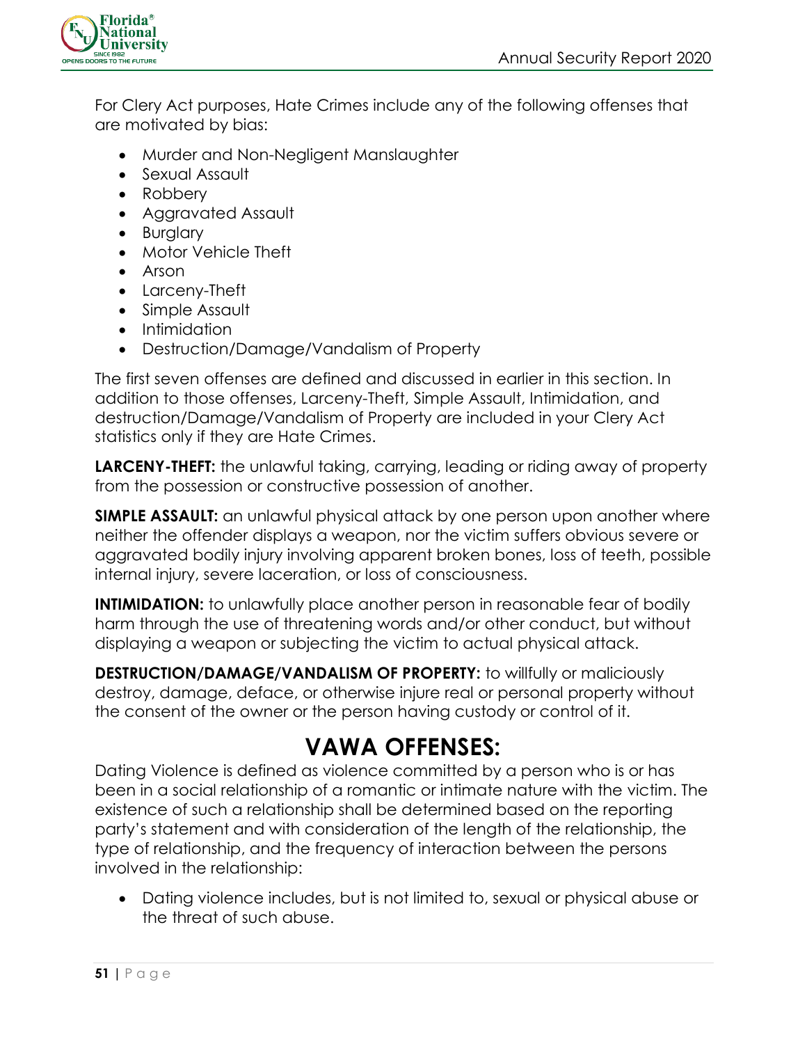For Clery Act purposes, Hate Crimes include any of the following offenses that are motivated by bias:

- Murder and Non-Negligent Manslaughter
- Sexual Assault
- Robbery
- Aggravated Assault
- Burglary
- Motor Vehicle Theft
- Arson
- Larceny-Theft
- Simple Assault
- Intimidation
- Destruction/Damage/Vandalism of Property

The first seven offenses are defined and discussed in earlier in this section. In addition to those offenses, Larceny-Theft, Simple Assault, Intimidation, and destruction/Damage/Vandalism of Property are included in your Clery Act statistics only if they are Hate Crimes.

**LARCENY-THEFT:** the unlawful taking, carrying, leading or riding away of property from the possession or constructive possession of another.

**SIMPLE ASSAULT:** an unlawful physical attack by one person upon another where neither the offender displays a weapon, nor the victim suffers obvious severe or aggravated bodily injury involving apparent broken bones, loss of teeth, possible internal injury, severe laceration, or loss of consciousness.

**INTIMIDATION:** to unlawfully place another person in reasonable fear of bodily harm through the use of threatening words and/or other conduct, but without displaying a weapon or subjecting the victim to actual physical attack.

**DESTRUCTION/DAMAGE/VANDALISM OF PROPERTY:** to willfully or maliciously destroy, damage, deface, or otherwise injure real or personal property without the consent of the owner or the person having custody or control of it.

# VAWA OFFENSES:

Dating Violence is defined as violence committed by a person who is or has been in a social relationship of a romantic or intimate nature with the victim. The existence of such a relationship shall be determined based on the reporting party's statement and with consideration of the length of the relationship, the type of relationship, and the frequency of interaction between the persons involved in the relationship:

- Dating violence includes, but is not limited to, sexual or physical abuse or the threat of such abuse.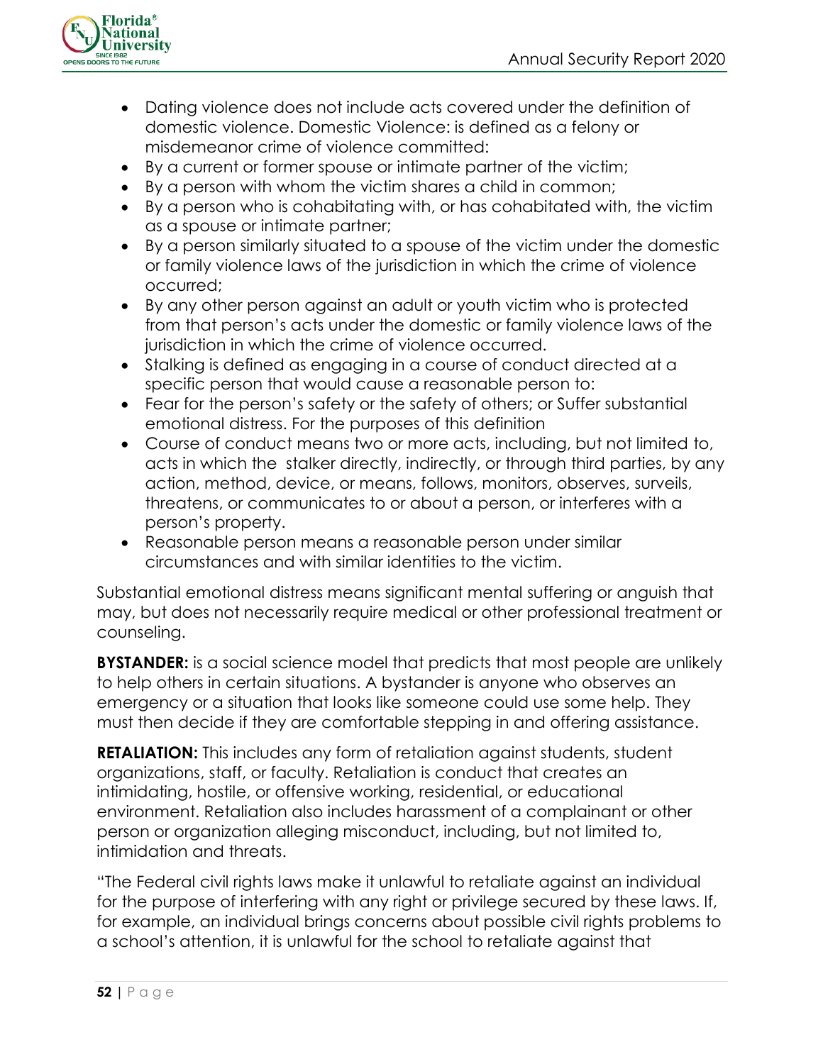- Dating violence does not include acts covered under the definition of domestic violence. Domestic Violence: is defined as a felony or misdemeanor crime of violence committed:
- By a current or former spouse or intimate partner of the victim;
- By a person with whom the victim shares a child in common;
- By a person who is cohabitating with, or has cohabitated with, the victim as a spouse or intimate partner;
- By a person similarly situated to a spouse of the victim under the domestic or family violence laws of the jurisdiction in which the crime of violence occurred;
- By any other person against an adult or youth victim who is protected from that person's acts under the domestic or family violence laws of the jurisdiction in which the crime of violence occurred.
- Stalking is defined as engaging in a course of conduct directed at a specific person that would cause a reasonable person to:
- Fear for the person's safety or the safety of others; or Suffer substantial emotional distress. For the purposes of this definition
- Course of conduct means two or more acts, including, but not limited to, acts in which the stalker directly, indirectly, or through third parties, by any action, method, device, or means, follows, monitors, observes, surveils, threatens, or communicates to or about a person, or interferes with a person's property.
- Reasonable person means a reasonable person under similar circumstances and with similar identities to the victim.

Substantial emotional distress means significant mental suffering or anguish that may, but does not necessarily require medical or other professional treatment or counseling.

**BYSTANDER:** is a social science model that predicts that most people are unlikely to help others in certain situations. A bystander is anyone who observes an emergency or a situation that looks like someone could use some help. They must then decide if they are comfortable stepping in and offering assistance.

**RETALIATION:** This includes any form of retaliation against students, student organizations, staff, or faculty. Retaliation is conduct that creates an intimidating, hostile, or offensive working, residential, or educational environment. Retaliation also includes harassment of a complainant or other person or organization alleging misconduct, including, but not limited to, intimidation and threats.

"The Federal civil rights laws make it unlawful to retaliate against an individual for the purpose of interfering with any right or privilege secured by these laws. If, for example, an individual brings concerns about possible civil rights problems to a school's attention, it is unlawful for the school to retaliate against that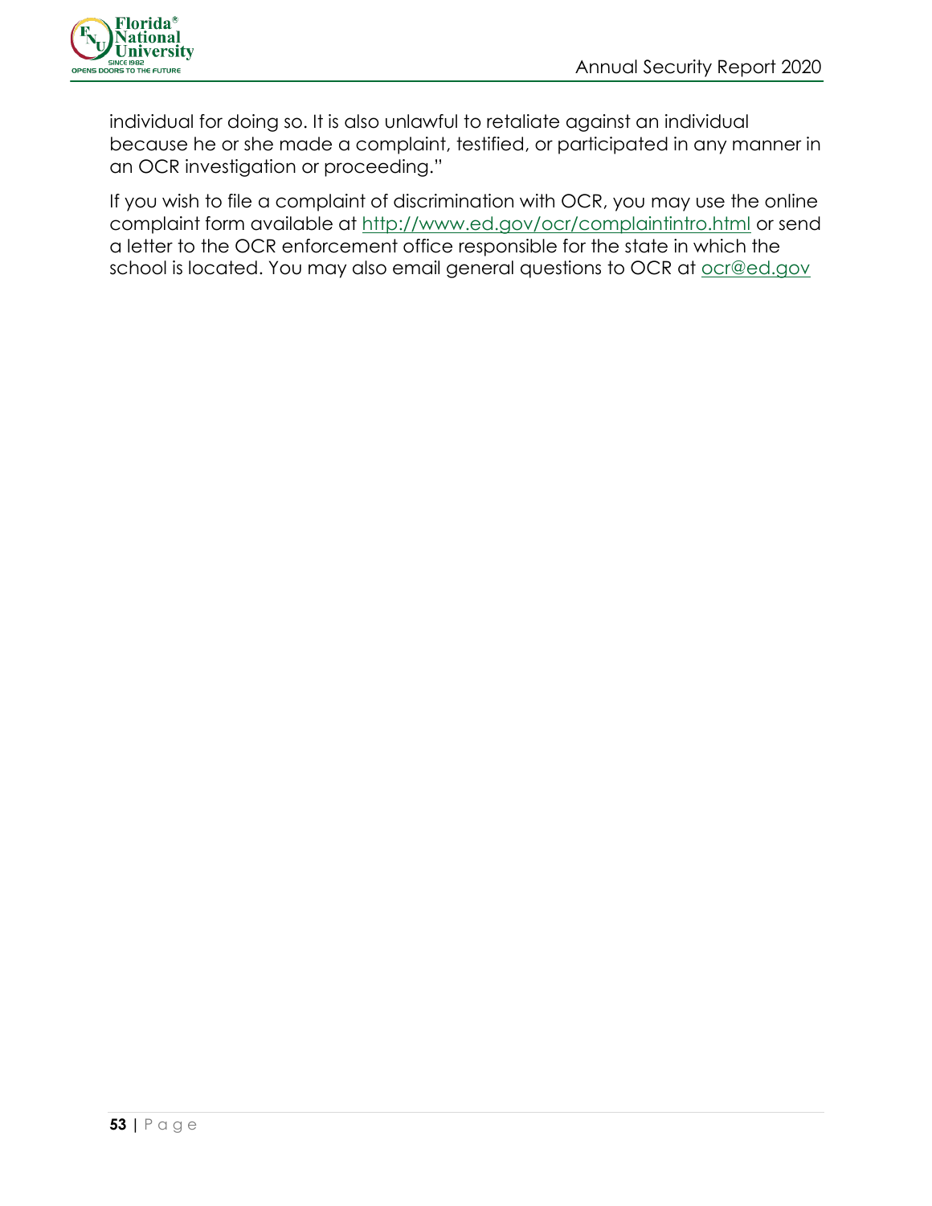individual for doing so. It is also unlawful to retaliate against an individual because he or she made a complaint, testified, or participated in any manner in an OCR investigation or proceeding."

If you wish to file a complaint of discrimination with OCR, you may use the online complaint form available at http://www.ed.gov/ocr/complaintintro.html or send a letter to the OCR enforcement office responsible for the state in which the school is located. You may also email general questions to OCR at ocr@ed.gov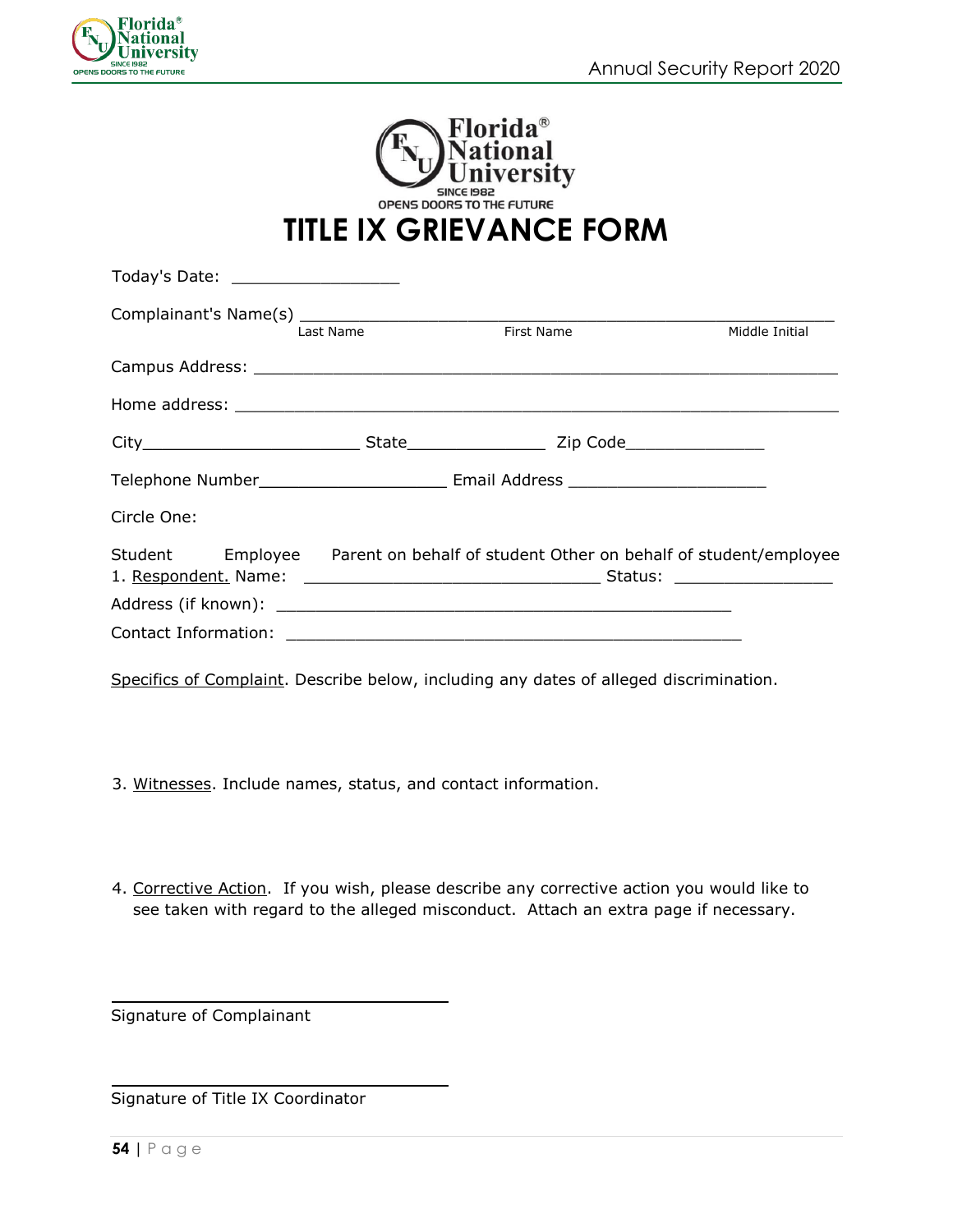Florida® National University SINCE 1982 OPENS DOORS TO THE FUTURE

# TITLE IX GRIEVANCE FORM

Today's Date: _________________

Complainant's Name(s) _______________________________________________________
Last Name First Name Middle Initial

Campus Address: ___________________________________________________________

Home address: _____________________________________________________________

City______________________ State______________ Zip Code______________

Telephone Number___________________ Email Address ____________________

Circle One:

Student Employee Parent on behalf of student Other on behalf of student/employee

1. Respondent. Name: ______________________________ Status: ________________

Address (if known): ____________________________________________

Contact Information: ____________________________________________

Specifics of Complaint. Describe below, including any dates of alleged discrimination.

3. Witnesses. Include names, status, and contact information.

4. Corrective Action. If you wish, please describe any corrective action you would like to see taken with regard to the alleged misconduct. Attach an extra page if necessary.

_______________________________
Signature of Complainant

_______________________________
Signature of Title IX Coordinator